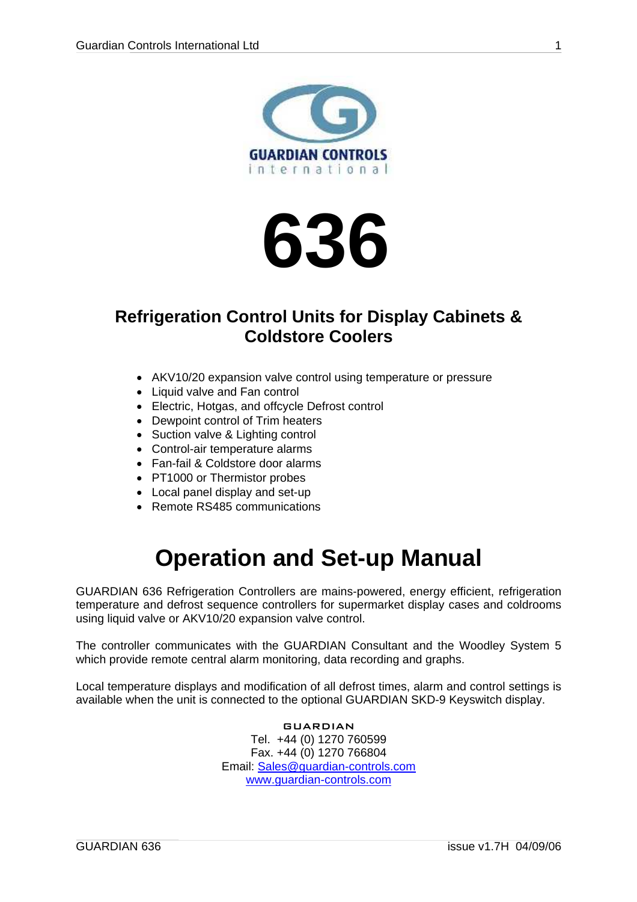GUARDIAN CONTROLS
international

# 636

## Refrigeration Control Units for Display Cabinets & Coldstore Coolers

- AKV10/20 expansion valve control using temperature or pressure
- Liquid valve and Fan control
- Electric, Hotgas, and offcycle Defrost control
- Dewpoint control of Trim heaters
- Suction valve & Lighting control
- Control-air temperature alarms
- Fan-fail & Coldstore door alarms
- PT1000 or Thermistor probes
- Local panel display and set-up
- Remote RS485 communications

# Operation and Set-up Manual

GUARDIAN 636 Refrigeration Controllers are mains-powered, energy efficient, refrigeration temperature and defrost sequence controllers for supermarket display cases and coldrooms using liquid valve or AKV10/20 expansion valve control.

The controller communicates with the GUARDIAN Consultant and the Woodley System 5 which provide remote central alarm monitoring, data recording and graphs.

Local temperature displays and modification of all defrost times, alarm and control settings is available when the unit is connected to the optional GUARDIAN SKD-9 Keyswitch display.

GUARDIAN
Tel. +44 (0) 1270 760599
Fax. +44 (0) 1270 766804
Email: Sales@guardian-controls.com
www.guardian-controls.com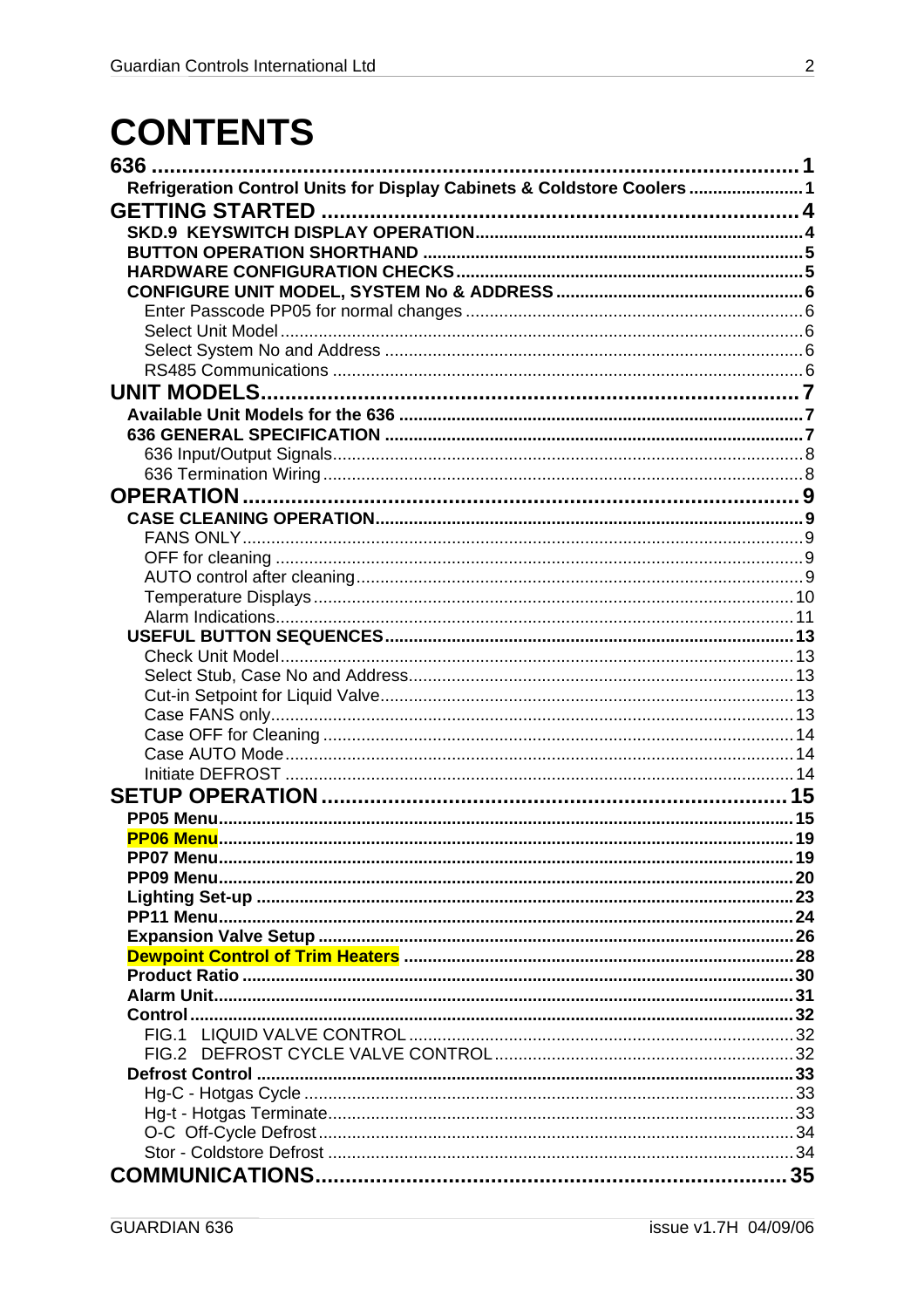# CONTENTS

- **636** ... 1
  - **Refrigeration Control Units for Display Cabinets & Coldstore Coolers** ... 1
- **GETTING STARTED** ... 4
  - **SKD.9 KEYSWITCH DISPLAY OPERATION** ... 4
  - **BUTTON OPERATION SHORTHAND** ... 5
  - **HARDWARE CONFIGURATION CHECKS** ... 5
  - **CONFIGURE UNIT MODEL, SYSTEM No & ADDRESS** ... 6
    - Enter Passcode PP05 for normal changes ... 6
    - Select Unit Model ... 6
    - Select System No and Address ... 6
    - RS485 Communications ... 6
- **UNIT MODELS** ... 7
  - **Available Unit Models for the 636** ... 7
  - **636 GENERAL SPECIFICATION** ... 7
    - 636 Input/Output Signals ... 8
    - 636 Termination Wiring ... 8
- **OPERATION** ... 9
  - **CASE CLEANING OPERATION** ... 9
    - FANS ONLY ... 9
    - OFF for cleaning ... 9
    - AUTO control after cleaning ... 9
    - Temperature Displays ... 10
    - Alarm Indications ... 11
  - **USEFUL BUTTON SEQUENCES** ... 13
    - Check Unit Model ... 13
    - Select Stub, Case No and Address ... 13
    - Cut-in Setpoint for Liquid Valve ... 13
    - Case FANS only ... 13
    - Case OFF for Cleaning ... 14
    - Case AUTO Mode ... 14
    - Initiate DEFROST ... 14
- **SETUP OPERATION** ... 15
  - **PP05 Menu** ... 15
  - **PP06 Menu** ... 19
  - **PP07 Menu** ... 19
  - **PP09 Menu** ... 20
  - **Lighting Set-up** ... 23
  - **PP11 Menu** ... 24
  - **Expansion Valve Setup** ... 26
  - **Dewpoint Control of Trim Heaters** ... 28
  - **Product Ratio** ... 30
  - **Alarm Unit** ... 31
  - **Control** ... 32
    - FIG.1 LIQUID VALVE CONTROL ... 32
    - FIG.2 DEFROST CYCLE VALVE CONTROL ... 32
  - **Defrost Control** ... 33
    - Hg-C - Hotgas Cycle ... 33
    - Hg-t - Hotgas Terminate ... 33
    - O-C Off-Cycle Defrost ... 34
    - Stor - Coldstore Defrost ... 34
- **COMMUNICATIONS** ... 35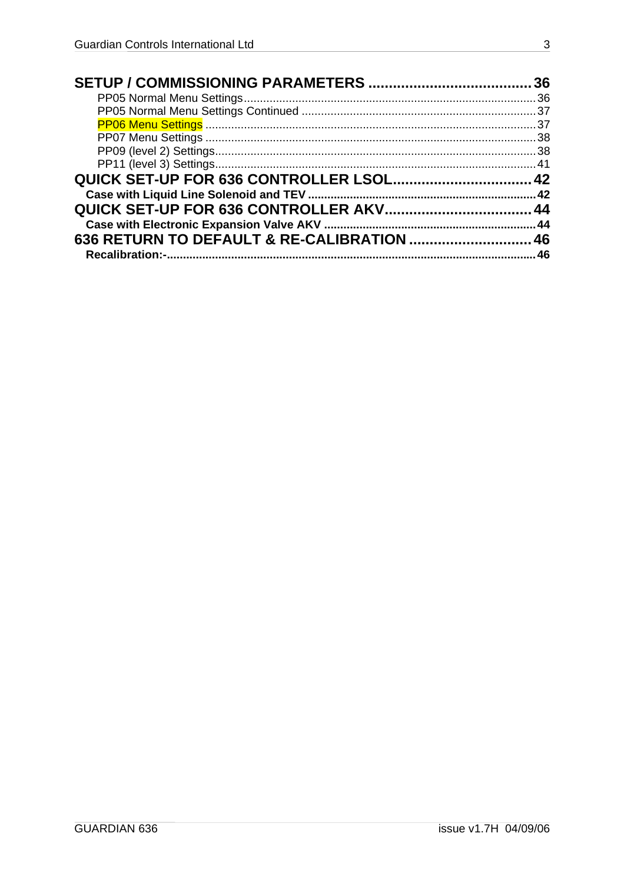SETUP / COMMISSIONING PARAMETERS .......................................... 36

- PP05 Normal Menu Settings .......................................... 36
- PP05 Normal Menu Settings Continued .......................................... 37
- PP06 Menu Settings .......................................... 37
- PP07 Menu Settings .......................................... 38
- PP09 (level 2) Settings .......................................... 38
- PP11 (level 3) Settings .......................................... 41

QUICK SET-UP FOR 636 CONTROLLER LSOL .......................................... 42

**Case with Liquid Line Solenoid and TEV** .......................................... 42

QUICK SET-UP FOR 636 CONTROLLER AKV .......................................... 44

**Case with Electronic Expansion Valve AKV** .......................................... 44

636 RETURN TO DEFAULT & RE-CALIBRATION .......................................... 46

**Recalibration:-** .......................................... 46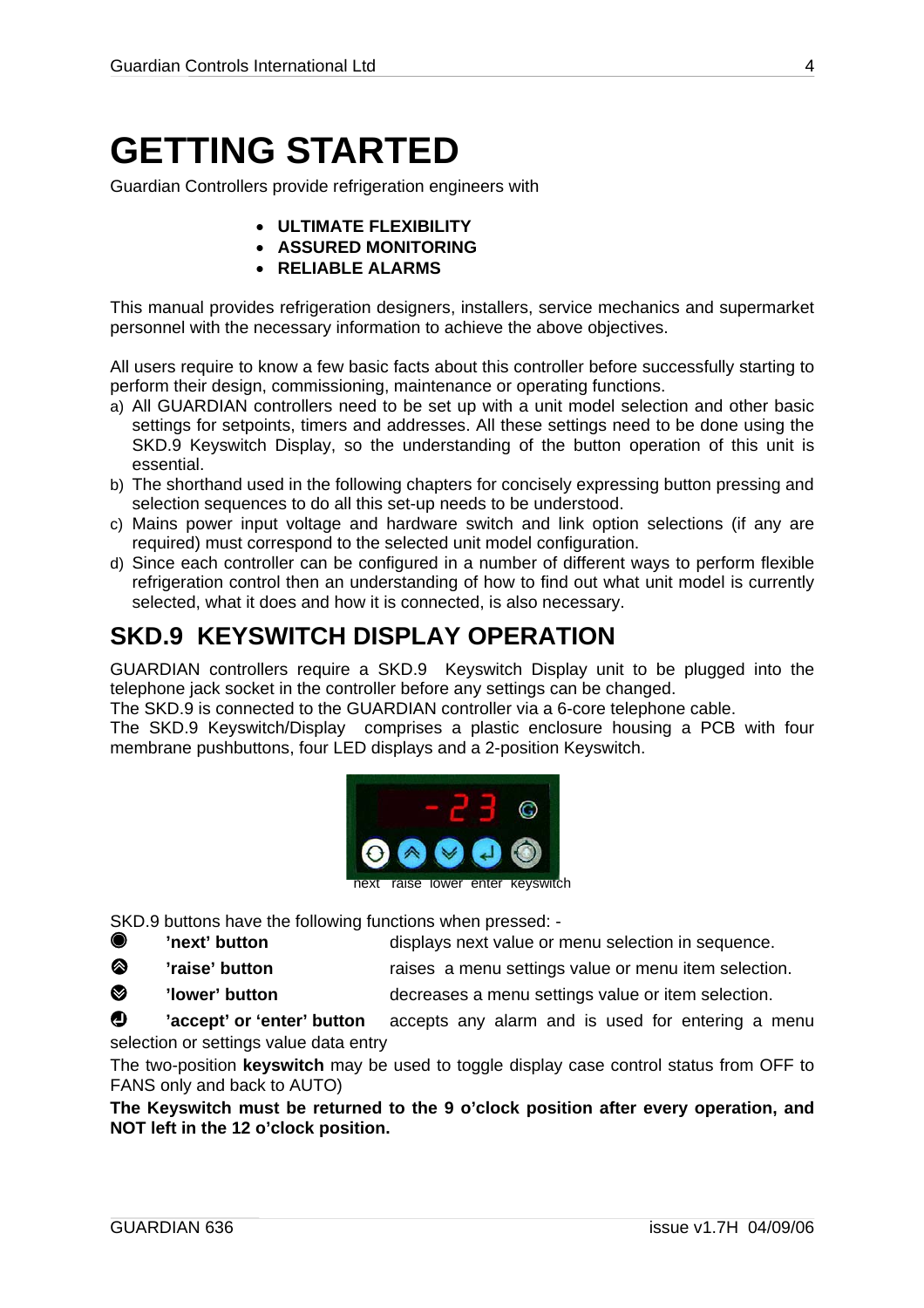# GETTING STARTED

Guardian Controllers provide refrigeration engineers with

- **ULTIMATE FLEXIBILITY**
- **ASSURED MONITORING**
- **RELIABLE ALARMS**

This manual provides refrigeration designers, installers, service mechanics and supermarket personnel with the necessary information to achieve the above objectives.

All users require to know a few basic facts about this controller before successfully starting to perform their design, commissioning, maintenance or operating functions.

a) All GUARDIAN controllers need to be set up with a unit model selection and other basic settings for setpoints, timers and addresses. All these settings need to be done using the SKD.9 Keyswitch Display, so the understanding of the button operation of this unit is essential.
b) The shorthand used in the following chapters for concisely expressing button pressing and selection sequences to do all this set-up needs to be understood.
c) Mains power input voltage and hardware switch and link option selections (if any are required) must correspond to the selected unit model configuration.
d) Since each controller can be configured in a number of different ways to perform flexible refrigeration control then an understanding of how to find out what unit model is currently selected, what it does and how it is connected, is also necessary.

## SKD.9 KEYSWITCH DISPLAY OPERATION

GUARDIAN controllers require a SKD.9 Keyswitch Display unit to be plugged into the telephone jack socket in the controller before any settings can be changed.
The SKD.9 is connected to the GUARDIAN controller via a 6-core telephone cable.
The SKD.9 Keyswitch/Display comprises a plastic enclosure housing a PCB with four membrane pushbuttons, four LED displays and a 2-position Keyswitch.

next raise lower enter keyswitch

SKD.9 buttons have the following functions when pressed: -

- **'next' button** — displays next value or menu selection in sequence.
- **'raise' button** — raises a menu settings value or menu item selection.
- **'lower' button** — decreases a menu settings value or item selection.
- **'accept' or 'enter' button** — accepts any alarm and is used for entering a menu selection or settings value data entry

The two-position **keyswitch** may be used to toggle display case control status from OFF to FANS only and back to AUTO)

**The Keyswitch must be returned to the 9 o'clock position after every operation, and NOT left in the 12 o'clock position.**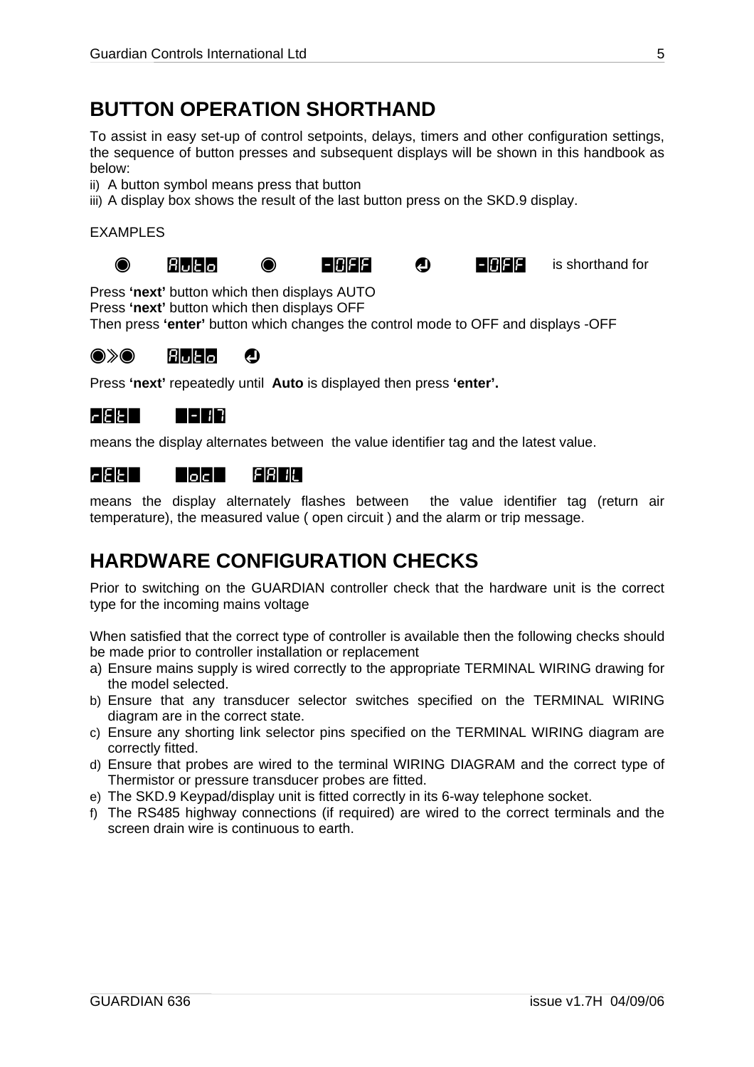## BUTTON OPERATION SHORTHAND

To assist in easy set-up of control setpoints, delays, timers and other configuration settings, the sequence of button presses and subsequent displays will be shown in this handbook as below:

ii) A button symbol means press that button
iii) A display box shows the result of the last button press on the SKD.9 display.

EXAMPLES

◉ Auto ◉ -OFF ↵ -OFF is shorthand for

Press **'next'** button which then displays AUTO
Press **'next'** button which then displays OFF
Then press **'enter'** button which changes the control mode to OFF and displays -OFF

◉»◉ Auto ↵

Press **'next'** repeatedly until **Auto** is displayed then press **'enter'.**

rEt -17

means the display alternates between the value identifier tag and the latest value.

rEt oc FAIL

means the display alternately flashes between the value identifier tag (return air temperature), the measured value ( open circuit ) and the alarm or trip message.

## HARDWARE CONFIGURATION CHECKS

Prior to switching on the GUARDIAN controller check that the hardware unit is the correct type for the incoming mains voltage

When satisfied that the correct type of controller is available then the following checks should be made prior to controller installation or replacement

a) Ensure mains supply is wired correctly to the appropriate TERMINAL WIRING drawing for the model selected.
b) Ensure that any transducer selector switches specified on the TERMINAL WIRING diagram are in the correct state.
c) Ensure any shorting link selector pins specified on the TERMINAL WIRING diagram are correctly fitted.
d) Ensure that probes are wired to the terminal WIRING DIAGRAM and the correct type of Thermistor or pressure transducer probes are fitted.
e) The SKD.9 Keypad/display unit is fitted correctly in its 6-way telephone socket.
f) The RS485 highway connections (if required) are wired to the correct terminals and the screen drain wire is continuous to earth.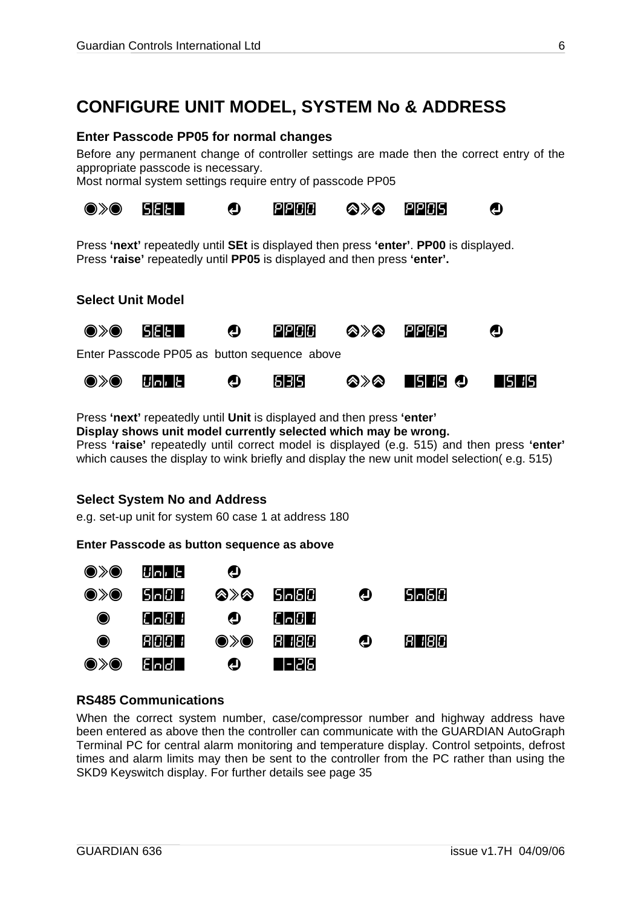# CONFIGURE UNIT MODEL, SYSTEM No & ADDRESS

### Enter Passcode PP05 for normal changes

Before any permanent change of controller settings are made then the correct entry of the appropriate passcode is necessary.
Most normal system settings require entry of passcode PP05

◉»◉ SEt ↵ PP00 ⊗»⊗ PP05 ↵

Press **'next'** repeatedly until **SEt** is displayed then press **'enter'**. **PP00** is displayed.
Press **'raise'** repeatedly until **PP05** is displayed and then press **'enter'.**

### Select Unit Model

◉»◉ SEt ↵ PP00 ⊗»⊗ PP05 ↵

Enter Passcode PP05 as button sequence above

◉»◉ Unit ↵ 635 ⊗»⊗ 515 ↵ 515

Press **'next'** repeatedly until **Unit** is displayed and then press **'enter'**
**Display shows unit model currently selected which may be wrong.**
Press **'raise'** repeatedly until correct model is displayed (e.g. 515) and then press **'enter'** which causes the display to wink briefly and display the new unit model selection( e.g. 515)

### Select System No and Address

e.g. set-up unit for system 60 case 1 at address 180

**Enter Passcode as button sequence as above**

◉»◉ Unit ↵
◉»◉ Sn01 ⊗»⊗ Sn60 ↵ Sn60
◉ Cn01 ↵ Cn01
◉ A001 ◉»◉ A180 ↵ A180
◉»◉ End ↵ -26

### RS485 Communications

When the correct system number, case/compressor number and highway address have been entered as above then the controller can communicate with the GUARDIAN AutoGraph Terminal PC for central alarm monitoring and temperature display. Control setpoints, defrost times and alarm limits may then be sent to the controller from the PC rather than using the SKD9 Keyswitch display. For further details see page 35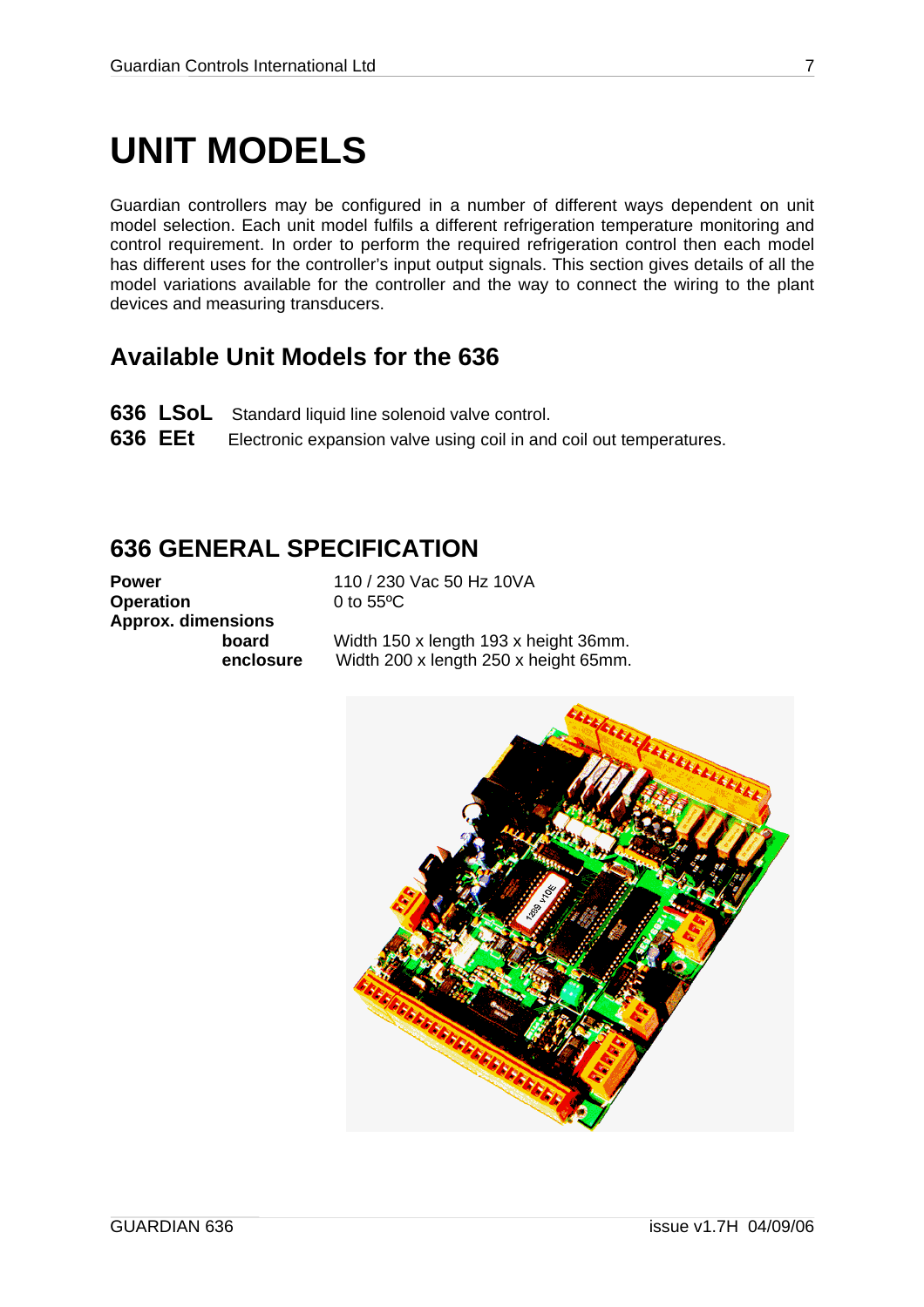# UNIT MODELS

Guardian controllers may be configured in a number of different ways dependent on unit model selection. Each unit model fulfils a different refrigeration temperature monitoring and control requirement. In order to perform the required refrigeration control then each model has different uses for the controller's input output signals. This section gives details of all the model variations available for the controller and the way to connect the wiring to the plant devices and measuring transducers.

## Available Unit Models for the 636

**636 LSoL** Standard liquid line solenoid valve control.
**636 EEt** Electronic expansion valve using coil in and coil out temperatures.

## 636 GENERAL SPECIFICATION

| | |
|---|---|
| **Power** | 110 / 230 Vac 50 Hz 10VA |
| **Operation** | 0 to 55ºC |
| **Approx. dimensions** | |
| **board** | Width 150 x length 193 x height 36mm. |
| **enclosure** | Width 200 x length 250 x height 65mm. |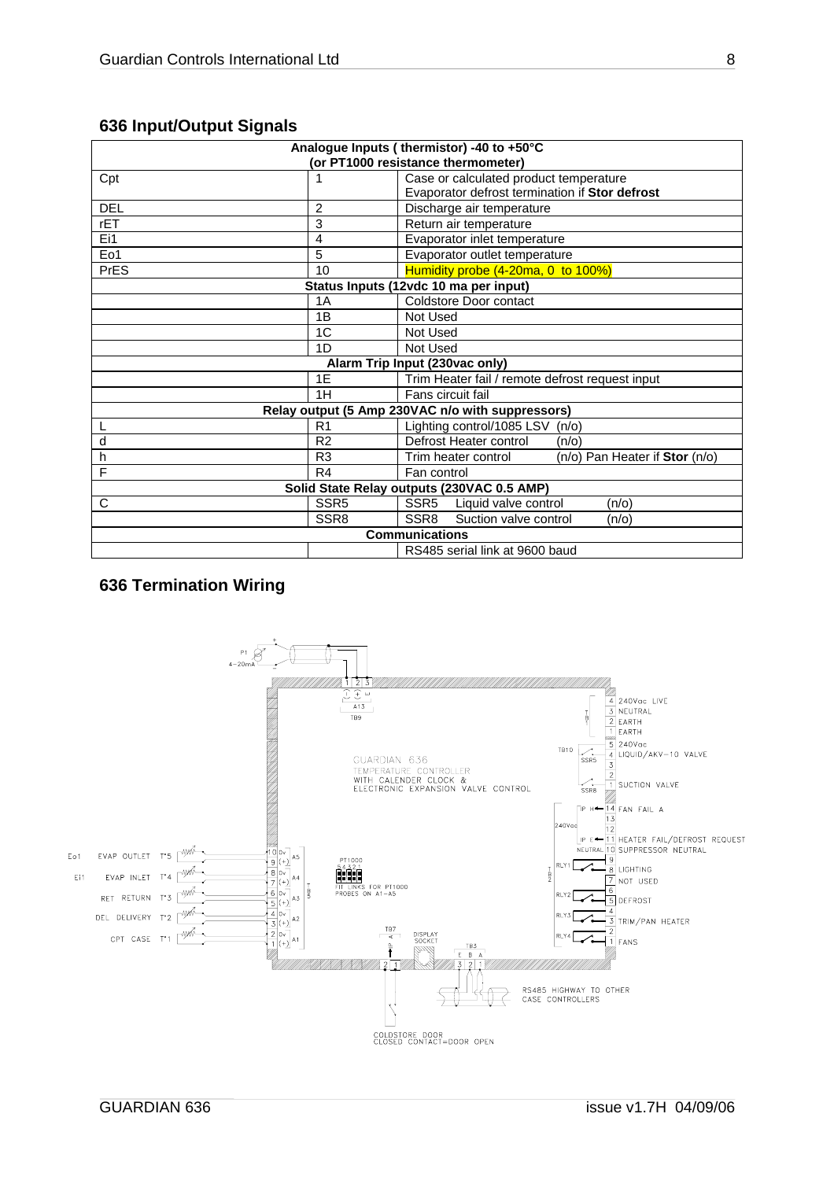## 636 Input/Output Signals

| Analogue Inputs ( thermistor) -40 to +50°C (or PT1000 resistance thermometer) | | |
|---|---|---|
| Cpt | 1 | Case or calculated product temperature<br>Evaporator defrost termination if **Stor defrost** |
| DEL | 2 | Discharge air temperature |
| rET | 3 | Return air temperature |
| Ei1 | 4 | Evaporator inlet temperature |
| Eo1 | 5 | Evaporator outlet temperature |
| PrES | 10 | Humidity probe (4-20ma, 0 to 100%) |
| **Status Inputs (12vdc 10 ma per input)** | | |
| | 1A | Coldstore Door contact |
| | 1B | Not Used |
| | 1C | Not Used |
| | 1D | Not Used |
| **Alarm Trip Input (230vac only)** | | |
| | 1E | Trim Heater fail / remote defrost request input |
| | 1H | Fans circuit fail |
| **Relay output (5 Amp 230VAC n/o with suppressors)** | | |
| L | R1 | Lighting control/1085 LSV (n/o) |
| d | R2 | Defrost Heater control (n/o) |
| h | R3 | Trim heater control (n/o) Pan Heater if **Stor** (n/o) |
| F | R4 | Fan control |
| **Solid State Relay outputs (230VAC 0.5 AMP)** | | |
| C | SSR5 | SSR5 Liquid valve control (n/o) |
| | SSR8 | SSR8 Suction valve control (n/o) |
| **Communications** | | |
| | | RS485 serial link at 9600 baud |

## 636 Termination Wiring

P1 4-20mA

GUARDIAN 636
TEMPERATURE CONTROLLER
WITH CALENDER CLOCK &
ELECTRONIC EXPANSION VALVE CONTROL

A13 TB9 (1 2 3)

TB1: 4 240Vac LIVE; 3 NEUTRAL; 2 EARTH; 1 EARTH

TB10: 5 240Vac; 4 LIQUID/AKV-10 VALVE (SSR5); 3; 2; 1 SUCTION VALVE (SSR8)

IP H 14 FAN FAIL A; 13; 12 (240Vac); IP E 11 HEATER FAIL/DEFROST REQUEST; NEUTRAL 10 SUPPRESSOR NEUTRAL

TB2: RLY1 9, 8 LIGHTING; 7 NOT USED; RLY2 6, 5 DEFROST; RLY3 4, 3 TRIM/PAN HEATER; RLY4 2, 1 FANS

Eo1 EVAP OUTLET T°5 — 10 0v, 9 (+) A5
Ei1 EVAP INLET T°4 — 8 0v, 7 (+) A4
RET RETURN T°3 — 6 0v, 5 (+) A3
DEL DELIVERY T°2 — 4 0v, 3 (+) A2
CPT CASE T°1 — 2 0v, 1 (+) A1

PT1000 5 4 3 2 1 — FIT LINKS FOR PT1000 PROBES ON A1-A5

TB7 (2 1) — COLDSTORE DOOR CLOSED CONTACT=DOOR OPEN

DISPLAY SOCKET

TB3 E B A (3 2 1) — RS485 HIGHWAY TO OTHER CASE CONTROLLERS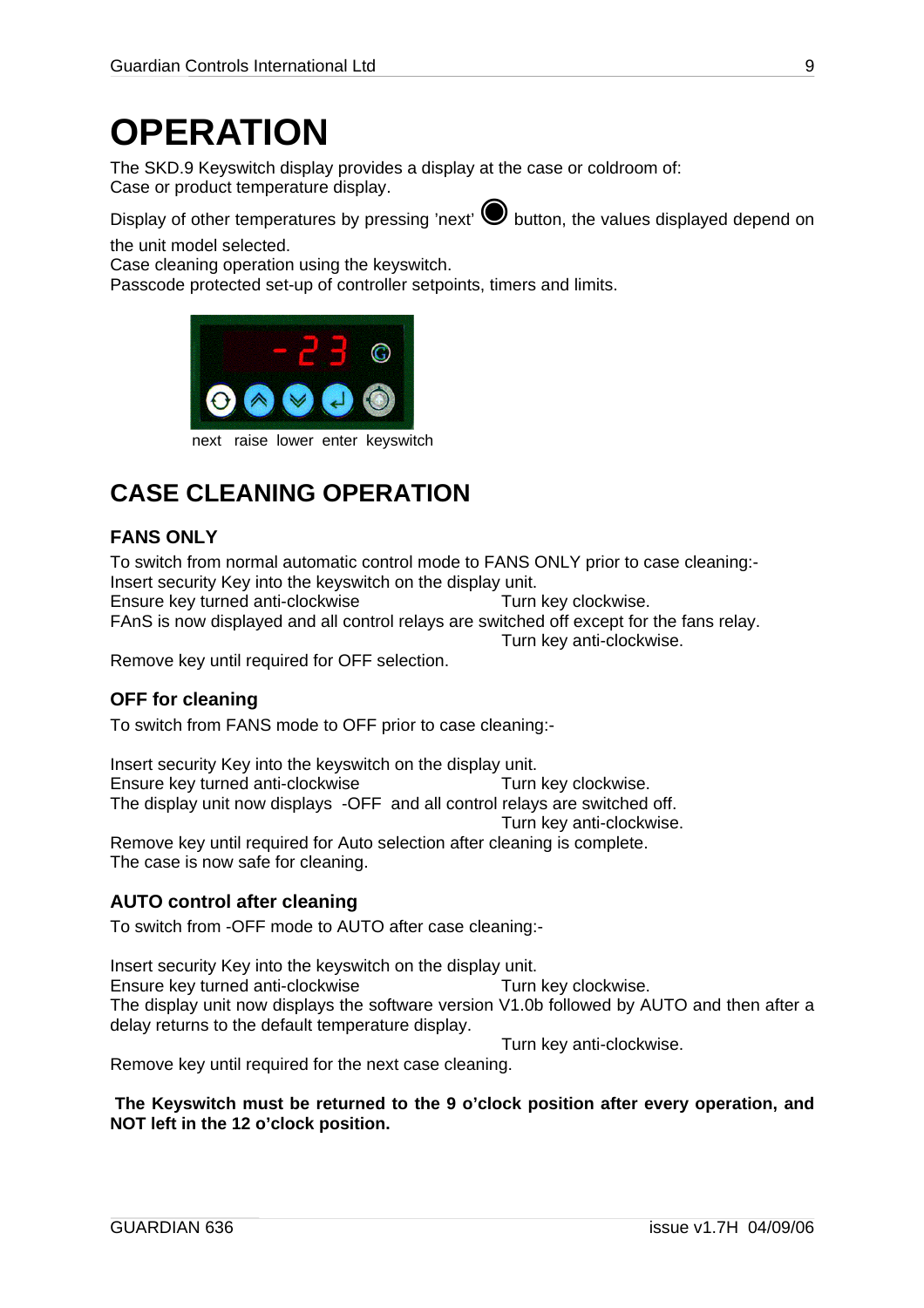# OPERATION

The SKD.9 Keyswitch display provides a display at the case or coldroom of:
Case or product temperature display.

Display of other temperatures by pressing 'next' button, the values displayed depend on the unit model selected.
Case cleaning operation using the keyswitch.
Passcode protected set-up of controller setpoints, timers and limits.

next raise lower enter keyswitch

## CASE CLEANING OPERATION

### FANS ONLY

To switch from normal automatic control mode to FANS ONLY prior to case cleaning:-
Insert security Key into the keyswitch on the display unit.
Ensure key turned anti-clockwise Turn key clockwise.
FAnS is now displayed and all control relays are switched off except for the fans relay.
Turn key anti-clockwise.
Remove key until required for OFF selection.

### OFF for cleaning

To switch from FANS mode to OFF prior to case cleaning:-

Insert security Key into the keyswitch on the display unit.
Ensure key turned anti-clockwise Turn key clockwise.
The display unit now displays -OFF and all control relays are switched off.
Turn key anti-clockwise.
Remove key until required for Auto selection after cleaning is complete.
The case is now safe for cleaning.

### AUTO control after cleaning

To switch from -OFF mode to AUTO after case cleaning:-

Insert security Key into the keyswitch on the display unit.
Ensure key turned anti-clockwise Turn key clockwise.
The display unit now displays the software version V1.0b followed by AUTO and then after a delay returns to the default temperature display.
Turn key anti-clockwise.
Remove key until required for the next case cleaning.

**The Keyswitch must be returned to the 9 o'clock position after every operation, and NOT left in the 12 o'clock position.**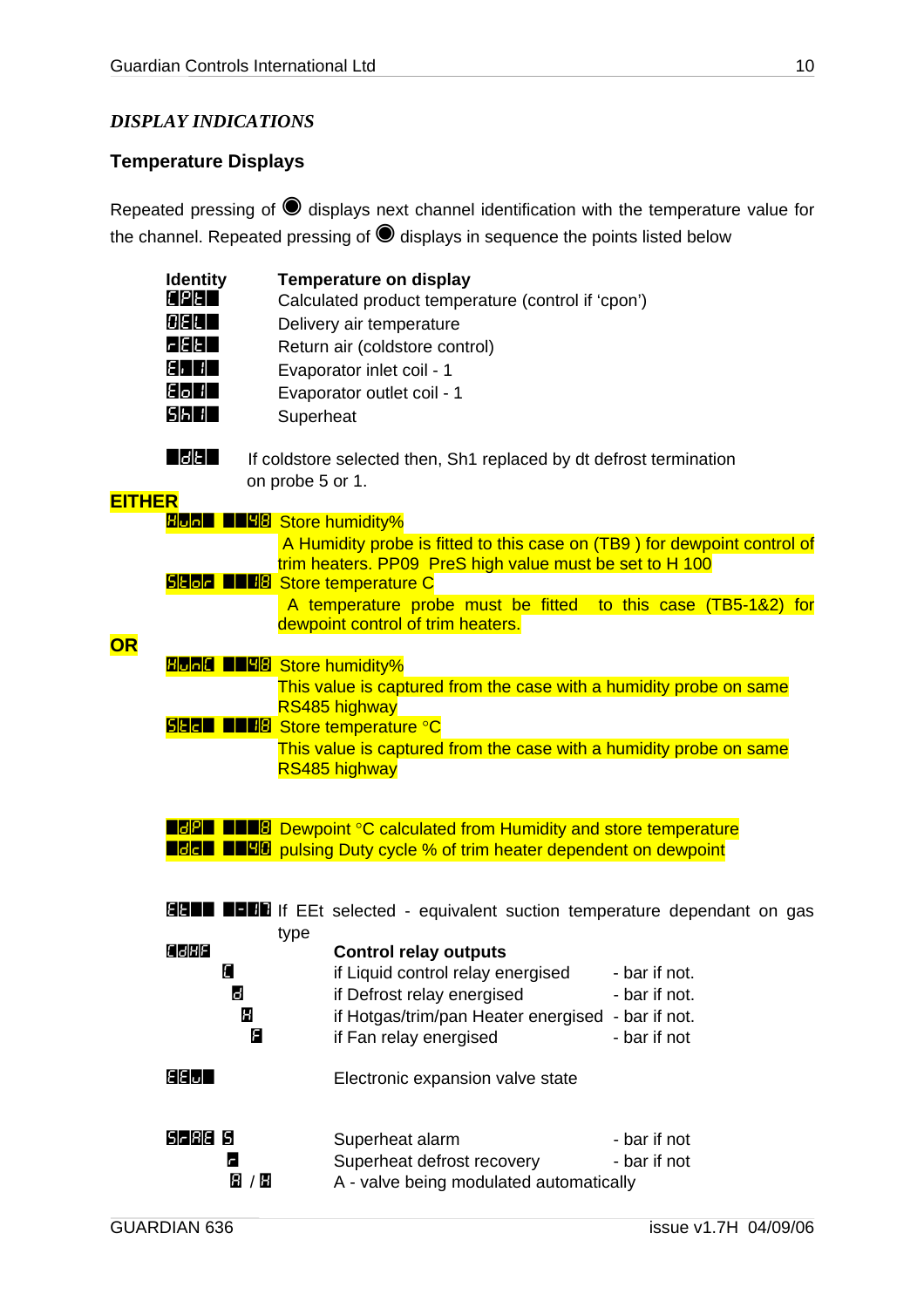*DISPLAY INDICATIONS*

### Temperature Displays

Repeated pressing of ◉ displays next channel identification with the temperature value for the channel. Repeated pressing of ◉ displays in sequence the points listed below

| Identity | Temperature on display |
|---|---|
| CPt | Calculated product temperature (control if 'cpon') |
| dEL | Delivery air temperature |
| rEt | Return air (coldstore control) |
| Ei 1 | Evaporator inlet coil - 1 |
| Eo 1 | Evaporator outlet coil - 1 |
| Sh 1 | Superheat |

dt — If coldstore selected then, Sh1 replaced by dt defrost termination on probe 5 or 1.

**EITHER**

Hun 48 — Store humidity%

A Humidity probe is fitted to this case on (TB9 ) for dewpoint control of trim heaters. PP09 PreS high value must be set to H 100

Stor 18 — Store temperature C

A temperature probe must be fitted to this case (TB5-1&2) for dewpoint control of trim heaters.

**OR**

HunC 48 — Store humidity%

This value is captured from the case with a humidity probe on same RS485 highway

StC 18 — Store temperature °C

This value is captured from the case with a humidity probe on same RS485 highway

dP 8 — Dewpoint °C calculated from Humidity and store temperature

dc 40 — pulsing Duty cycle % of trim heater dependent on dewpoint

Et -10 — If EEt selected - equivalent suction temperature dependant on gas type

CdHF — **Control relay outputs**

| | | |
|---|---|---|
| C | if Liquid control relay energised | - bar if not. |
| d | if Defrost relay energised | - bar if not. |
| H | if Hotgas/trim/pan Heater energised | - bar if not. |
| F | if Fan relay energised | - bar if not |

EEu — Electronic expansion valve state

| | | |
|---|---|---|
| SrAE S | Superheat alarm | - bar if not |
| r | Superheat defrost recovery | - bar if not |
| A / H | A - valve being modulated automatically | |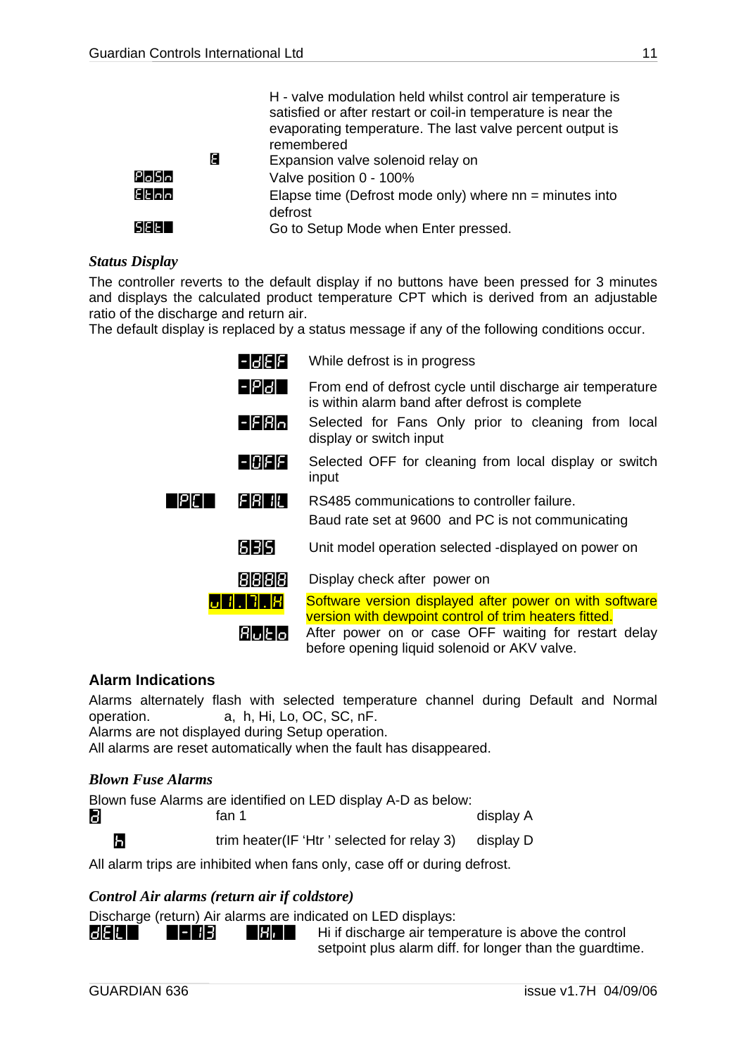| | |
|---|---|
| | H - valve modulation held whilst control air temperature is satisfied or after restart or coil-in temperature is near the evaporating temperature. The last valve percent output is remembered |
| E | Expansion valve solenoid relay on |
| PoSn | Valve position 0 - 100% |
| Etnn | Elapse time (Defrost mode only) where nn = minutes into defrost |
| SEt | Go to Setup Mode when Enter pressed. |

### *Status Display*

The controller reverts to the default display if no buttons have been pressed for 3 minutes and displays the calculated product temperature CPT which is derived from an adjustable ratio of the discharge and return air.
The default display is replaced by a status message if any of the following conditions occur.

| | |
|---|---|
| -dEF | While defrost is in progress |
| -Pd | From end of defrost cycle until discharge air temperature is within alarm band after defrost is complete |
| -FAn | Selected for Fans Only prior to cleaning from local display or switch input |
| -OFF | Selected OFF for cleaning from local display or switch input |
| PC FAIL | RS485 communications to controller failure. Baud rate set at 9600 and PC is not communicating |
| 635 | Unit model operation selected -displayed on power on |
| 8888 | Display check after power on |
| u1.7.H | Software version displayed after power on with software version with dewpoint control of trim heaters fitted. |
| Auto | After power on or case OFF waiting for restart delay before opening liquid solenoid or AKV valve. |

## Alarm Indications

Alarms alternately flash with selected temperature channel during Default and Normal operation. a, h, Hi, Lo, OC, SC, nF.
Alarms are not displayed during Setup operation.
All alarms are reset automatically when the fault has disappeared.

### *Blown Fuse Alarms*

Blown fuse Alarms are identified on LED display A-D as below:

| | | |
|---|---|---|
| a | fan 1 | display A |
| h | trim heater(IF 'Htr ' selected for relay 3) | display D |

All alarm trips are inhibited when fans only, case off or during defrost.

### *Control Air alarms (return air if coldstore)*

Discharge (return) Air alarms are indicated on LED displays:

dEL -13 Hi Hi if discharge air temperature is above the control setpoint plus alarm diff. for longer than the guardtime.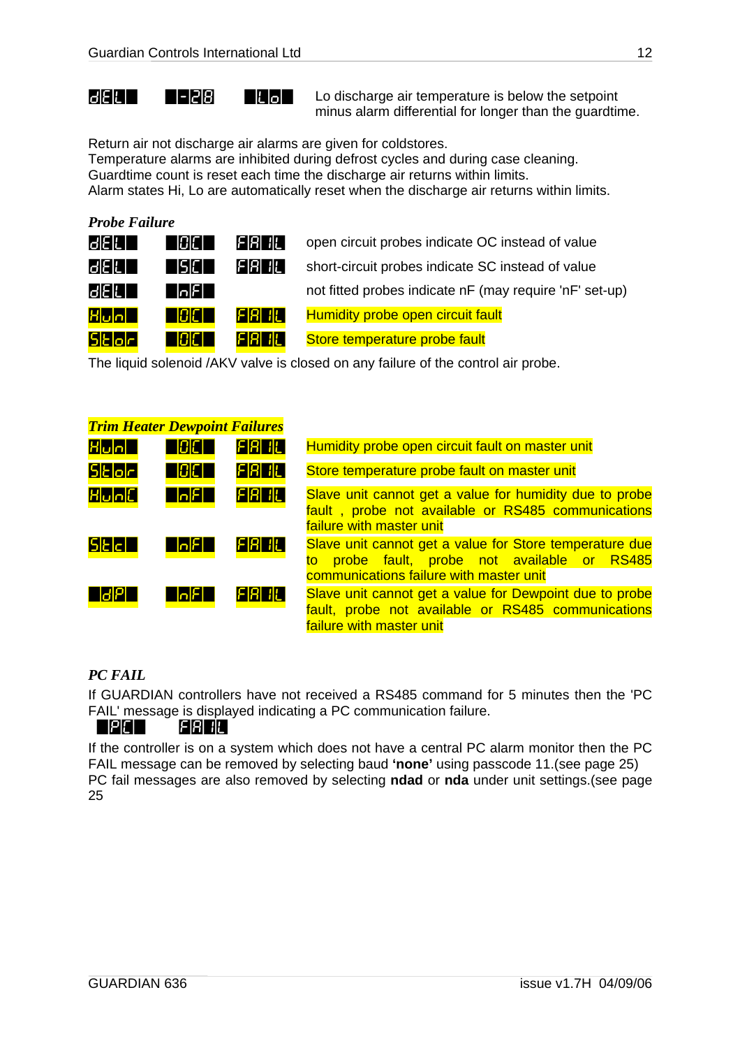| | | | |
|---|---|---|---|
| dEL | -28 | Lo | Lo discharge air temperature is below the setpoint minus alarm differential for longer than the guardtime. |

Return air not discharge air alarms are given for coldstores.
Temperature alarms are inhibited during defrost cycles and during case cleaning.
Guardtime count is reset each time the discharge air returns within limits.
Alarm states Hi, Lo are automatically reset when the discharge air returns within limits.

### *Probe Failure*

| | | | |
|---|---|---|---|
| dEL | OC | FAIL | open circuit probes indicate OC instead of value |
| dEL | SC | FAIL | short-circuit probes indicate SC instead of value |
| dEL | nF | | not fitted probes indicate nF (may require 'nF' set-up) |
| Hun | OC | FAIL | Humidity probe open circuit fault |
| Stor | OC | FAIL | Store temperature probe fault |

The liquid solenoid /AKV valve is closed on any failure of the control air probe.

### *Trim Heater Dewpoint Failures*

| | | | |
|---|---|---|---|
| Hun | OC | FAIL | Humidity probe open circuit fault on master unit |
| Stor | OC | FAIL | Store temperature probe fault on master unit |
| HunC | nF | FAIL | Slave unit cannot get a value for humidity due to probe fault , probe not available or RS485 communications failure with master unit |
| StC | nF | FAIL | Slave unit cannot get a value for Store temperature due to probe fault, probe not available or RS485 communications failure with master unit |
| dP | nF | FAIL | Slave unit cannot get a value for Dewpoint due to probe fault, probe not available or RS485 communications failure with master unit |

### *PC FAIL*

If GUARDIAN controllers have not received a RS485 command for 5 minutes then the 'PC FAIL' message is displayed indicating a PC communication failure.

PC FAIL

If the controller is on a system which does not have a central PC alarm monitor then the PC FAIL message can be removed by selecting baud **'none'** using passcode 11.(see page 25)
PC fail messages are also removed by selecting **ndad** or **nda** under unit settings.(see page 25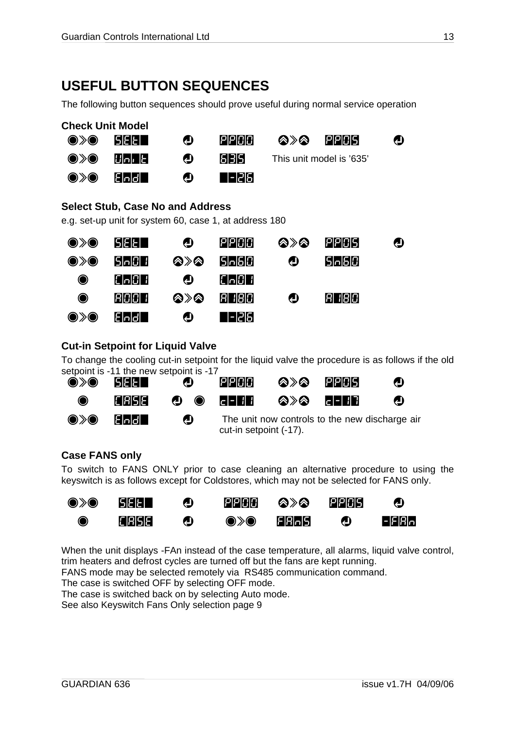## USEFUL BUTTON SEQUENCES

The following button sequences should prove useful during normal service operation

### Check Unit Model

| | | | | | | |
|---|---|---|---|---|---|---|
| ◉»◉ | SEt | ↵ | PP00 | ⊗»⊗ | PP05 | ↵ |
| ◉»◉ | Unit | ↵ | 635 | This unit model is '635' | | |
| ◉»◉ | End | ↵ | -26 | | | |

### Select Stub, Case No and Address

e.g. set-up unit for system 60, case 1, at address 180

| | | | | | | |
|---|---|---|---|---|---|---|
| ◉»◉ | SEt | ↵ | PP00 | ⊗»⊗ | PP05 | ↵ |
| ◉»◉ | Sn01 | ⊗»⊗ | Sn60 | ↵ | Sn60 | |
| ◉ | Cn01 | ↵ | Cn01 | | | |
| ◉ | A001 | ⊗»⊗ | A180 | ↵ | A180 | |
| ◉»◉ | End | ↵ | -26 | | | |

### Cut-in Setpoint for Liquid Valve

To change the cooling cut-in setpoint for the liquid valve the procedure is as follows if the old setpoint is -11 the new setpoint is -17

| | | | | | | |
|---|---|---|---|---|---|---|
| ◉»◉ | SEt | ↵ | PP00 | ⊗»⊗ | PP05 | ↵ |
| ◉ | CASE | ↵ ◉ | c-11 | ⊗»⊗ | c-17 | ↵ |
| ◉»◉ | End | ↵ | The unit now controls to the new discharge air cut-in setpoint (-17). | | | |

### Case FANS only

To switch to FANS ONLY prior to case cleaning an alternative procedure to using the keyswitch is as follows except for Coldstores, which may not be selected for FANS only.

| | | | | | | |
|---|---|---|---|---|---|---|
| ◉»◉ | SEt | ↵ | PP00 | ⊗»⊗ | PP05 | ↵ |
| ◉ | CASE | ↵ | ◉»◉ | FAnS | ↵ | -FAn |

When the unit displays -FAn instead of the case temperature, all alarms, liquid valve control, trim heaters and defrost cycles are turned off but the fans are kept running.
FANS mode may be selected remotely via RS485 communication command.
The case is switched OFF by selecting OFF mode.
The case is switched back on by selecting Auto mode.
See also Keyswitch Fans Only selection page 9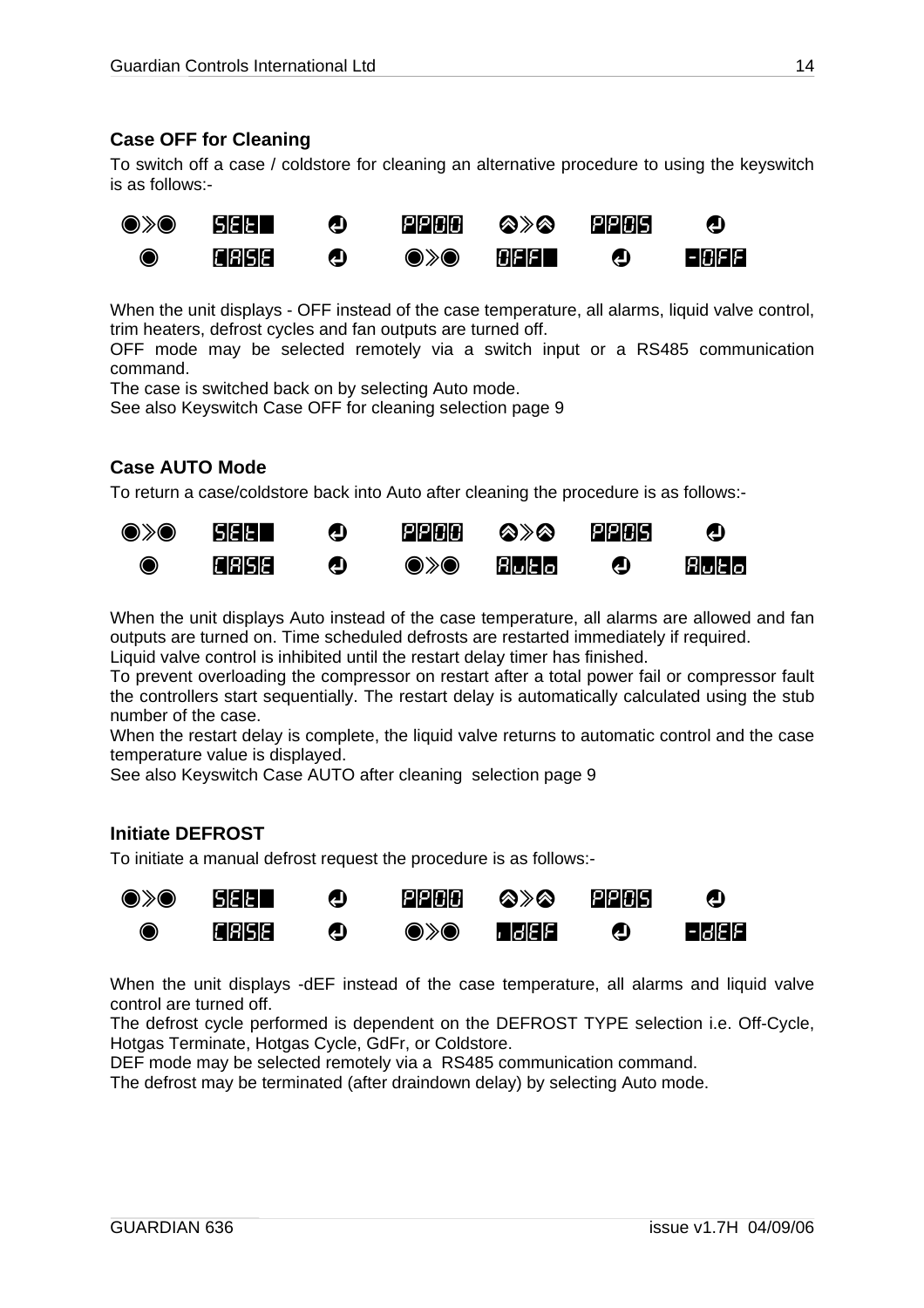### Case OFF for Cleaning

To switch off a case / coldstore for cleaning an alternative procedure to using the keyswitch is as follows:-

◉»◉ SEt ↵ PP00 ⊗»⊗ PP05 ↵
◉ CASE ↵ ◉»◉ OFF ↵ -OFF

When the unit displays - OFF instead of the case temperature, all alarms, liquid valve control, trim heaters, defrost cycles and fan outputs are turned off.
OFF mode may be selected remotely via a switch input or a RS485 communication command.
The case is switched back on by selecting Auto mode.
See also Keyswitch Case OFF for cleaning selection page 9

### Case AUTO Mode

To return a case/coldstore back into Auto after cleaning the procedure is as follows:-

◉»◉ SEt ↵ PP00 ⊗»⊗ PP05 ↵
◉ CASE ↵ ◉»◉ Auto ↵ Auto

When the unit displays Auto instead of the case temperature, all alarms are allowed and fan outputs are turned on. Time scheduled defrosts are restarted immediately if required.
Liquid valve control is inhibited until the restart delay timer has finished.
To prevent overloading the compressor on restart after a total power fail or compressor fault the controllers start sequentially. The restart delay is automatically calculated using the stub number of the case.
When the restart delay is complete, the liquid valve returns to automatic control and the case temperature value is displayed.
See also Keyswitch Case AUTO after cleaning selection page 9

### Initiate DEFROST

To initiate a manual defrost request the procedure is as follows:-

◉»◉ SEt ↵ PP00 ⊗»⊗ PP05 ↵
◉ CASE ↵ ◉»◉ dEF ↵ -dEF

When the unit displays -dEF instead of the case temperature, all alarms and liquid valve control are turned off.
The defrost cycle performed is dependent on the DEFROST TYPE selection i.e. Off-Cycle, Hotgas Terminate, Hotgas Cycle, GdFr, or Coldstore.
DEF mode may be selected remotely via a RS485 communication command.
The defrost may be terminated (after draindown delay) by selecting Auto mode.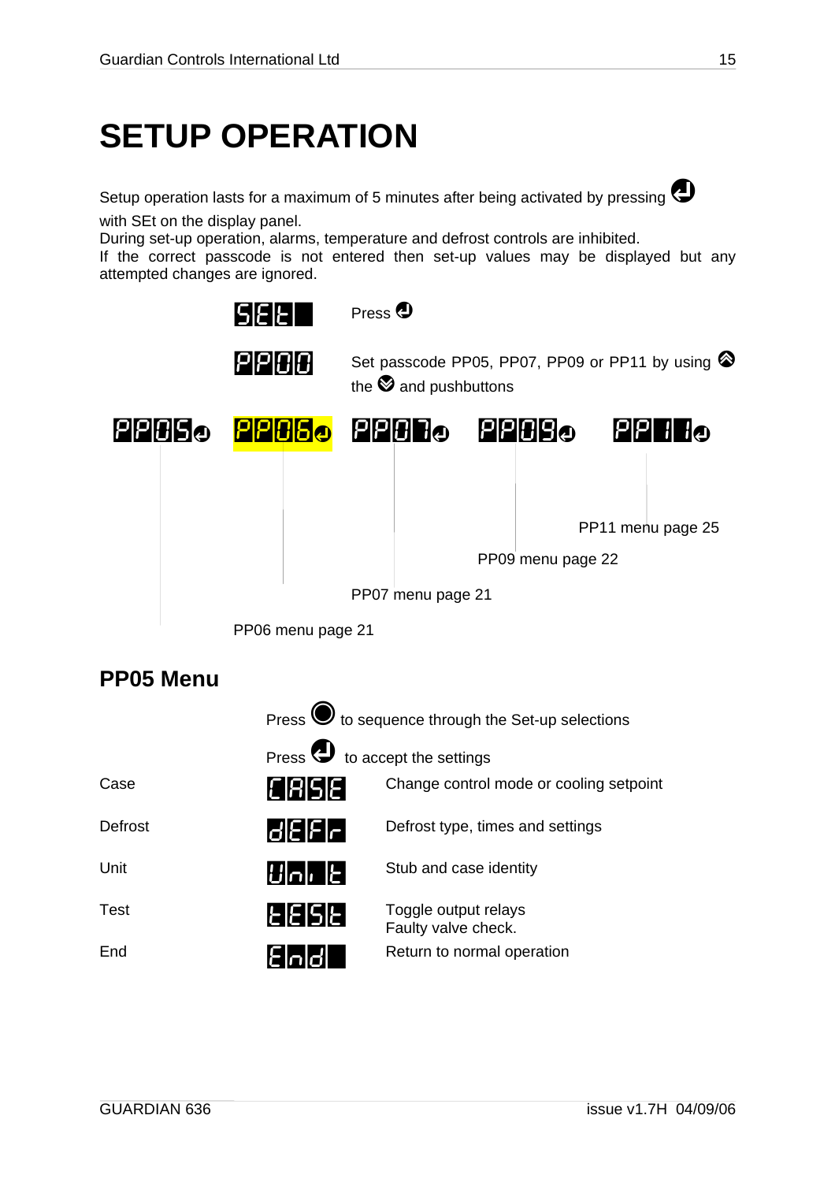# SETUP OPERATION

Setup operation lasts for a maximum of 5 minutes after being activated by pressing ↵ with SEt on the display panel.
During set-up operation, alarms, temperature and defrost controls are inhibited.
If the correct passcode is not entered then set-up values may be displayed but any attempted changes are ignored.

SEt — Press ↵

PP00 — Set passcode PP05, PP07, PP09 or PP11 by using ▲ the ▼ and pushbuttons

PP05↵ PP06↵ PP07↵ PP09↵ PP11↵

PP11 menu page 25

PP09 menu page 22

PP07 menu page 21

PP06 menu page 21

## PP05 Menu

Press ● to sequence through the Set-up selections

Press ↵ to accept the settings

| | | |
|---|---|---|
| Case | CASE | Change control mode or cooling setpoint |
| Defrost | dEFr | Defrost type, times and settings |
| Unit | Unit | Stub and case identity |
| Test | tESt | Toggle output relays<br>Faulty valve check. |
| End | End | Return to normal operation |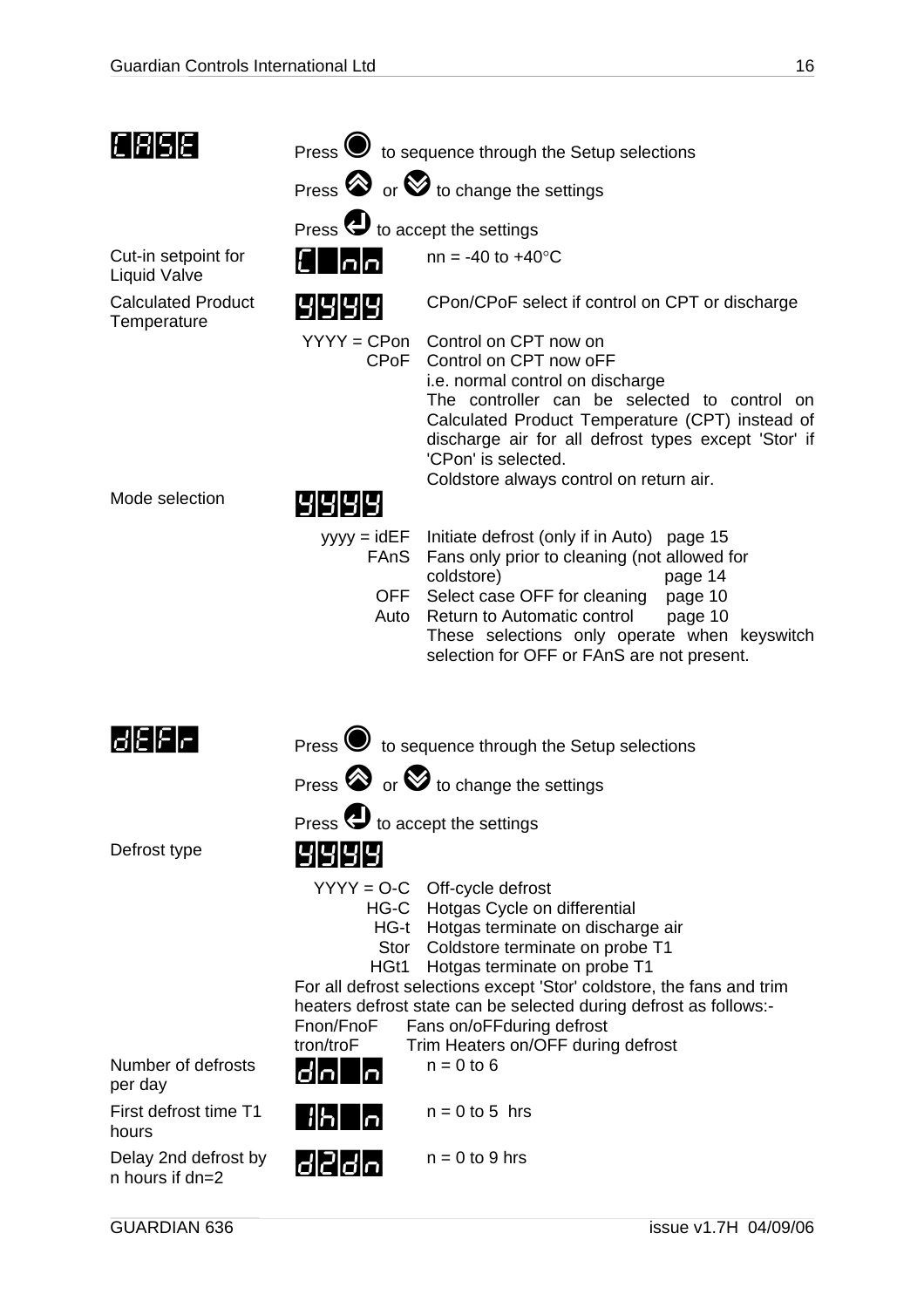**CASE**

Press ● to sequence through the Setup selections

Press ⮝ or ⮟ to change the settings

Press ↵ to accept the settings

| | | |
|---|---|---|
| Cut-in setpoint for Liquid Valve | C nn | nn = -40 to +40°C |
| Calculated Product Temperature | YYYY | CPon/CPoF select if control on CPT or discharge |
| | YYYY = CPon | Control on CPT now on |
| | CPoF | Control on CPT now oFF<br>i.e. normal control on discharge<br>The controller can be selected to control on Calculated Product Temperature (CPT) instead of discharge air for all defrost types except 'Stor' if 'CPon' is selected.<br>Coldstore always control on return air. |
| Mode selection | yyyy | |
| | yyyy = idEF | Initiate defrost (only if in Auto) page 15 |
| | FAnS | Fans only prior to cleaning (not allowed for coldstore) page 14 |
| | OFF | Select case OFF for cleaning page 10 |
| | Auto | Return to Automatic control page 10<br>These selections only operate when keyswitch selection for OFF or FAnS are not present. |

**dEFr**

Press ● to sequence through the Setup selections

Press ⮝ or ⮟ to change the settings

Press ↵ to accept the settings

| | | |
|---|---|---|
| Defrost type | YYYY | |
| | YYYY = O-C | Off-cycle defrost |
| | HG-C | Hotgas Cycle on differential |
| | HG-t | Hotgas terminate on discharge air |
| | Stor | Coldstore terminate on probe T1 |
| | HGt1 | Hotgas terminate on probe T1 |

For all defrost selections except 'Stor' coldstore, the fans and trim heaters defrost state can be selected during defrost as follows:-

Fnon/FnoF Fans on/oFFduring defrost

tron/troF Trim Heaters on/OFF during defrost

| | | |
|---|---|---|
| Number of defrosts per day | dn n | n = 0 to 6 |
| First defrost time T1 hours | 1h n | n = 0 to 5 hrs |
| Delay 2nd defrost by n hours if dn=2 | d2dn | n = 0 to 9 hrs |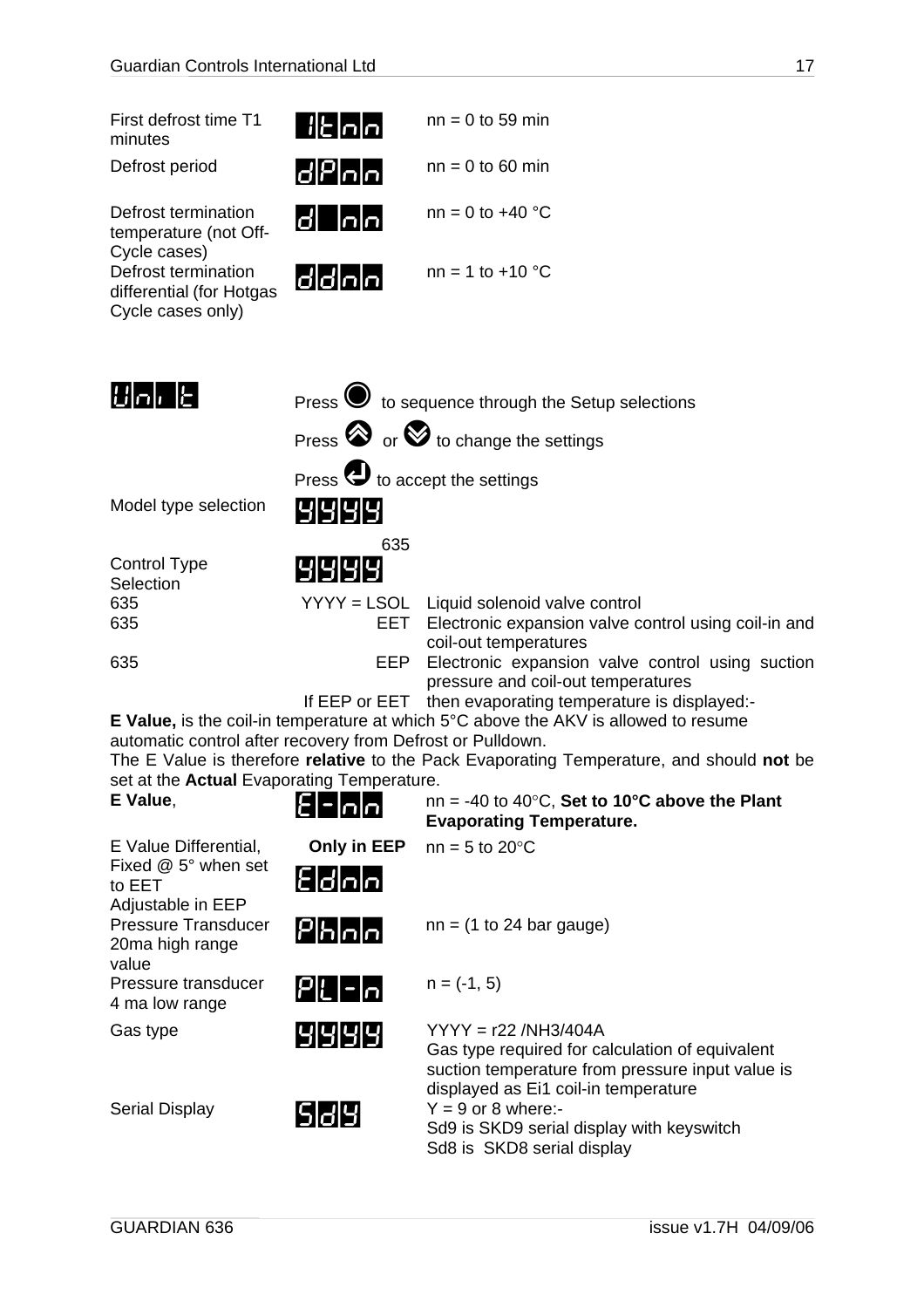| | | |
|---|---|---|
| First defrost time T1 minutes | 1tnn | nn = 0 to 59 min |
| Defrost period | dPnn | nn = 0 to 60 min |
| Defrost termination temperature (not Off-Cycle cases) | d nn | nn = 0 to +40 °C |
| Defrost termination differential (for Hotgas Cycle cases only) | ddnn | nn = 1 to +10 °C |

**Unit**

Press ● to sequence through the Setup selections

Press ▲ or ▼ to change the settings

Press ↵ to accept the settings

| | | |
|---|---|---|
| Model type selection | YYYY<br>635 | |
| Control Type Selection | YYYY | |
| 635 | YYYY = LSOL | Liquid solenoid valve control |
| 635 | EET | Electronic expansion valve control using coil-in and coil-out temperatures |
| 635 | EEP | Electronic expansion valve control using suction pressure and coil-out temperatures |
| | If EEP or EET | then evaporating temperature is displayed:- |

**E Value,** is the coil-in temperature at which 5°C above the AKV is allowed to resume automatic control after recovery from Defrost or Pulldown.

The E Value is therefore **relative** to the Pack Evaporating Temperature, and should **not** be set at the **Actual** Evaporating Temperature.

| | | |
|---|---|---|
| **E Value**, | E-nn | nn = -40 to 40°C, **Set to 10°C above the Plant Evaporating Temperature.** |
| E Value Differential, Fixed @ 5° when set to EET Adjustable in EEP | **Only in EEP**<br>Ednn | nn = 5 to 20°C |
| Pressure Transducer 20ma high range value | Phnn | nn = (1 to 24 bar gauge) |
| Pressure transducer 4 ma low range | PL-n | n = (-1, 5) |
| Gas type | YYYY | YYYY = r22 /NH3/404A<br>Gas type required for calculation of equivalent suction temperature from pressure input value is displayed as Ei1 coil-in temperature |
| Serial Display | SdY | Y = 9 or 8 where:-<br>Sd9 is SKD9 serial display with keyswitch<br>Sd8 is SKD8 serial display |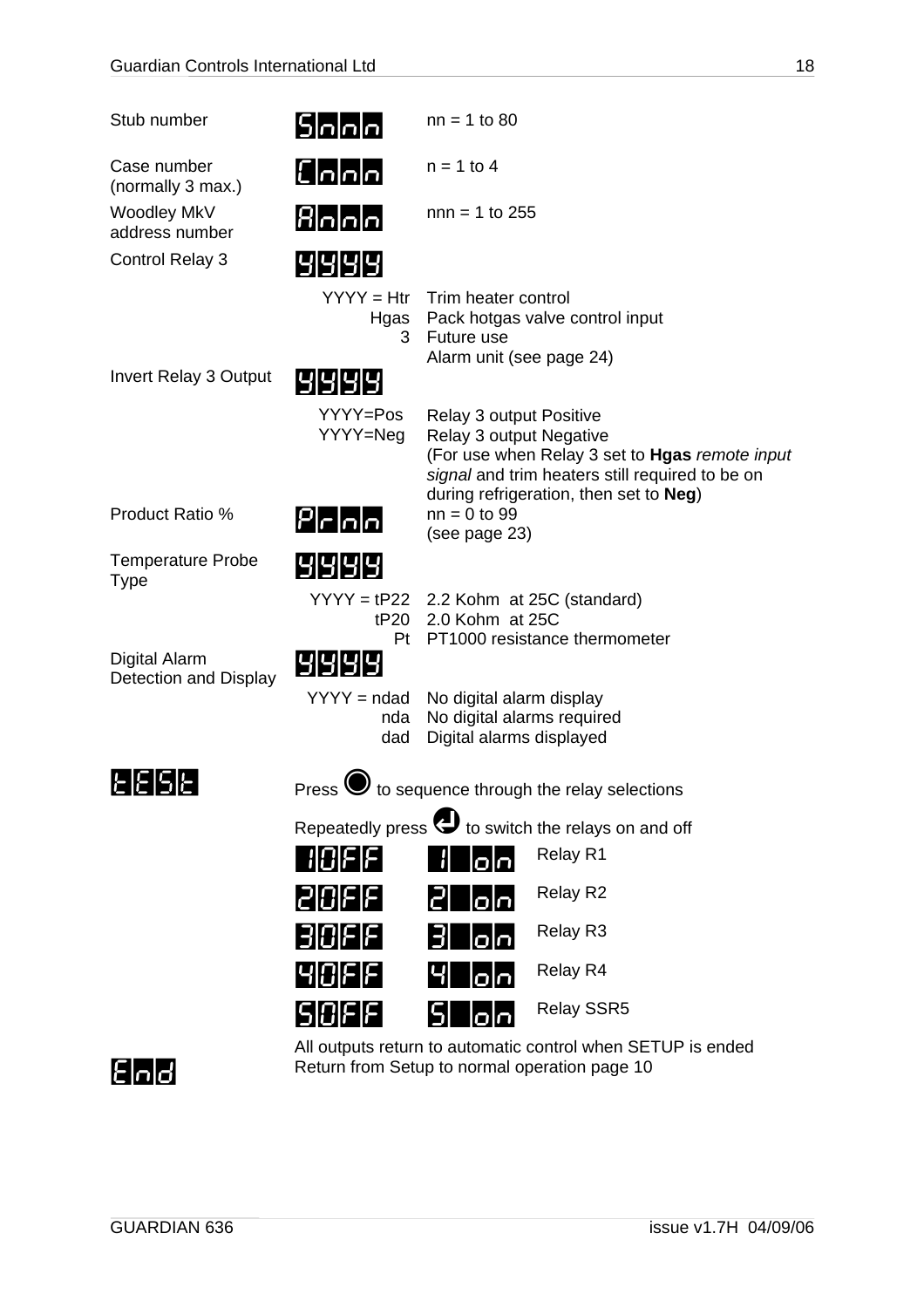| Parameter | Display | Setting |
|---|---|---|
| Stub number | Snnn | nn = 1 to 80 |
| Case number (normally 3 max.) | Cnnn | n = 1 to 4 |
| Woodley MkV address number | Annn | nnn = 1 to 255 |
| Control Relay 3 | YYYY | |
| | YYYY = Htr | Trim heater control |
| | Hgas | Pack hotgas valve control input |
| | 3 | Future use |
| | | Alarm unit (see page 24) |
| Invert Relay 3 Output | YYYY | |
| | YYYY=Pos | Relay 3 output Positive |
| | YYYY=Neg | Relay 3 output Negative (For use when Relay 3 set to **Hgas** *remote input signal* and trim heaters still required to be on during refrigeration, then set to **Neg**) |
| Product Ratio % | Prnn | nn = 0 to 99 (see page 23) |
| Temperature Probe Type | YYYY | |
| | YYYY = tP22 | 2.2 Kohm at 25C (standard) |
| | tP20 | 2.0 Kohm at 25C |
| | Pt | PT1000 resistance thermometer |
| Digital Alarm Detection and Display | YYYY | |
| | YYYY = ndad | No digital alarm display |
| | nda | No digital alarms required |
| | dad | Digital alarms displayed |

**tESt**

Press ● to sequence through the relay selections

Repeatedly press ↵ to switch the relays on and off

| Off | On | Relay |
|---|---|---|
| 1OFF | 1 on | Relay R1 |
| 2OFF | 2 on | Relay R2 |
| 3OFF | 3 on | Relay R3 |
| 4OFF | 4 on | Relay R4 |
| 5OFF | 5 on | Relay SSR5 |

All outputs return to automatic control when SETUP is ended

**End**

Return from Setup to normal operation page 10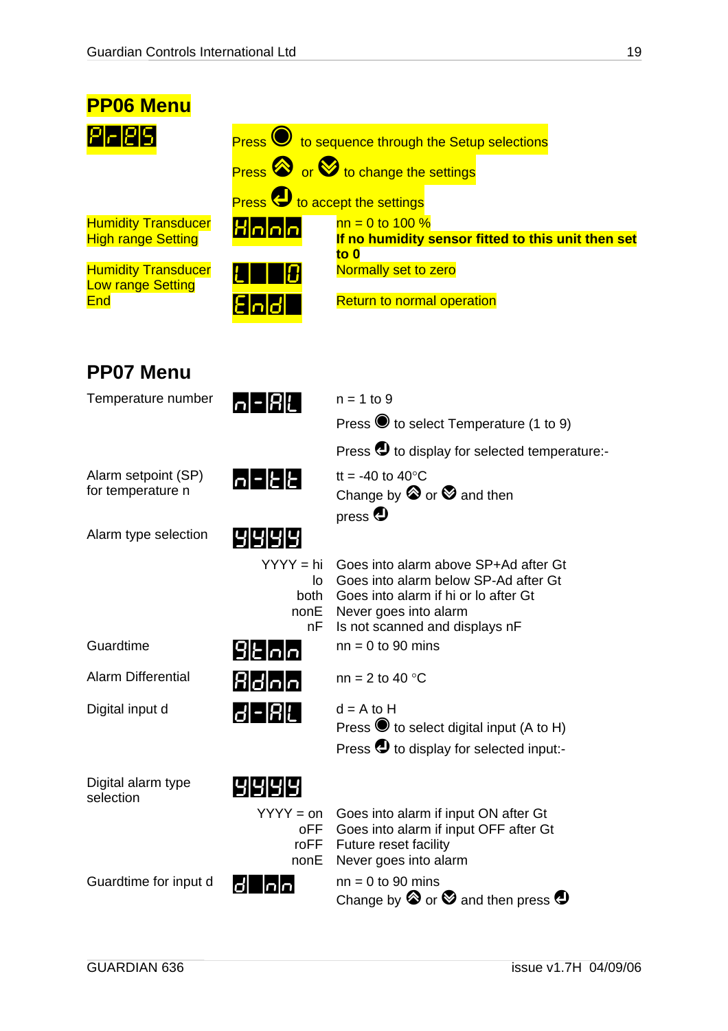## PP06 Menu

| | | |
|---|---|---|
| PrES | | Press ● to sequence through the Setup selections<br>Press ⊗ or ⊗ to change the settings<br>Press ↵ to accept the settings |
| Humidity Transducer High range Setting | Hnnn | nn = 0 to 100 %<br>**If no humidity sensor fitted to this unit then set to 0** |
| Humidity Transducer Low range Setting | L 0 | Normally set to zero |
| End | End | Return to normal operation |

## PP07 Menu

| | | |
|---|---|---|
| Temperature number | n-AL | n = 1 to 9<br>Press ● to select Temperature (1 to 9)<br>Press ↵ to display for selected temperature:- |
| Alarm setpoint (SP) for temperature n | n-tt | tt = -40 to 40°C<br>Change by ⊗ or ⊗ and then press ↵ |
| Alarm type selection | YYYY | |
| | YYYY = hi | Goes into alarm above SP+Ad after Gt |
| | lo | Goes into alarm below SP-Ad after Gt |
| | both | Goes into alarm if hi or lo after Gt |
| | nonE | Never goes into alarm |
| | nF | Is not scanned and displays nF |
| Guardtime | Gtnn | nn = 0 to 90 mins |
| Alarm Differential | Adnn | nn = 2 to 40 °C |
| Digital input d | d-AL | d = A to H<br>Press ● to select digital input (A to H)<br>Press ↵ to display for selected input:- |
| Digital alarm type selection | YYYY | |
| | YYYY = on | Goes into alarm if input ON after Gt |
| | oFF | Goes into alarm if input OFF after Gt |
| | roFF | Future reset facility |
| | nonE | Never goes into alarm |
| Guardtime for input d | d nn | nn = 0 to 90 mins<br>Change by ⊗ or ⊗ and then press ↵ |

GUARDIAN 636 issue v1.7H 04/09/06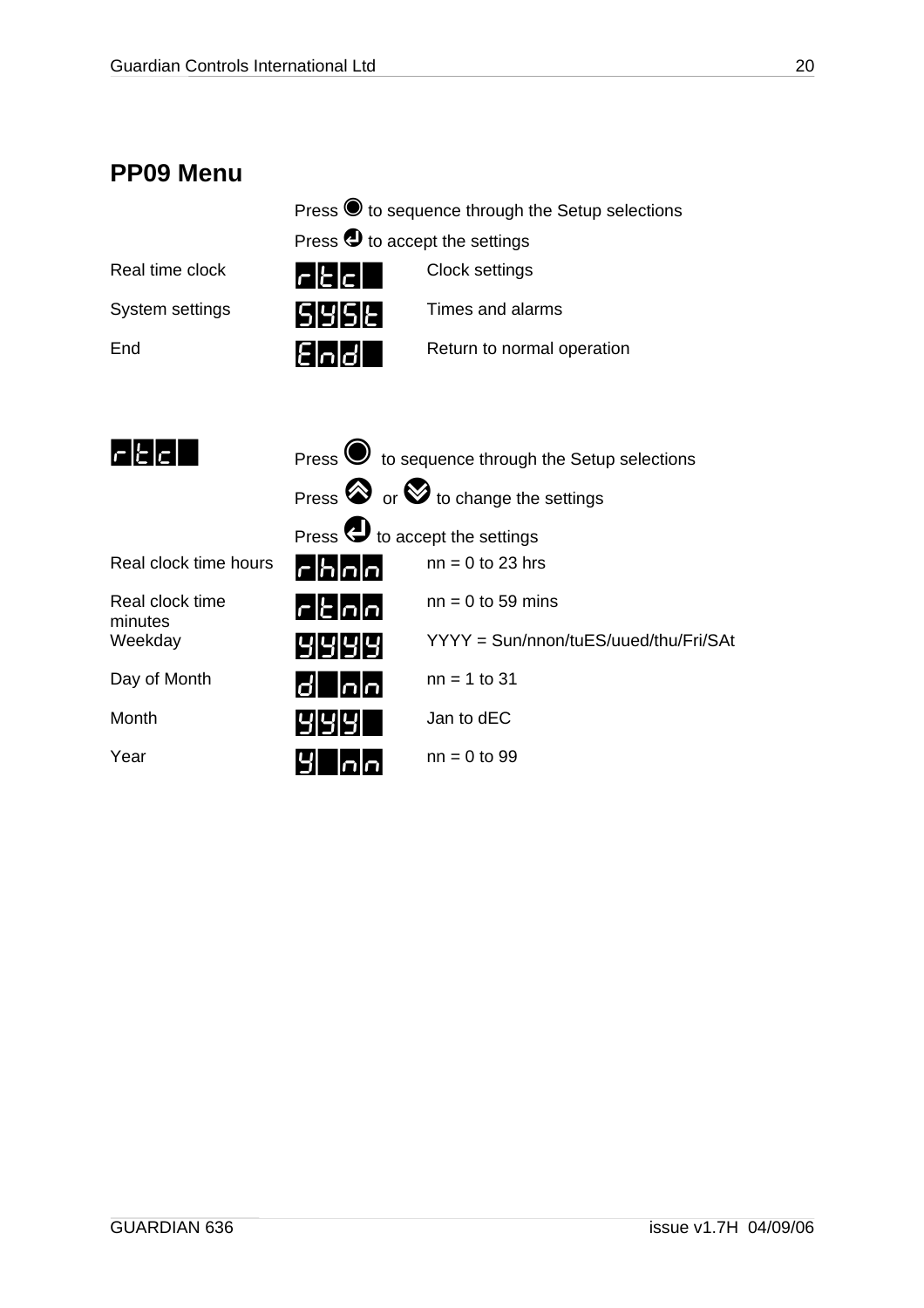## PP09 Menu

| | | |
|---|---|---|
| | Press ● to sequence through the Setup selections | |
| | Press ↵ to accept the settings | |
| Real time clock | rtc | Clock settings |
| System settings | SYSt | Times and alarms |
| End | End | Return to normal operation |

| | | |
|---|---|---|
| rtc | Press ● to sequence through the Setup selections | |
| | Press ⇑ or ⇓ to change the settings | |
| | Press ↵ to accept the settings | |
| Real clock time hours | rhnn | nn = 0 to 23 hrs |
| Real clock time minutes | rtnn | nn = 0 to 59 mins |
| Weekday | YYYY | YYYY = Sun/nnon/tuES/uued/thu/Fri/SAt |
| Day of Month | d nn | nn = 1 to 31 |
| Month | YYY | Jan to dEC |
| Year | Y nn | nn = 0 to 99 |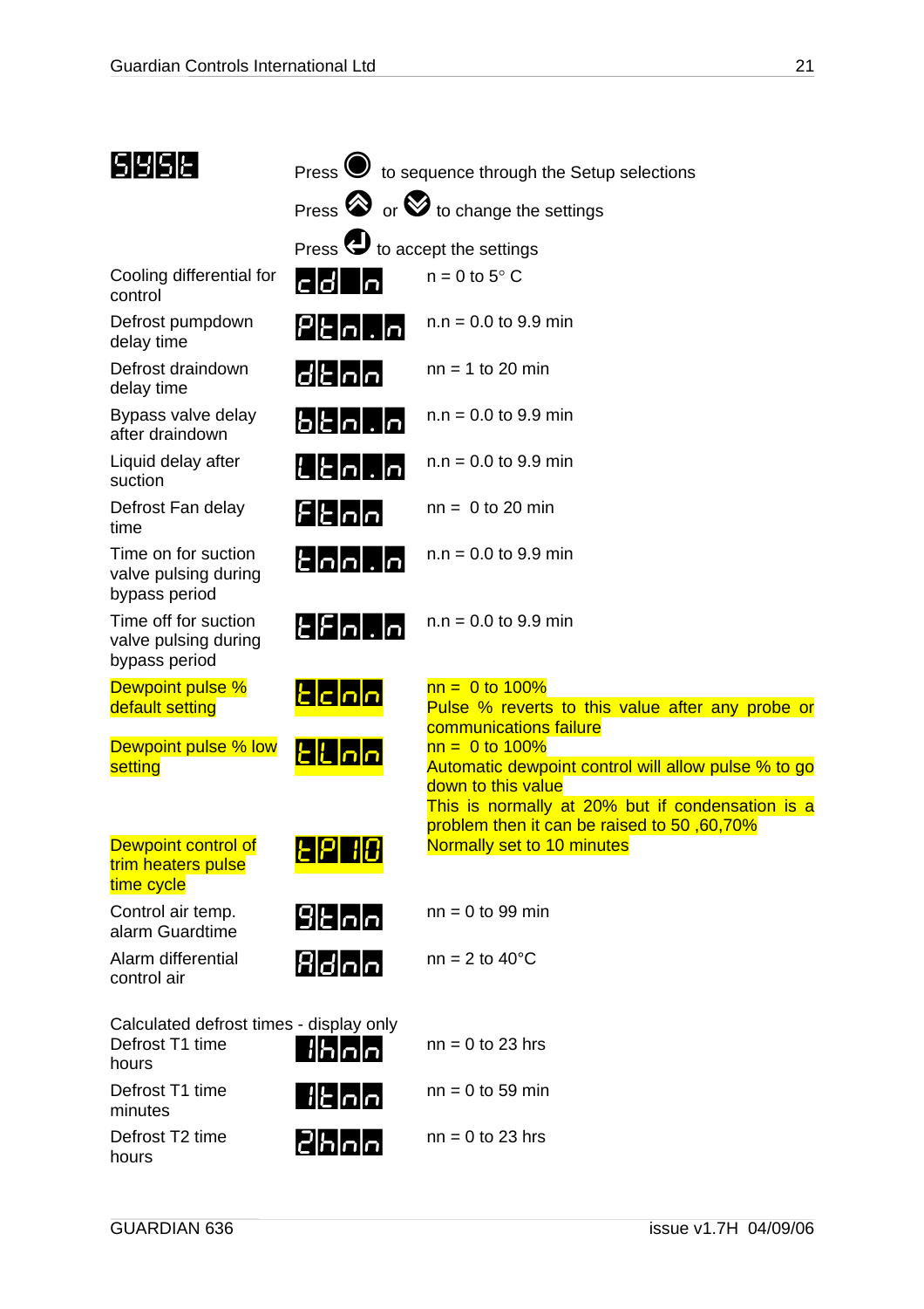**SySt**

Press ● to sequence through the Setup selections

Press ⮝ or ⮟ to change the settings

Press ↵ to accept the settings

| Parameter | Display | Range / Notes |
|---|---|---|
| Cooling differential for control | cd n | n = 0 to 5° C |
| Defrost pumpdown delay time | Ptn.n | n.n = 0.0 to 9.9 min |
| Defrost draindown delay time | dtnn | nn = 1 to 20 min |
| Bypass valve delay after draindown | btn.n | n.n = 0.0 to 9.9 min |
| Liquid delay after suction | Ltn.n | n.n = 0.0 to 9.9 min |
| Defrost Fan delay time | Ftnn | nn = 0 to 20 min |
| Time on for suction valve pulsing during bypass period | tnn.n | n.n = 0.0 to 9.9 min |
| Time off for suction valve pulsing during bypass period | tFn.n | n.n = 0.0 to 9.9 min |
| Dewpoint pulse % default setting | tcnn | nn = 0 to 100% Pulse % reverts to this value after any probe or communications failure |
| Dewpoint pulse % low setting | tLnn | nn = 0 to 100% Automatic dewpoint control will allow pulse % to go down to this value. This is normally at 20% but if condensation is a problem then it can be raised to 50 ,60,70% |
| Dewpoint control of trim heaters pulse time cycle | tP10 | Normally set to 10 minutes |
| Control air temp. alarm Guardtime | 9tnn | nn = 0 to 99 min |
| Alarm differential control air | Adnn | nn = 2 to 40°C |

Calculated defrost times - display only

| Parameter | Display | Range |
|---|---|---|
| Defrost T1 time hours | 1hnn | nn = 0 to 23 hrs |
| Defrost T1 time minutes | 1tnn | nn = 0 to 59 min |
| Defrost T2 time hours | 2hnn | nn = 0 to 23 hrs |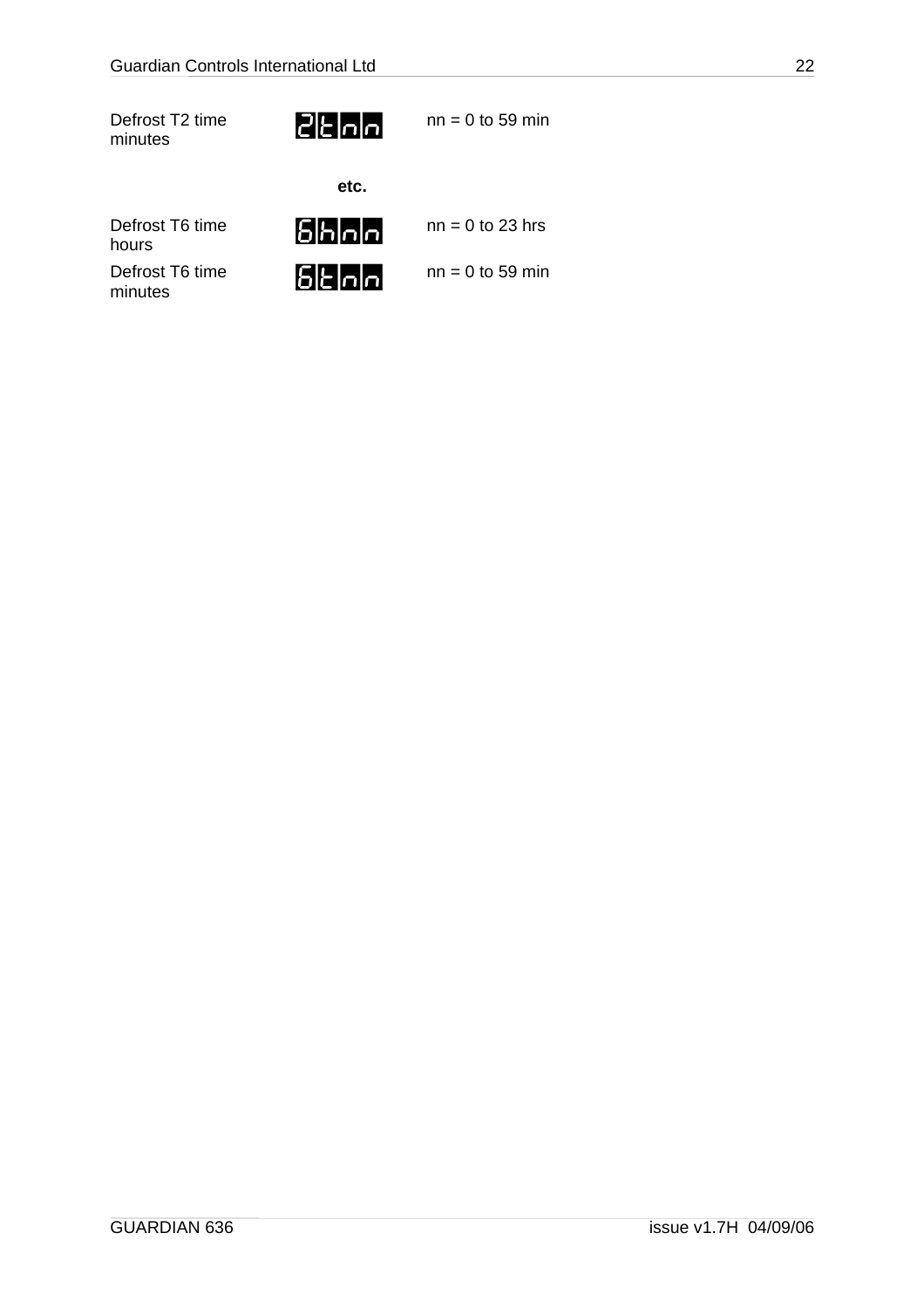| | | |
|---|---|---|
| Defrost T2 time minutes | 2tnn | nn = 0 to 59 min |
| | **etc.** | |
| Defrost T6 time hours | 6hnn | nn = 0 to 23 hrs |
| Defrost T6 time minutes | 6tnn | nn = 0 to 59 min |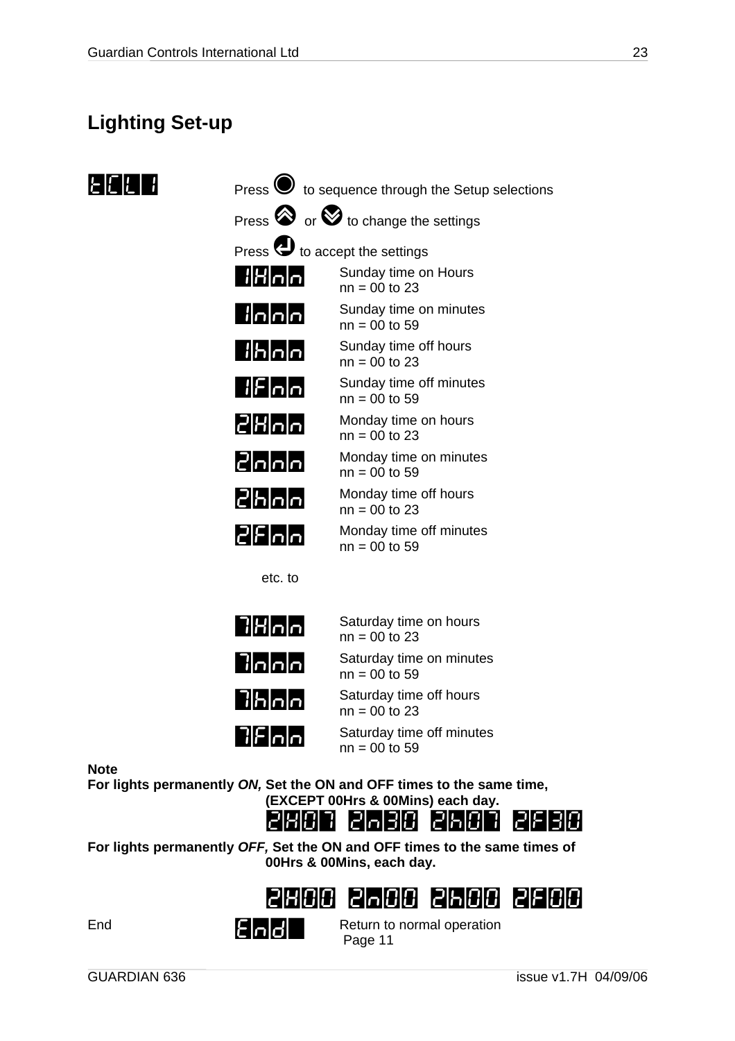## Lighting Set-up

| | | |
|---|---|---|
| tCL1 | Press ● to sequence through the Setup selections<br>Press ⊗ or ⊗ to change the settings<br>Press ↵ to accept the settings | |
| | 1Hnn | Sunday time on Hours<br>nn = 00 to 23 |
| | 1nnn | Sunday time on minutes<br>nn = 00 to 59 |
| | 1hnn | Sunday time off hours<br>nn = 00 to 23 |
| | 1Fnn | Sunday time off minutes<br>nn = 00 to 59 |
| | 2Hnn | Monday time on hours<br>nn = 00 to 23 |
| | 2nnn | Monday time on minutes<br>nn = 00 to 59 |
| | 2hnn | Monday time off hours<br>nn = 00 to 23 |
| | 2Fnn | Monday time off minutes<br>nn = 00 to 59 |
| | etc. to | |
| | 7Hnn | Saturday time on hours<br>nn = 00 to 23 |
| | 7nnn | Saturday time on minutes<br>nn = 00 to 59 |
| | 7hnn | Saturday time off hours<br>nn = 00 to 23 |
| | 7Fnn | Saturday time off minutes<br>nn = 00 to 59 |

**Note**

**For lights permanently *ON,* Set the ON and OFF times to the same time, (EXCEPT 00Hrs & 00Mins) each day.**

2H07 2n30 2h07 2F30

**For lights permanently *OFF,* Set the ON and OFF times to the same times of 00Hrs & 00Mins, each day.**

2H00 2n00 2h00 2F00

| | | |
|---|---|---|
| End | End | Return to normal operation<br>Page 11 |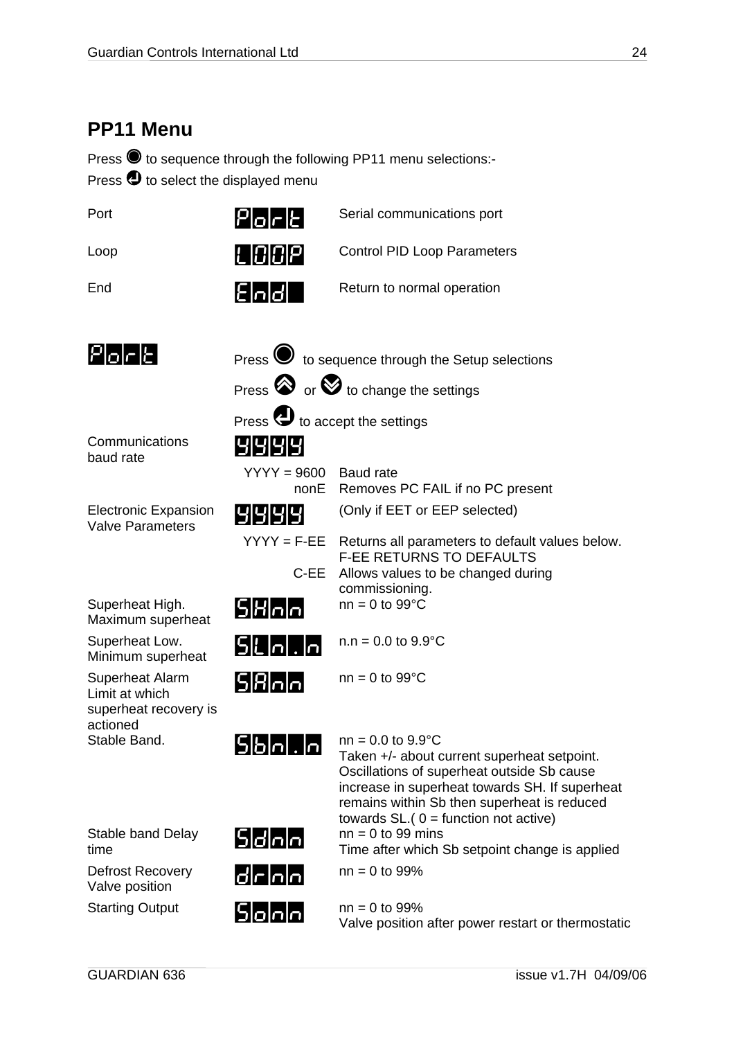## PP11 Menu

Press ● to sequence through the following PP11 menu selections:-
Press ↵ to select the displayed menu

| | | |
|---|---|---|
| Port | Port | Serial communications port |
| Loop | LOOP | Control PID Loop Parameters |
| End | End | Return to normal operation |

**Port**

Press ● to sequence through the Setup selections
Press ▲ or ▼ to change the settings
Press ↵ to accept the settings

| | | |
|---|---|---|
| Communications baud rate | YYYY | |
| | YYYY = 9600 | Baud rate |
| | nonE | Removes PC FAIL if no PC present |
| Electronic Expansion Valve Parameters | YYYY | (Only if EET or EEP selected) |
| | YYYY = F-EE | Returns all parameters to default values below. F-EE RETURNS TO DEFAULTS |
| | C-EE | Allows values to be changed during commissioning. |
| Superheat High. Maximum superheat | SHnn | nn = 0 to 99°C |
| Superheat Low. Minimum superheat | SLn.n | n.n = 0.0 to 9.9°C |
| Superheat Alarm Limit at which superheat recovery is actioned | SAnn | nn = 0 to 99°C |
| Stable Band. | Sbn.n | nn = 0.0 to 9.9°C Taken +/- about current superheat setpoint. Oscillations of superheat outside Sb cause increase in superheat towards SH. If superheat remains within Sb then superheat is reduced towards SL.( 0 = function not active) |
| Stable band Delay time | Sdnn | nn = 0 to 99 mins Time after which Sb setpoint change is applied |
| Defrost Recovery Valve position | drnn | nn = 0 to 99% |
| Starting Output | Sonn | nn = 0 to 99% Valve position after power restart or thermostatic |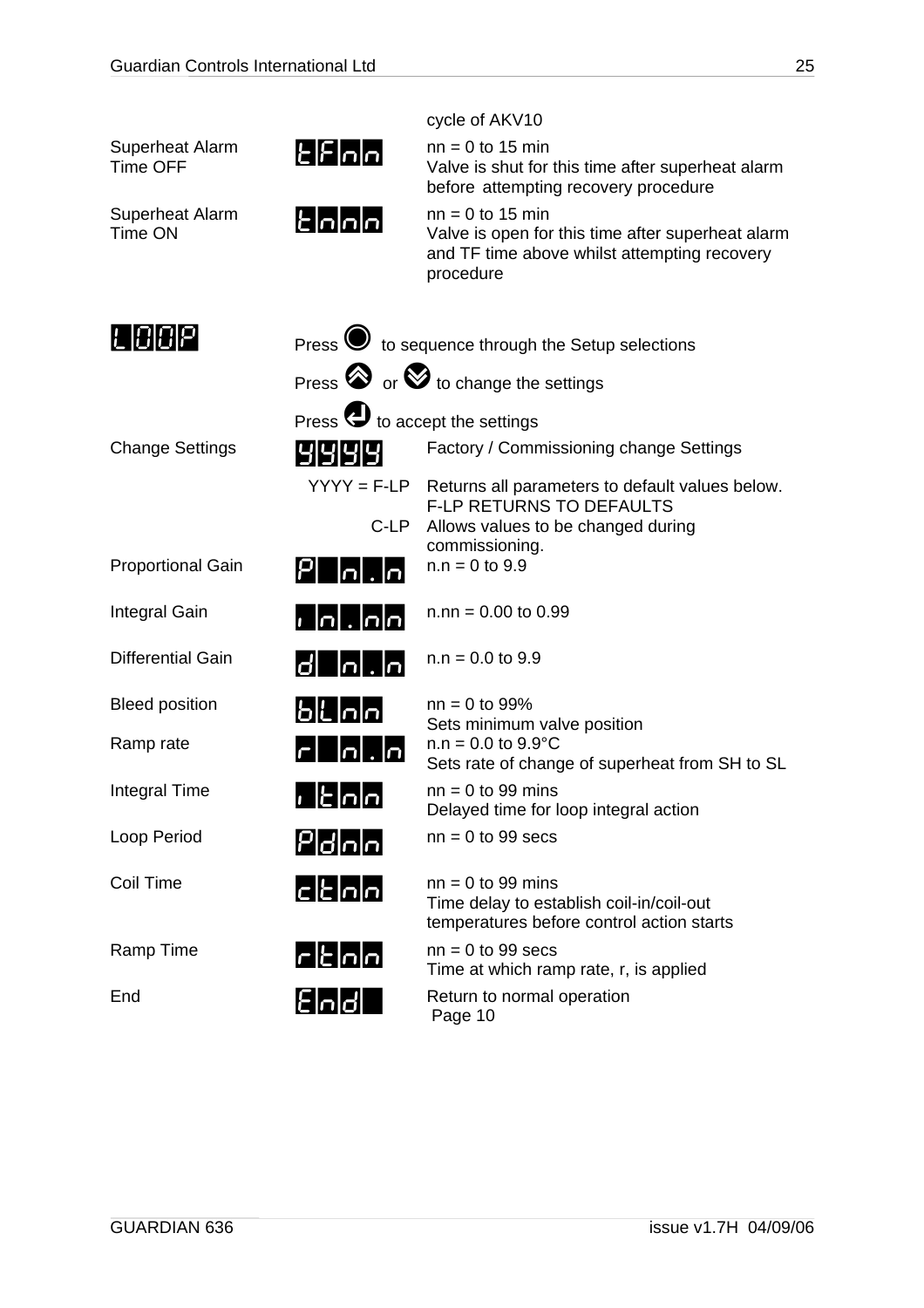| | | |
|---|---|---|
| | | cycle of AKV10 |
| Superheat Alarm Time OFF | tFnn | nn = 0 to 15 min<br>Valve is shut for this time after superheat alarm before attempting recovery procedure |
| Superheat Alarm Time ON | tonn | nn = 0 to 15 min<br>Valve is open for this time after superheat alarm and TF time above whilst attempting recovery procedure |

**LOOP**

Press ● to sequence through the Setup selections

Press ▲ or ▼ to change the settings

Press ↵ to accept the settings

| | | |
|---|---|---|
| Change Settings | YYYY | Factory / Commissioning change Settings |
| | YYYY = F-LP | Returns all parameters to default values below.<br>F-LP RETURNS TO DEFAULTS |
| | C-LP | Allows values to be changed during commissioning. |
| Proportional Gain | P n.n | n.n = 0 to 9.9 |
| Integral Gain | i n.nn | n.nn = 0.00 to 0.99 |
| Differential Gain | d n.n | n.n = 0.0 to 9.9 |
| Bleed position | bLnn | nn = 0 to 99%<br>Sets minimum valve position |
| Ramp rate | r n.n | n.n = 0.0 to 9.9°C<br>Sets rate of change of superheat from SH to SL |
| Integral Time | itnn | nn = 0 to 99 mins<br>Delayed time for loop integral action |
| Loop Period | Pdnn | nn = 0 to 99 secs |
| Coil Time | ctnn | nn = 0 to 99 mins<br>Time delay to establish coil-in/coil-out temperatures before control action starts |
| Ramp Time | rtnn | nn = 0 to 99 secs<br>Time at which ramp rate, r, is applied |
| End | End | Return to normal operation<br>Page 10 |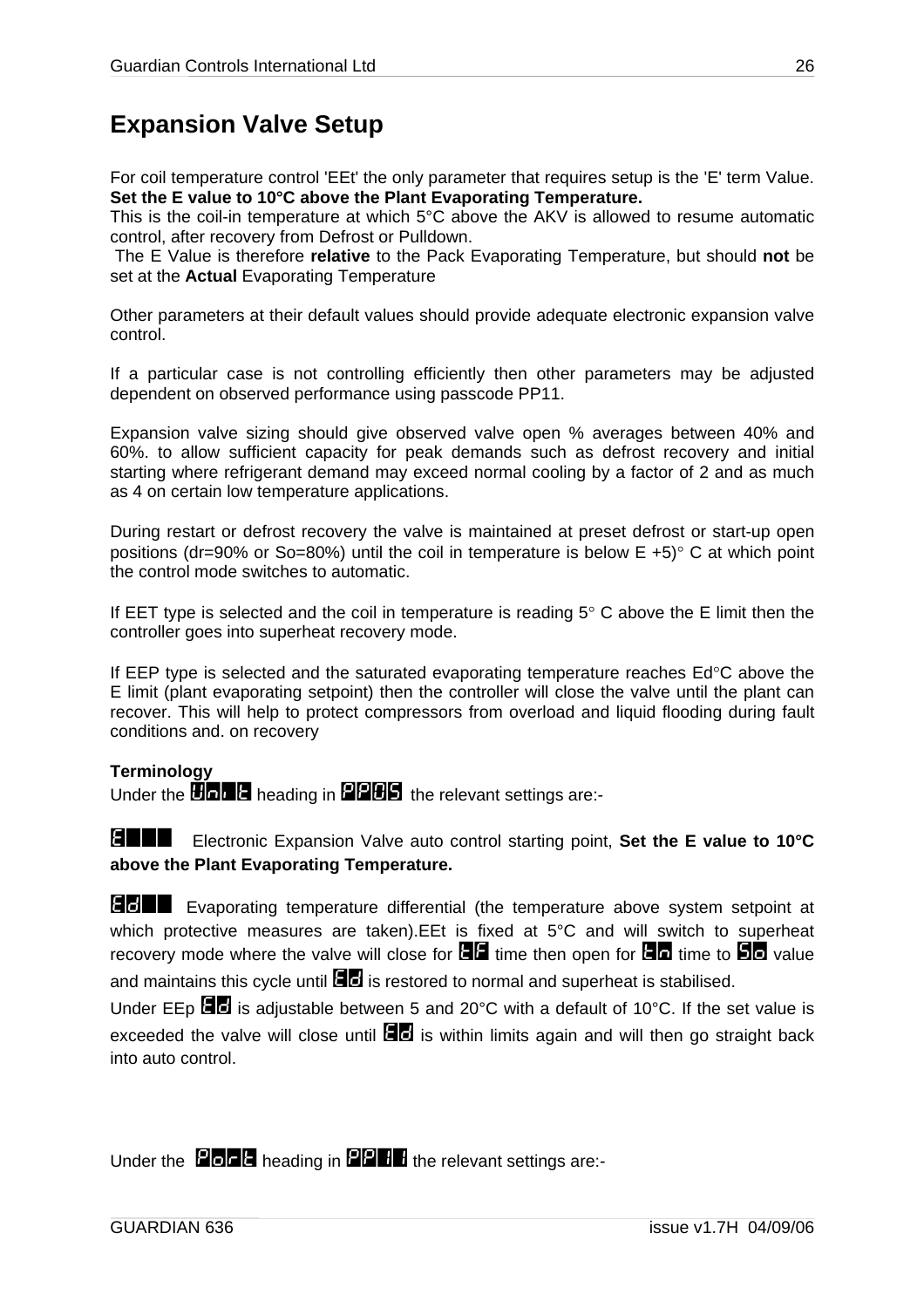# Expansion Valve Setup

For coil temperature control 'EEt' the only parameter that requires setup is the 'E' term Value. **Set the E value to 10°C above the Plant Evaporating Temperature.**
This is the coil-in temperature at which 5°C above the AKV is allowed to resume automatic control, after recovery from Defrost or Pulldown.
The E Value is therefore **relative** to the Pack Evaporating Temperature, but should **not** be set at the **Actual** Evaporating Temperature

Other parameters at their default values should provide adequate electronic expansion valve control.

If a particular case is not controlling efficiently then other parameters may be adjusted dependent on observed performance using passcode PP11.

Expansion valve sizing should give observed valve open % averages between 40% and 60%. to allow sufficient capacity for peak demands such as defrost recovery and initial starting where refrigerant demand may exceed normal cooling by a factor of 2 and as much as 4 on certain low temperature applications.

During restart or defrost recovery the valve is maintained at preset defrost or start-up open positions (dr=90% or So=80%) until the coil in temperature is below E +5)° C at which point the control mode switches to automatic.

If EET type is selected and the coil in temperature is reading 5° C above the E limit then the controller goes into superheat recovery mode.

If EEP type is selected and the saturated evaporating temperature reaches Ed°C above the E limit (plant evaporating setpoint) then the controller will close the valve until the plant can recover. This will help to protect compressors from overload and liquid flooding during fault conditions and. on recovery

**Terminology**
Under the Unit heading in PP05 the relevant settings are:-

E Electronic Expansion Valve auto control starting point, **Set the E value to 10°C above the Plant Evaporating Temperature.**

Ed Evaporating temperature differential (the temperature above system setpoint at which protective measures are taken).EEt is fixed at 5°C and will switch to superheat recovery mode where the valve will close for tF time then open for tn time to So value and maintains this cycle until Ed is restored to normal and superheat is stabilised.
Under EEp Ed is adjustable between 5 and 20°C with a default of 10°C. If the set value is exceeded the valve will close until Ed is within limits again and will then go straight back into auto control.

Under the Port heading in PP11 the relevant settings are:-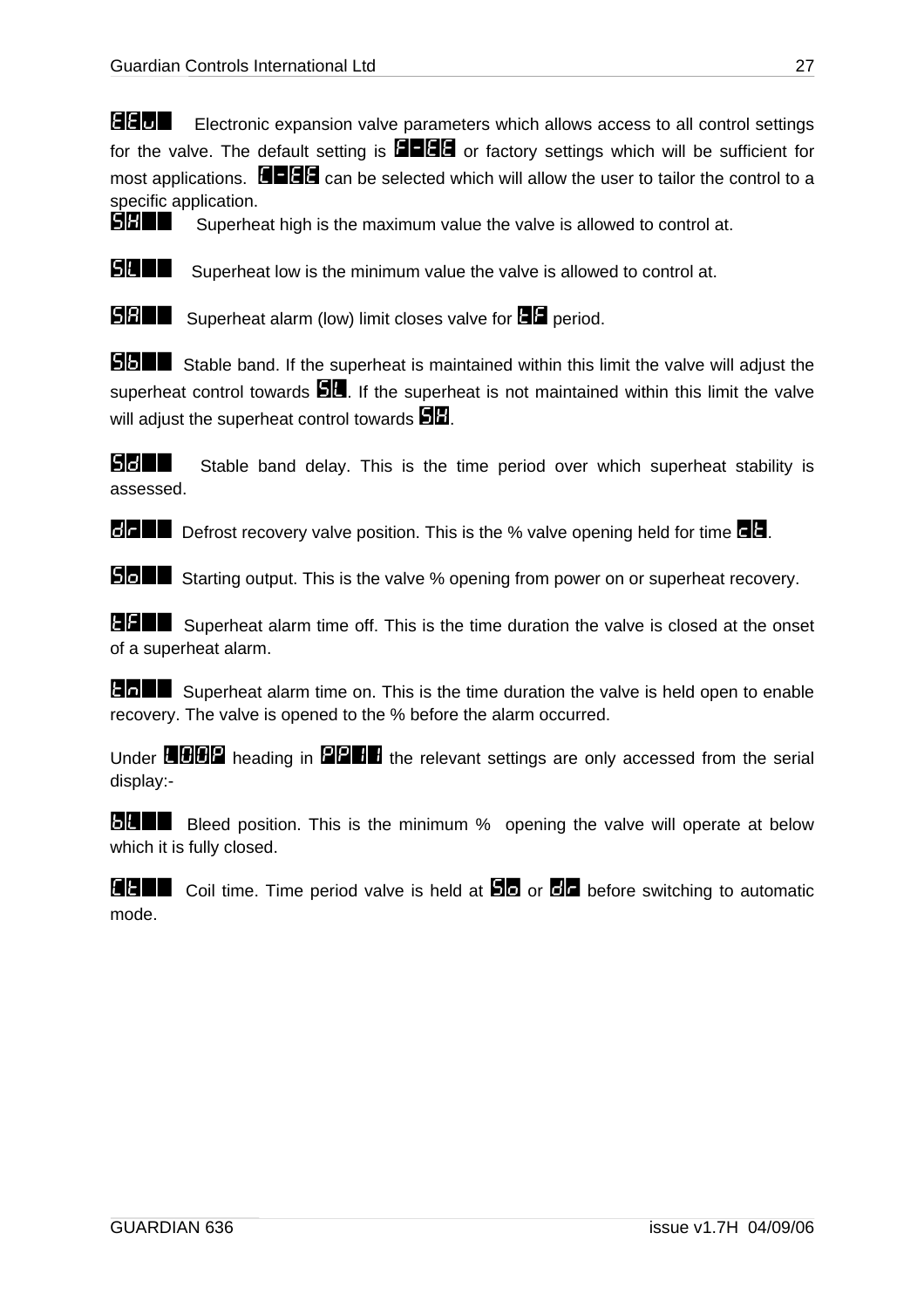EEu Electronic expansion valve parameters which allows access to all control settings for the valve. The default setting is F-EE or factory settings which will be sufficient for most applications. C-EE can be selected which will allow the user to tailor the control to a specific application.

SH Superheat high is the maximum value the valve is allowed to control at.

SL Superheat low is the minimum value the valve is allowed to control at.

SA Superheat alarm (low) limit closes valve for tF period.

Sb Stable band. If the superheat is maintained within this limit the valve will adjust the superheat control towards SL. If the superheat is not maintained within this limit the valve will adjust the superheat control towards SH.

Sd Stable band delay. This is the time period over which superheat stability is assessed.

dr Defrost recovery valve position. This is the % valve opening held for time ct.

So Starting output. This is the valve % opening from power on or superheat recovery.

tF Superheat alarm time off. This is the time duration the valve is closed at the onset of a superheat alarm.

tn Superheat alarm time on. This is the time duration the valve is held open to enable recovery. The valve is opened to the % before the alarm occurred.

Under LOOP heading in PPI the relevant settings are only accessed from the serial display:-

bL Bleed position. This is the minimum % opening the valve will operate at below which it is fully closed.

Ct Coil time. Time period valve is held at So or dr before switching to automatic mode.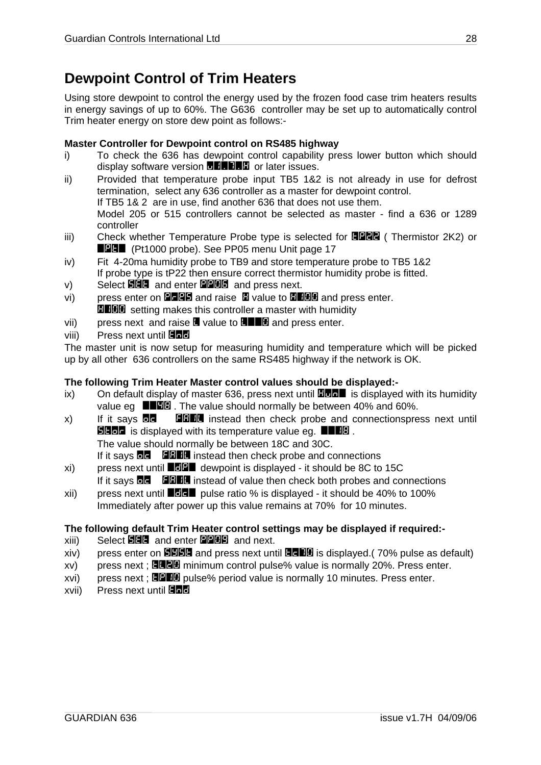# Dewpoint Control of Trim Heaters

Using store dewpoint to control the energy used by the frozen food case trim heaters results in energy savings of up to 60%. The G636 controller may be set up to automatically control Trim heater energy on store dew point as follows:-

**Master Controller for Dewpoint control on RS485 highway**

i) To check the 636 has dewpoint control capability press lower button which should display software version u1.7.H or later issues.

ii) Provided that temperature probe input TB5 1&2 is not already in use for defrost termination, select any 636 controller as a master for dewpoint control.
If TB5 1& 2 are in use, find another 636 that does not use them.
Model 205 or 515 controllers cannot be selected as master - find a 636 or 1289 controller

iii) Check whether Temperature Probe type is selected for tP22 ( Thermistor 2K2) or Pt (Pt1000 probe). See PP05 menu Unit page 17

iv) Fit 4-20ma humidity probe to TB9 and store temperature probe to TB5 1&2
If probe type is tP22 then ensure correct thermistor humidity probe is fitted.

v) Select SEt and enter PP06 and press next.

vi) press enter on PrtS and raise H value to H100 and press enter.
H100 setting makes this controller a master with humidity

vii) press next and raise L value to L 0 and press enter.

viii) Press next until End

The master unit is now setup for measuring humidity and temperature which will be picked up by all other 636 controllers on the same RS485 highway if the network is OK.

**The following Trim Heater Master control values should be displayed:-**

ix) On default display of master 636, press next until Hun is displayed with its humidity value eg 48 . The value should normally be between 40% and 60%.

x) If it says oc FAIL instead then check probe and connectionspress next until Stor is displayed with its temperature value eg. 18 .
The value should normally be between 18C and 30C.
If it says oc FAIL instead then check probe and connections

xi) press next until dP dewpoint is displayed - it should be 8C to 15C
If it says oc FAIL instead of value then check both probes and connections

xii) press next until dc pulse ratio % is displayed - it should be 40% to 100%
Immediately after power up this value remains at 70% for 10 minutes.

**The following default Trim Heater control settings may be displayed if required:-**

xiii) Select SEt and enter PP09 and next.

xiv) press enter on SYSt and press next until dc70 is displayed.( 70% pulse as default)

xv) press next ; tL20 minimum control pulse% value is normally 20%. Press enter.

xvi) press next ; tP10 pulse% period value is normally 10 minutes. Press enter.

xvii) Press next until End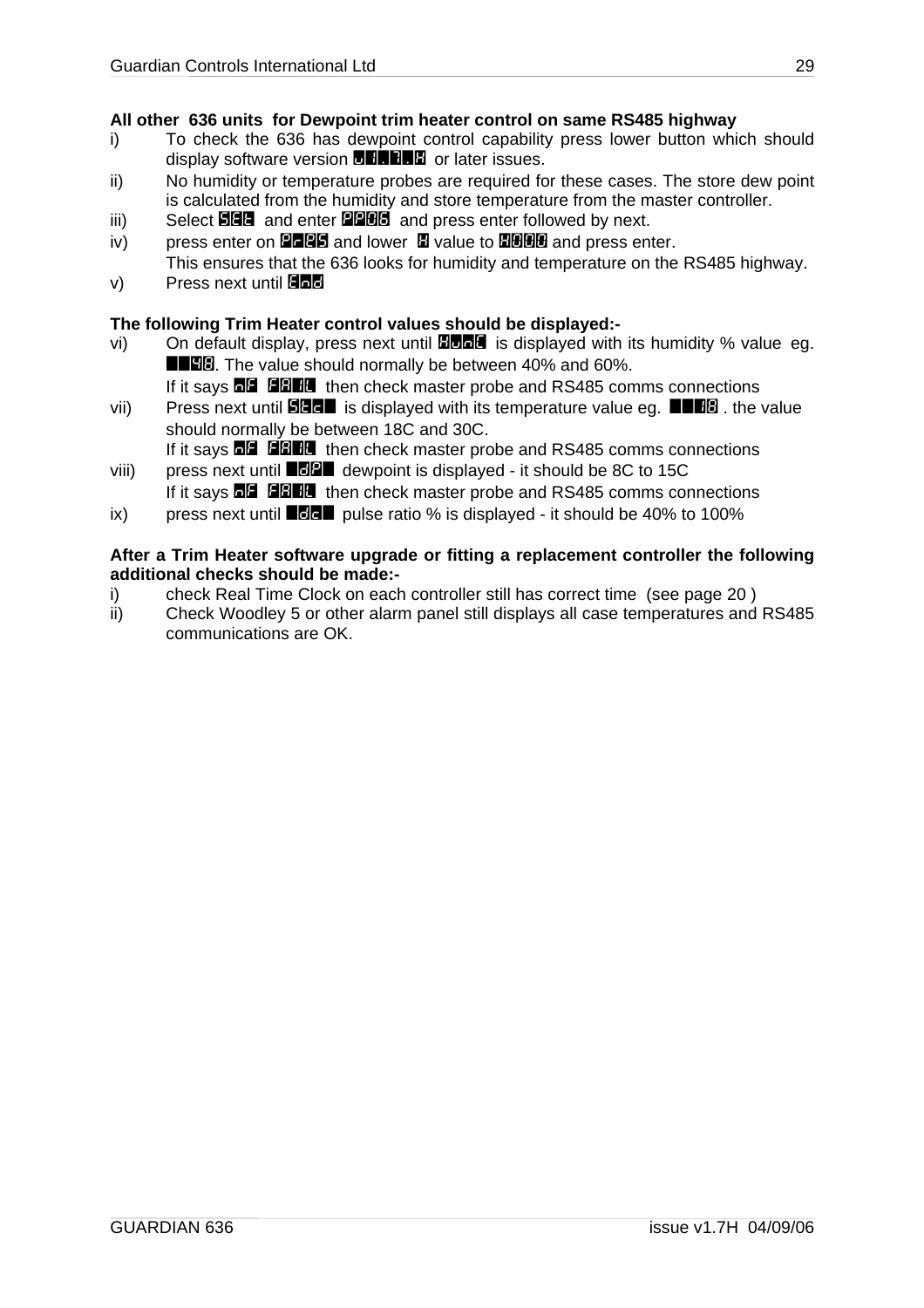**All other 636 units for Dewpoint trim heater control on same RS485 highway**

i) To check the 636 has dewpoint control capability press lower button which should display software version v1.7.H or later issues.

ii) No humidity or temperature probes are required for these cases. The store dew point is calculated from the humidity and store temperature from the master controller.

iii) Select SEt and enter PP06 and press enter followed by next.

iv) press enter on PrAS and lower H value to H000 and press enter.
This ensures that the 636 looks for humidity and temperature on the RS485 highway.

v) Press next until End

**The following Trim Heater control values should be displayed:-**

vi) On default display, press next until HunC is displayed with its humidity % value eg. 48. The value should normally be between 40% and 60%.
If it says nF FAIL then check master probe and RS485 comms connections

vii) Press next until Stc is displayed with its temperature value eg. 18 . the value should normally be between 18C and 30C.
If it says nF FAIL then check master probe and RS485 comms connections

viii) press next until dP dewpoint is displayed - it should be 8C to 15C
If it says nF FAIL then check master probe and RS485 comms connections

ix) press next until dc pulse ratio % is displayed - it should be 40% to 100%

**After a Trim Heater software upgrade or fitting a replacement controller the following additional checks should be made:-**

i) check Real Time Clock on each controller still has correct time (see page 20 )

ii) Check Woodley 5 or other alarm panel still displays all case temperatures and RS485 communications are OK.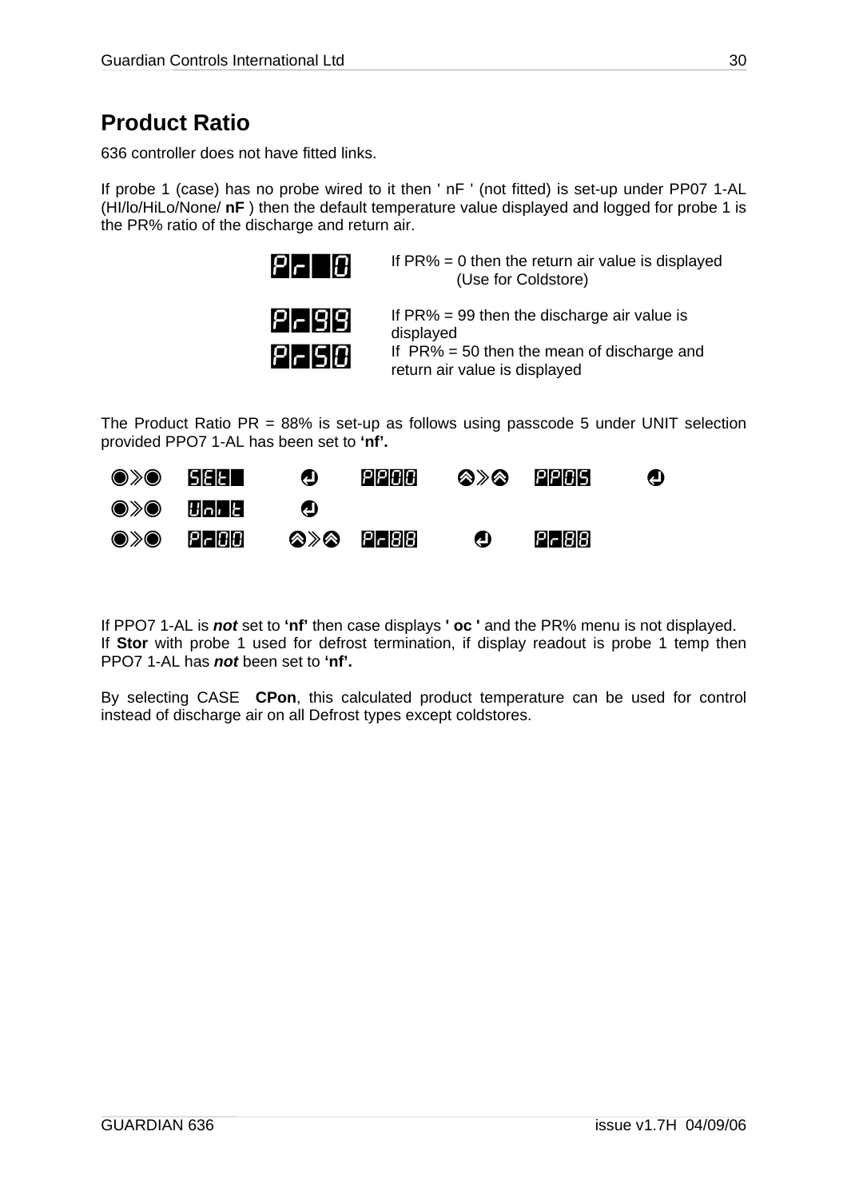# Product Ratio

636 controller does not have fitted links.

If probe 1 (case) has no probe wired to it then ' nF ' (not fitted) is set-up under PP07 1-AL (HI/lo/HiLo/None/ **nF** ) then the default temperature value displayed and logged for probe 1 is the PR% ratio of the discharge and return air.

| Display | Description |
|---|---|
| Pr 0 | If PR% = 0 then the return air value is displayed (Use for Coldstore) |
| Pr99 | If PR% = 99 then the discharge air value is displayed |
| Pr50 | If PR% = 50 then the mean of discharge and return air value is displayed |

The Product Ratio PR = 88% is set-up as follows using passcode 5 under UNIT selection provided PPO7 1-AL has been set to **'nf'.**

| | | | | | | |
|---|---|---|---|---|---|---|
| ◉≫◉ | SEt | ↵ | PP00 | ⊗≫⊗ | PP05 | ↵ |
| ◉≫◉ | Unit | ↵ | | | | |
| ◉≫◉ | Pr00 | ⊗≫⊗ | Pr88 | ↵ | Pr88 | |

If PPO7 1-AL is ***not*** set to **'nf'** then case displays **' oc '** and the PR% menu is not displayed.
If **Stor** with probe 1 used for defrost termination, if display readout is probe 1 temp then PPO7 1-AL has ***not*** been set to **'nf'.**

By selecting CASE **CPon**, this calculated product temperature can be used for control instead of discharge air on all Defrost types except coldstores.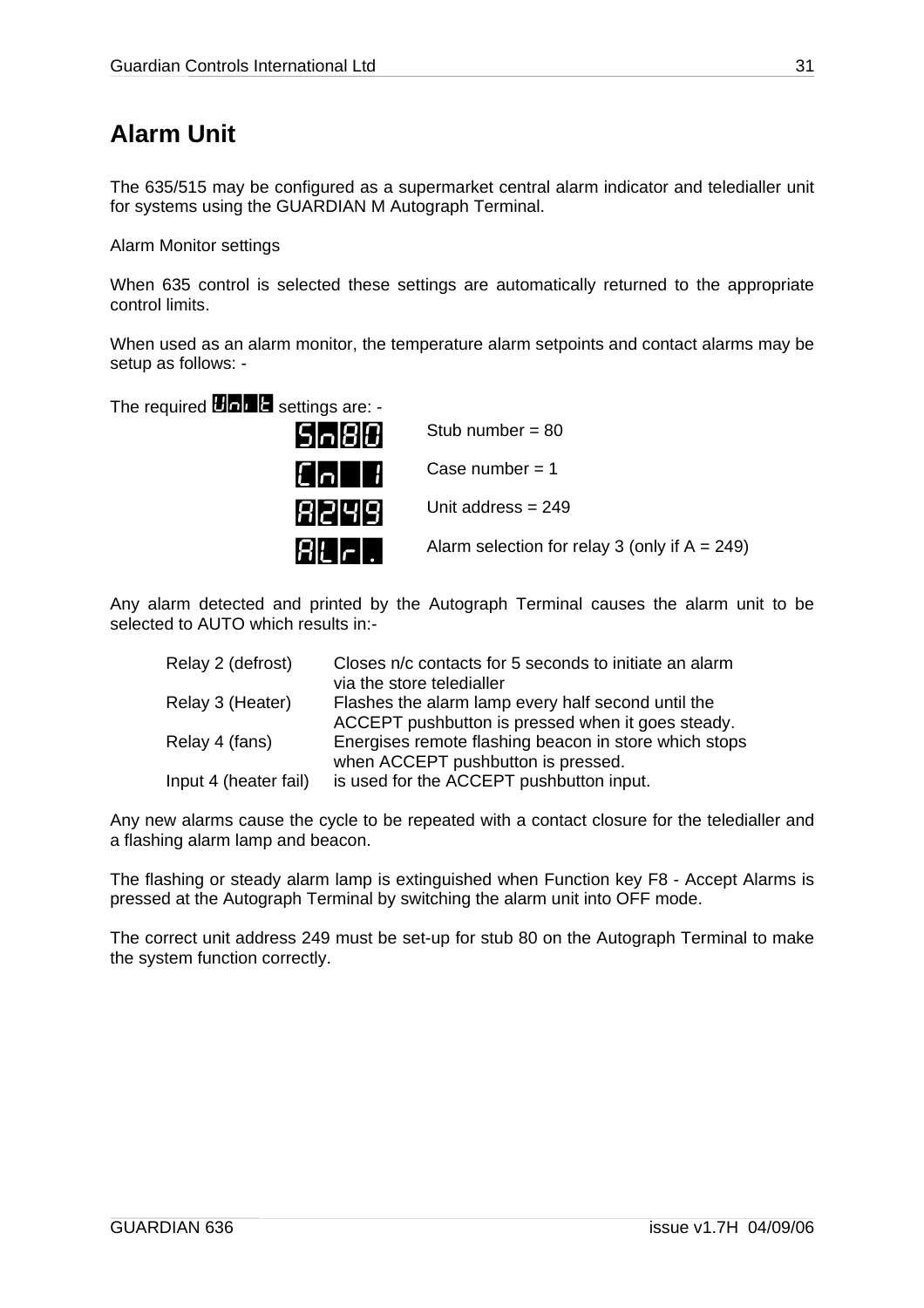# Alarm Unit

The 635/515 may be configured as a supermarket central alarm indicator and teledialler unit for systems using the GUARDIAN M Autograph Terminal.

Alarm Monitor settings

When 635 control is selected these settings are automatically returned to the appropriate control limits.

When used as an alarm monitor, the temperature alarm setpoints and contact alarms may be setup as follows: -

The required Unit settings are: -

| | |
|---|---|
| Sn80 | Stub number = 80 |
| Cn 1 | Case number = 1 |
| A249 | Unit address = 249 |
| ALr. | Alarm selection for relay 3 (only if A = 249) |

Any alarm detected and printed by the Autograph Terminal causes the alarm unit to be selected to AUTO which results in:-

| | |
|---|---|
| Relay 2 (defrost) | Closes n/c contacts for 5 seconds to initiate an alarm via the store teledialler |
| Relay 3 (Heater) | Flashes the alarm lamp every half second until the ACCEPT pushbutton is pressed when it goes steady. |
| Relay 4 (fans) | Energises remote flashing beacon in store which stops when ACCEPT pushbutton is pressed. |
| Input 4 (heater fail) | is used for the ACCEPT pushbutton input. |

Any new alarms cause the cycle to be repeated with a contact closure for the teledialler and a flashing alarm lamp and beacon.

The flashing or steady alarm lamp is extinguished when Function key F8 - Accept Alarms is pressed at the Autograph Terminal by switching the alarm unit into OFF mode.

The correct unit address 249 must be set-up for stub 80 on the Autograph Terminal to make the system function correctly.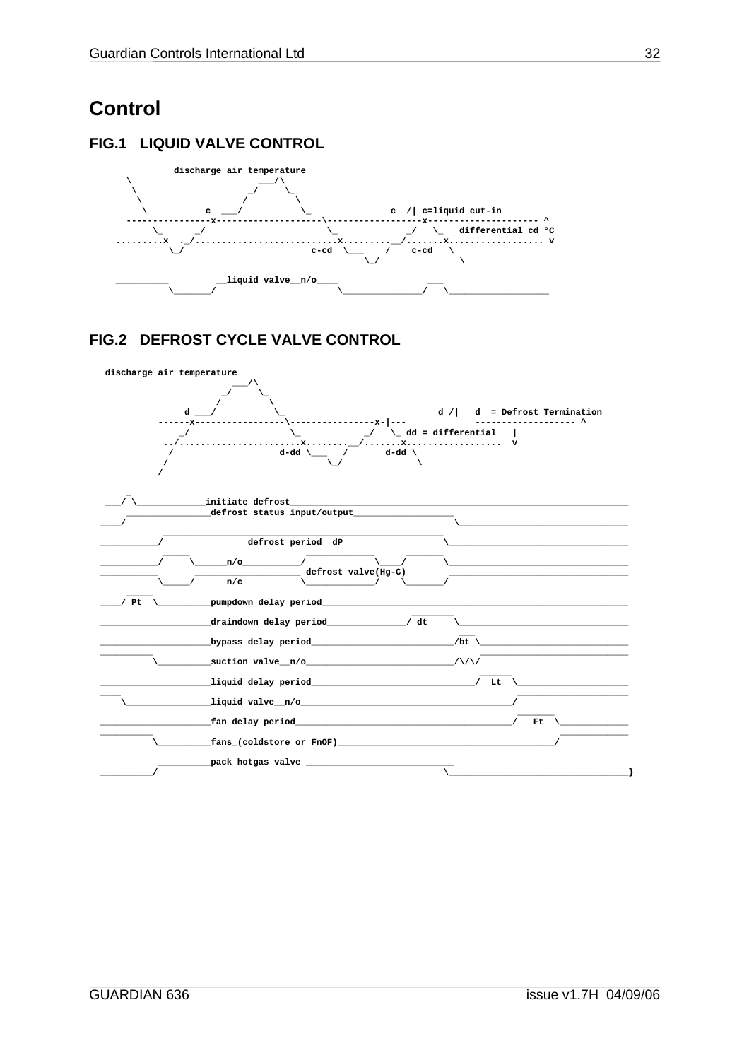# Control

## FIG.1 LIQUID VALVE CONTROL

```
            discharge air temperature
   \                       ___/\
    \                    _/     \_
     \                  /         \
      \          c  ___/           \_               c  /| c=liquid cut-in
   ----------------x--------------------\-----------------x--------------------- ^
        \_      _/                       \_             _/   \_   differential cd °C
.........x  ._/.........................x.........__/.......x.................. v
          \_/                        c-cd  \___    /    c-cd   \
                                           \_/                  \

 _________         __liquid valve__n/o____           ___
          \_______/                        \_______________/   \__________________
```

## FIG.2 DEFROST CYCLE VALVE CONTROL

```
discharge air temperature
                      ___/\
                    _/     \_
                   /         \
             d ___/           \_                      d /|   d  = Defrost Termination
          ------x----------------\---------------x-|---         ------------------ ^
             _/                   \_           _/   \_ dd = differential   |
           ../.......................x........_/.......x..................  v
            /                    d-dd \___    /       d-dd \
           /                              \_/               \
          /
     _
 ___/ \____________initiate defrost_________________________________________________________
    ________________defrost status input/output__________________
____/                                                            \_________________________________
           ______________________________________________________
__________/                defrost period  dP                     \__________________________________
           _____           ____________          ______
__________/     \______n/o__________/            \____/      \__________________________________
__________       ____________________ defrost valve(Hg-C)    ___________________________________
          \_____/      n/c          \_____________/    \_______/
     _____
____/ Pt  \_________pumpdown delay period___________________________________________________________
                                                        ________
____________________draindown delay period______________/ dt     \__________________________________
                                                             ___
____________________bypass delay period___________________________/bt \____________________________
_________                                                              ____________________________
         \__________suction valve__n/o____________________________/\/\/
                                                                    ______
____________________liquid delay period_________________________________/  Lt  \______________________
____                                                                         ______________________
    \________________liquid valve__n/o________________________________________/
                                                                              ______
____________________fan delay period__________________________________________/   Ft  \_____________
_________                                                                            _____________
         \__________fans_(coldstore or FnOF)___________________________________________/
          __________
          __________pack hotgas valve ____________________________
_________/                                                        \___________________________________}
```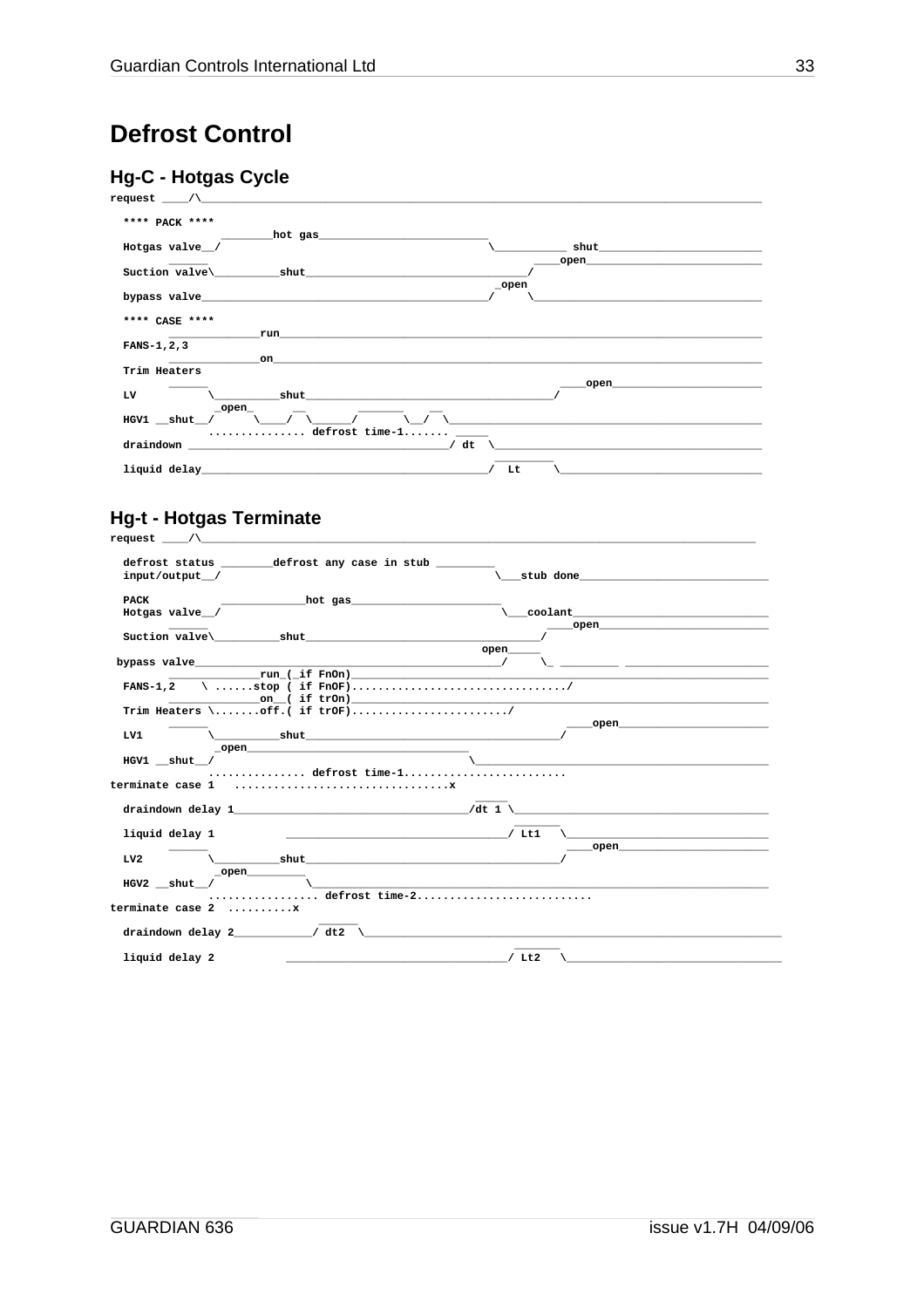# Defrost Control

## Hg-C - Hotgas Cycle

```
request ____/\_________________________________________________________________________________

  **** PACK ****
                ________hot gas__________________________
  Hotgas valve__/                                         \___________ shut________________________
         ______                                                   ____open_________________________
  Suction valve\__________shut___________________________________/
                                                           _open
  bypass valve___________________________________________/     \___________________________________

  **** CASE ****
         ______________run_____________________________________________________________________
  FANS-1,2,3
         ______________on______________________________________________________________________
  Trim Heaters
         ______                                                        ____open_______________________
  LV           \__________shut_______________________________________/
                _open_     __       _______     __
  HGV1 __shut__/      \____/  \______/       \__/  \_______________________________________________
                .............. defrost time-1....... _____
  draindown ___________________________________________/ dt  \_________________________________________
                                                           _________
  liquid delay____________________________________________/  Lt     \________________________________
```

## Hg-t - Hotgas Terminate

```
request ____/\_________________________________________________________________________________

  defrost status ________defrost any case in stub _________
  input/output__/                                           \___stub done____________________________

  PACK            _____________hot gas_______________________
  Hotgas valve__/                                            \___coolant______________________________
         ______                                                     ____open__________________________
  Suction valve\__________shut_____________________________________/
                                                        open_____
 bypass valve_______________________________________________/     \_ _________ _______________________
         ______________run_(_if FnOn)___________________________________________________________________
  FANS-1,2    \ ......stop ( if FnOF)................................/
         ______________on__( if trOn)___________________________________________________________________
  Trim Heaters \.......off.( if trOF)......................./
         ______                                                        ____open_______________________
  LV1          \__________shut_______________________________________/
                _open__________________________________
  HGV1 __shut__/                                        \_____________________________________________
                .............. defrost time-1........................
terminate case 1   ................................x
                                                       _____
  draindown delay 1___________________________________/dt 1 \_________________________________________
                                                            _______
  liquid delay 1            _________________________________/ Lt1   \______________________________
         ______                                                        ____open_______________________
  LV2          \__________shut_______________________________________/
                _open_________
  HGV2 __shut__/              \______________________________________________________________________
                ................ defrost time-2..........................
terminate case 2  ..........x
                              _____
  draindown delay 2___________/ dt2  \______________________________________________________________
                                                            _______
  liquid delay 2            _________________________________/ Lt2   \______________________________
```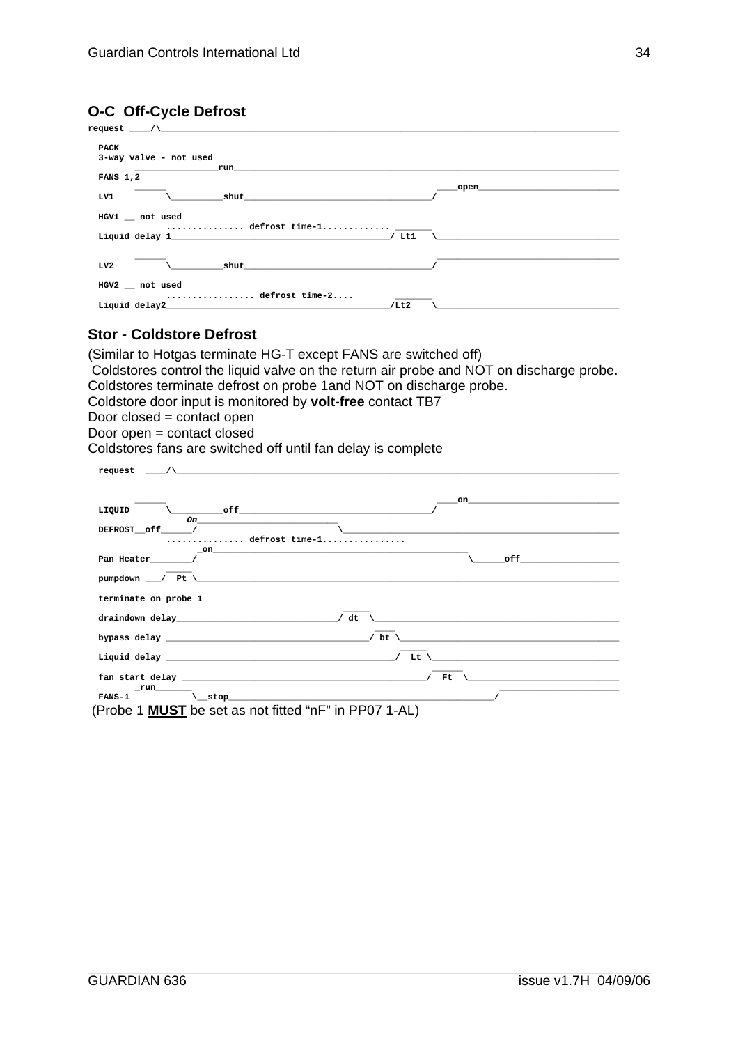## O-C  Off-Cycle Defrost

```
request ____/\__________________________________________________________________________________

  PACK
  3-way valve - not used
        _______________run_______________________________________________________________________
  FANS 1,2
        ______                                                       ____open___________________________
  LV1         \__________shut___________________________________/

  HGV1 __ not used
              ............... defrost time-1............. _______
  Liquid delay 1_________________________________________/ Lt1   \__________________________________

        ______                                                       ___________________________________
  LV2         \__________shut___________________________________/

  HGV2 __ not used
              ................. defrost time-2....      _______
  Liquid delay2__________________________________________/Lt2    \__________________________________
```

## Stor - Coldstore Defrost

(Similar to Hotgas terminate HG-T except FANS are switched off)
 Coldstores control the liquid valve on the return air probe and NOT on discharge probe.
Coldstores terminate defrost on probe 1and NOT on discharge probe.
Coldstore door input is monitored by **volt-free** contact TB7
Door closed = contact open
Door open = contact closed
Coldstores fans are switched off until fan delay is complete

```
  request  ____/\_______________________________________________________________________________


        ______                                                       ____on_____________________________
  LIQUID      \__________off____________________________________/
                  On___________________________
  DEFROST__off______/                          \_______________________________________________________
              .............. defrost time-1................
                    _on_______________________________________________
  Pan Heater________/                                                     \______off___________________
           _____
  pumpdown ___/  Pt \___________________________________________________________________________________

  terminate on probe 1
                                                  _____
  drraindown delay______________________________/ dt  \_______________________________________________
                                                        ____
  bypass delay ____________________________________/ bt \__________________________________________
                                                             _____
  Liquid delay ___________________________________________/  Lt \___________________________________
                                                                   ______
  fan start delay ______________________________________________/  Ft  \_____________________________
        _run_______                                                           _______________________
  FANS-1          \__stop_________________________________________________/
```

 (Probe 1 **MUST** be set as not fitted “nF” in PP07 1-AL)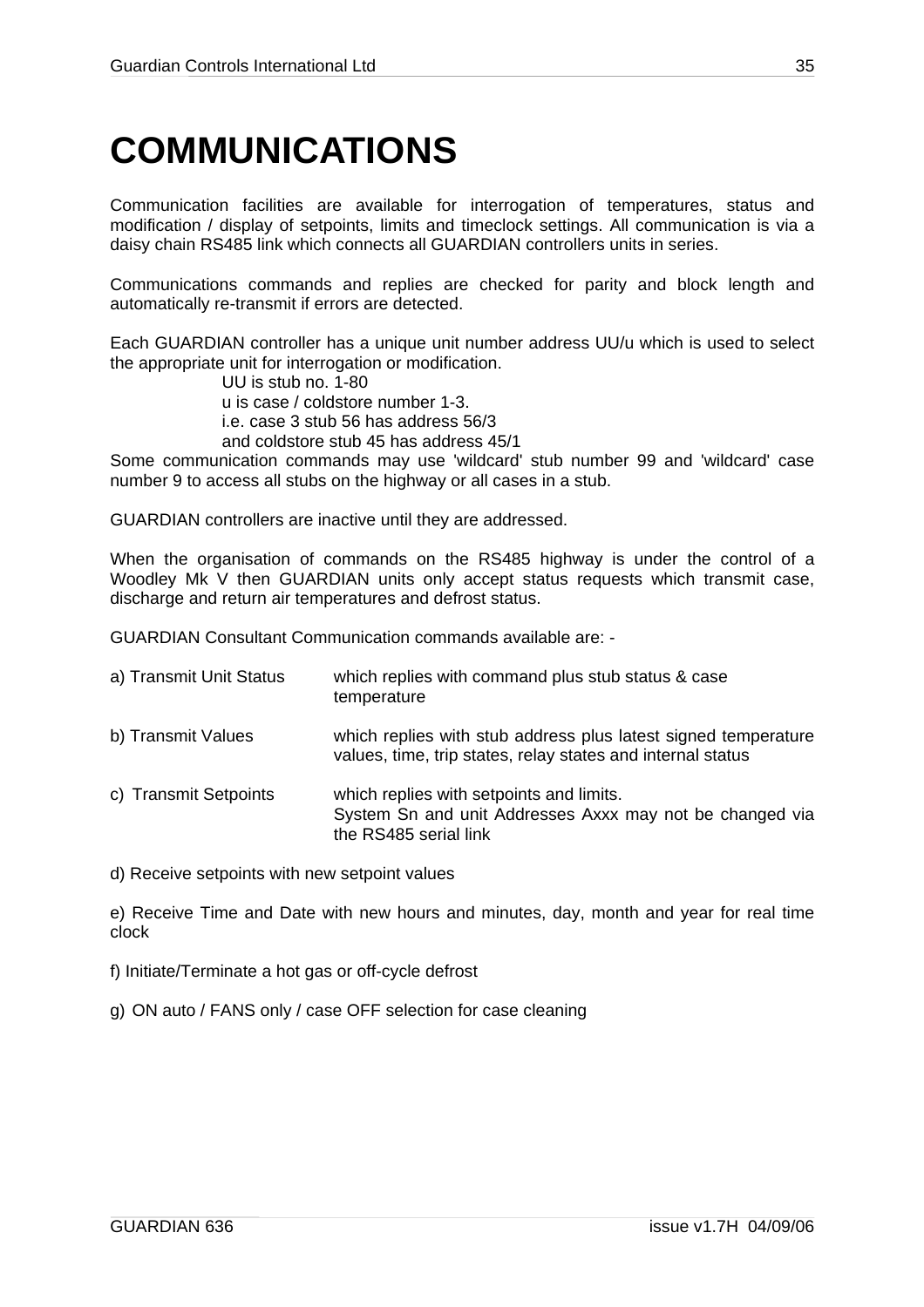# COMMUNICATIONS

Communication facilities are available for interrogation of temperatures, status and modification / display of setpoints, limits and timeclock settings. All communication is via a daisy chain RS485 link which connects all GUARDIAN controllers units in series.

Communications commands and replies are checked for parity and block length and automatically re-transmit if errors are detected.

Each GUARDIAN controller has a unique unit number address UU/u which is used to select the appropriate unit for interrogation or modification.

UU is stub no. 1-80
u is case / coldstore number 1-3.
i.e. case 3 stub 56 has address 56/3
and coldstore stub 45 has address 45/1

Some communication commands may use 'wildcard' stub number 99 and 'wildcard' case number 9 to access all stubs on the highway or all cases in a stub.

GUARDIAN controllers are inactive until they are addressed.

When the organisation of commands on the RS485 highway is under the control of a Woodley Mk V then GUARDIAN units only accept status requests which transmit case, discharge and return air temperatures and defrost status.

GUARDIAN Consultant Communication commands available are: -

a) Transmit Unit Status — which replies with command plus stub status & case temperature

b) Transmit Values — which replies with stub address plus latest signed temperature values, time, trip states, relay states and internal status

c) Transmit Setpoints — which replies with setpoints and limits.
System Sn and unit Addresses Axxx may not be changed via the RS485 serial link

d) Receive setpoints with new setpoint values

e) Receive Time and Date with new hours and minutes, day, month and year for real time clock

f) Initiate/Terminate a hot gas or off-cycle defrost

g) ON auto / FANS only / case OFF selection for case cleaning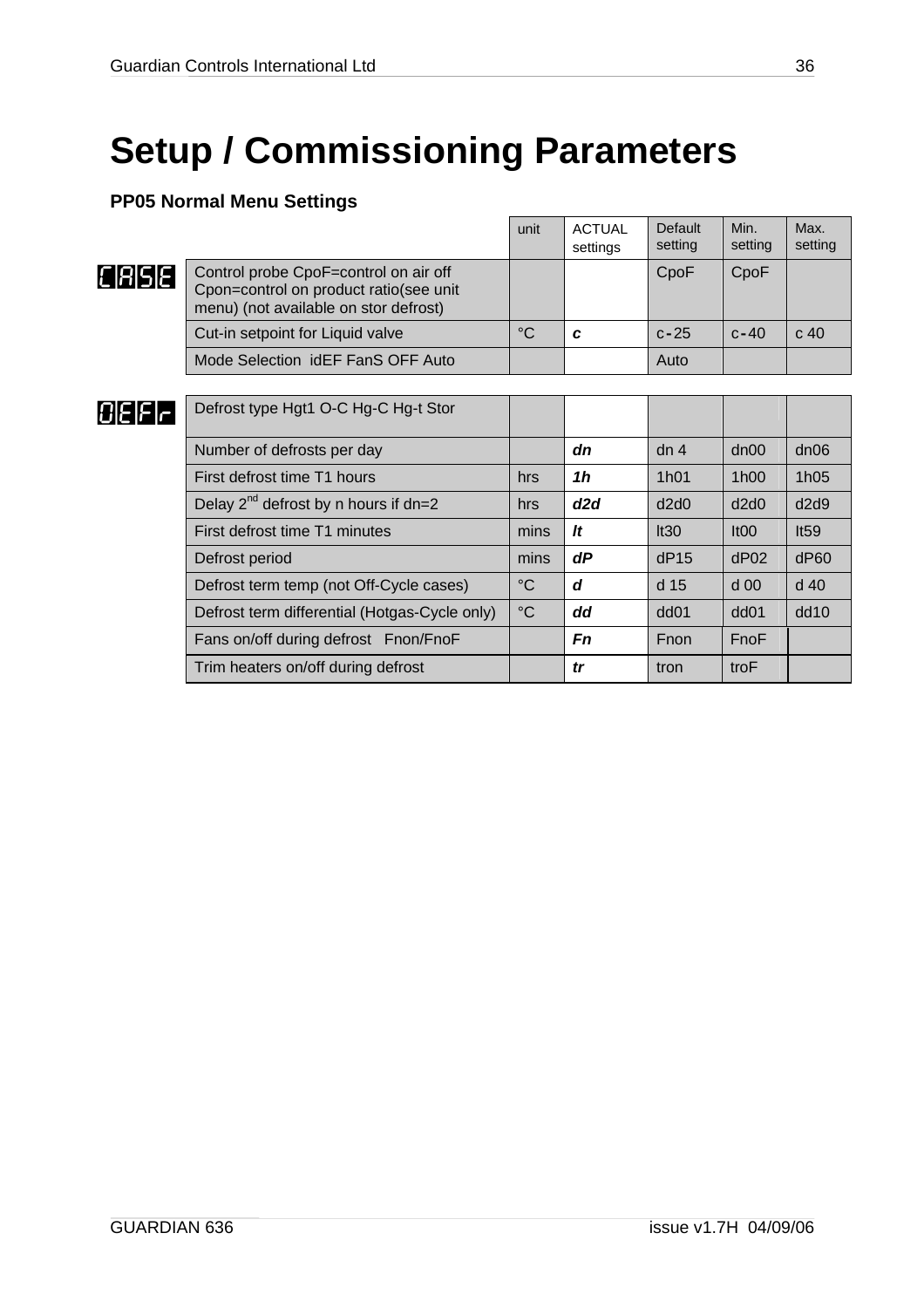# Setup / Commissioning Parameters

### PP05 Normal Menu Settings

| | | unit | ACTUAL settings | Default setting | Min. setting | Max. setting |
|---|---|---|---|---|---|---|
| CASE | Control probe CpoF=control on air off Cpon=control on product ratio(see unit menu) (not available on stor defrost) | | | CpoF | CpoF | |
| | Cut-in setpoint for Liquid valve | °C | ***c*** | c-25 | c-40 | c 40 |
| | Mode Selection idEF FanS OFF Auto | | | Auto | | |
| DEFr | Defrost type Hgt1 O-C Hg-C Hg-t Stor | | | | | |
| | Number of defrosts per day | | ***dn*** | dn 4 | dn00 | dn06 |
| | First defrost time T1 hours | hrs | ***1h*** | 1h01 | 1h00 | 1h05 |
| | Delay 2nd defrost by n hours if dn=2 | hrs | ***d2d*** | d2d0 | d2d0 | d2d9 |
| | First defrost time T1 minutes | mins | ***lt*** | lt30 | lt00 | lt59 |
| | Defrost period | mins | ***dP*** | dP15 | dP02 | dP60 |
| | Defrost term temp (not Off-Cycle cases) | °C | ***d*** | d 15 | d 00 | d 40 |
| | Defrost term differential (Hotgas-Cycle only) | °C | ***dd*** | dd01 | dd01 | dd10 |
| | Fans on/off during defrost Fnon/FnoF | | ***Fn*** | Fnon | FnoF | |
| | Trim heaters on/off during defrost | | ***tr*** | tron | troF | |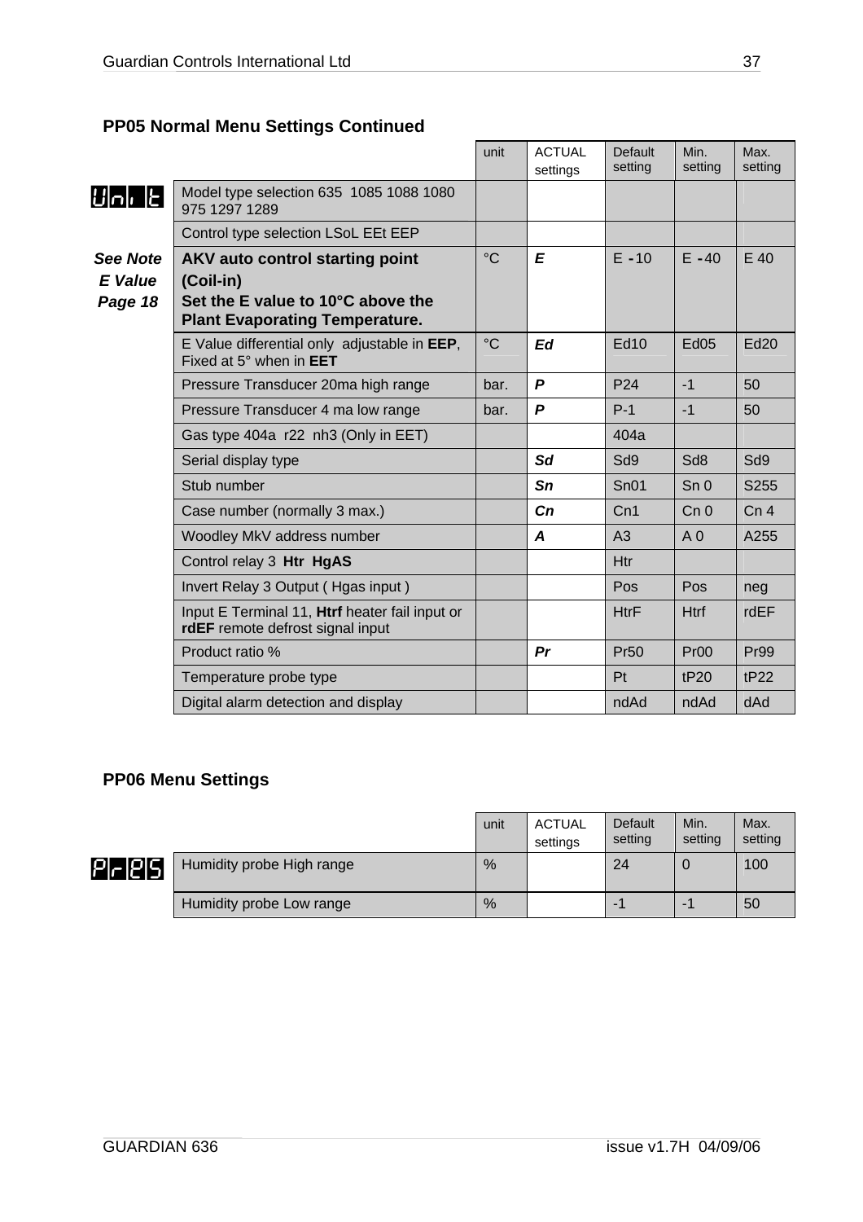## PP05 Normal Menu Settings Continued

| | | unit | ACTUAL settings | Default setting | Min. setting | Max. setting |
|---|---|---|---|---|---|---|
| **Unit** | Model type selection 635 1085 1088 1080 975 1297 1289 | | | | | |
| | Control type selection LSoL EEt EEP | | | | | |
| ***See Note E Value Page 18*** | **AKV auto control starting point (Coil-in) Set the E value to 10°C above the Plant Evaporating Temperature.** | °C | ***E*** | E -10 | E -40 | E 40 |
| | E Value differential only adjustable in **EEP**, Fixed at 5° when in **EET** | °C | ***Ed*** | Ed10 | Ed05 | Ed20 |
| | Pressure Transducer 20ma high range | bar. | ***P*** | P24 | -1 | 50 |
| | Pressure Transducer 4 ma low range | bar. | ***P*** | P-1 | -1 | 50 |
| | Gas type 404a r22 nh3 (Only in EET) | | | 404a | | |
| | Serial display type | | ***Sd*** | Sd9 | Sd8 | Sd9 |
| | Stub number | | ***Sn*** | Sn01 | Sn 0 | S255 |
| | Case number (normally 3 max.) | | ***Cn*** | Cn1 | Cn 0 | Cn 4 |
| | Woodley MkV address number | | ***A*** | A3 | A 0 | A255 |
| | Control relay 3 **Htr HgAS** | | | Htr | | |
| | Invert Relay 3 Output ( Hgas input ) | | | Pos | Pos | neg |
| | Input E Terminal 11, **Htrf** heater fail input or **rdEF** remote defrost signal input | | | HtrF | Htrf | rdEF |
| | Product ratio % | | ***Pr*** | Pr50 | Pr00 | Pr99 |
| | Temperature probe type | | | Pt | tP20 | tP22 |
| | Digital alarm detection and display | | | ndAd | ndAd | dAd |

## PP06 Menu Settings

| | | unit | ACTUAL settings | Default setting | Min. setting | Max. setting |
|---|---|---|---|---|---|---|
| **Pr-ES** | Humidity probe High range | % | | 24 | 0 | 100 |
| | Humidity probe Low range | % | | -1 | -1 | 50 |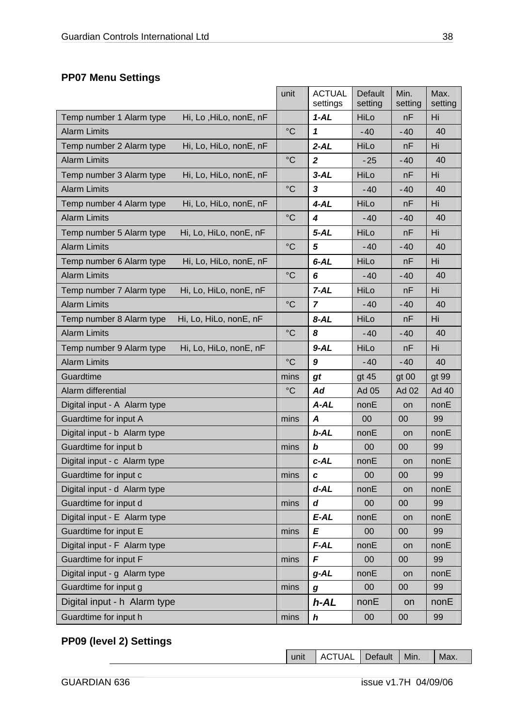## PP07 Menu Settings

| | unit | ACTUAL settings | Default setting | Min. setting | Max. setting |
|---|---|---|---|---|---|
| Temp number 1 Alarm type Hi, Lo ,HiLo, nonE, nF | | ***1-AL*** | HiLo | nF | Hi |
| Alarm Limits | °C | ***1*** | -40 | -40 | 40 |
| Temp number 2 Alarm type Hi, Lo, HiLo, nonE, nF | | ***2-AL*** | HiLo | nF | Hi |
| Alarm Limits | °C | ***2*** | -25 | -40 | 40 |
| Temp number 3 Alarm type Hi, Lo, HiLo, nonE, nF | | ***3-AL*** | HiLo | nF | Hi |
| Alarm Limits | °C | ***3*** | -40 | -40 | 40 |
| Temp number 4 Alarm type Hi, Lo, HiLo, nonE, nF | | ***4-AL*** | HiLo | nF | Hi |
| Alarm Limits | °C | ***4*** | -40 | -40 | 40 |
| Temp number 5 Alarm type Hi, Lo, HiLo, nonE, nF | | ***5-AL*** | HiLo | nF | Hi |
| Alarm Limits | °C | ***5*** | -40 | -40 | 40 |
| Temp number 6 Alarm type Hi, Lo, HiLo, nonE, nF | | ***6-AL*** | HiLo | nF | Hi |
| Alarm Limits | °C | ***6*** | -40 | -40 | 40 |
| Temp number 7 Alarm type Hi, Lo, HiLo, nonE, nF | | ***7-AL*** | HiLo | nF | Hi |
| Alarm Limits | °C | ***7*** | -40 | -40 | 40 |
| Temp number 8 Alarm type Hi, Lo, HiLo, nonE, nF | | ***8-AL*** | HiLo | nF | Hi |
| Alarm Limits | °C | ***8*** | -40 | -40 | 40 |
| Temp number 9 Alarm type Hi, Lo, HiLo, nonE, nF | | ***9-AL*** | HiLo | nF | Hi |
| Alarm Limits | °C | ***9*** | -40 | -40 | 40 |
| Guardtime | mins | ***gt*** | gt 45 | gt 00 | gt 99 |
| Alarm differential | °C | ***Ad*** | Ad 05 | Ad 02 | Ad 40 |
| Digital input - A Alarm type | | ***A-AL*** | nonE | on | nonE |
| Guardtime for input A | mins | ***A*** | 00 | 00 | 99 |
| Digital input - b Alarm type | | ***b-AL*** | nonE | on | nonE |
| Guardtime for input b | mins | ***b*** | 00 | 00 | 99 |
| Digital input - c Alarm type | | ***c-AL*** | nonE | on | nonE |
| Guardtime for input c | mins | ***c*** | 00 | 00 | 99 |
| Digital input - d Alarm type | | ***d-AL*** | nonE | on | nonE |
| Guardtime for input d | mins | ***d*** | 00 | 00 | 99 |
| Digital input - E Alarm type | | ***E-AL*** | nonE | on | nonE |
| Guardtime for input E | mins | ***E*** | 00 | 00 | 99 |
| Digital input - F Alarm type | | ***F-AL*** | nonE | on | nonE |
| Guardtime for input F | mins | ***F*** | 00 | 00 | 99 |
| Digital input - g Alarm type | | ***g-AL*** | nonE | on | nonE |
| Guardtime for input g | mins | ***g*** | 00 | 00 | 99 |
| Digital input - h Alarm type | | ***h-AL*** | nonE | on | nonE |
| Guardtime for input h | mins | ***h*** | 00 | 00 | 99 |

## PP09 (level 2) Settings

| | unit | ACTUAL | Default | Min. | Max. |
|---|---|---|---|---|---|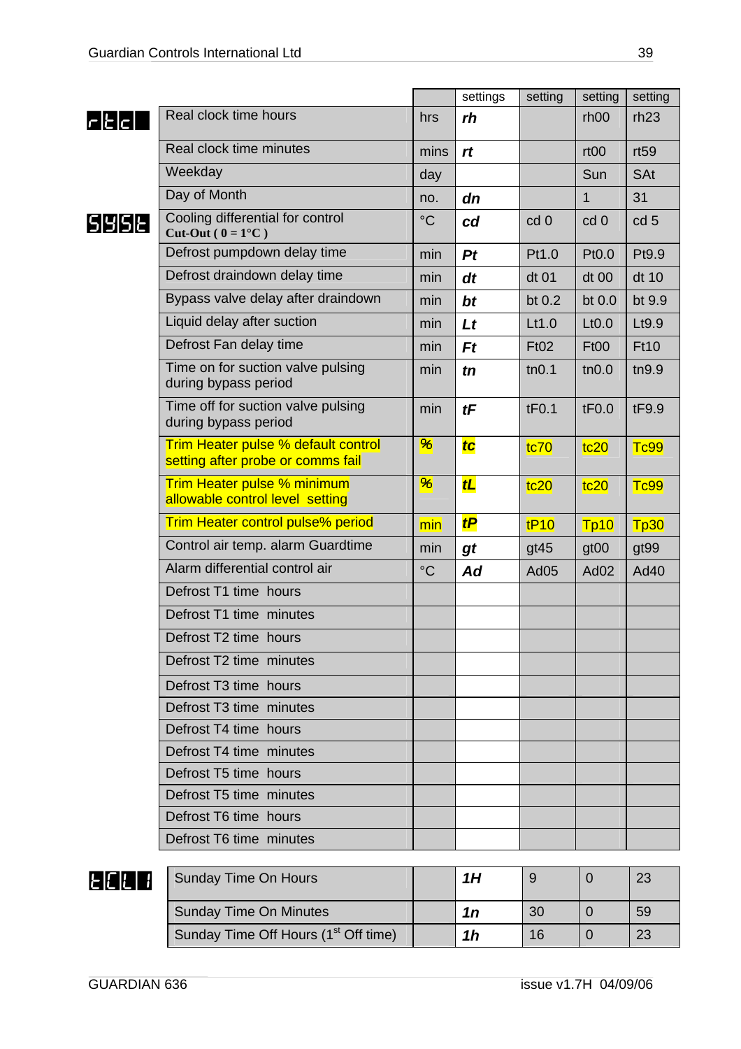| | | | settings | setting | setting | setting |
|---|---|---|---|---|---|---|
| rtc | Real clock time hours | hrs | ***rh*** | | rh00 | rh23 |
| | Real clock time minutes | mins | ***rt*** | | rt00 | rt59 |
| | Weekday | day | | | Sun | SAt |
| | Day of Month | no. | ***dn*** | | 1 | 31 |
| SYSt | Cooling differential for control **Cut-Out ( 0 = 1°C )** | °C | ***cd*** | cd 0 | cd 0 | cd 5 |
| | Defrost pumpdown delay time | min | ***Pt*** | Pt1.0 | Pt0.0 | Pt9.9 |
| | Defrost draindown delay time | min | ***dt*** | dt 01 | dt 00 | dt 10 |
| | Bypass valve delay after draindown | min | ***bt*** | bt 0.2 | bt 0.0 | bt 9.9 |
| | Liquid delay after suction | min | ***Lt*** | Lt1.0 | Lt0.0 | Lt9.9 |
| | Defrost Fan delay time | min | ***Ft*** | Ft02 | Ft00 | Ft10 |
| | Time on for suction valve pulsing during bypass period | min | ***tn*** | tn0.1 | tn0.0 | tn9.9 |
| | Time off for suction valve pulsing during bypass period | min | ***tF*** | tF0.1 | tF0.0 | tF9.9 |
| | Trim Heater pulse % default control setting after probe or comms fail | % | ***tc*** | tc70 | tc20 | Tc99 |
| | Trim Heater pulse % minimum allowable control level setting | % | ***tL*** | tc20 | tc20 | Tc99 |
| | Trim Heater control pulse% period | min | ***tP*** | tP10 | Tp10 | Tp30 |
| | Control air temp. alarm Guardtime | min | ***gt*** | gt45 | gt00 | gt99 |
| | Alarm differential control air | °C | ***Ad*** | Ad05 | Ad02 | Ad40 |
| | Defrost T1 time hours | | | | | |
| | Defrost T1 time minutes | | | | | |
| | Defrost T2 time hours | | | | | |
| | Defrost T2 time minutes | | | | | |
| | Defrost T3 time hours | | | | | |
| | Defrost T3 time minutes | | | | | |
| | Defrost T4 time hours | | | | | |
| | Defrost T4 time minutes | | | | | |
| | Defrost T5 time hours | | | | | |
| | Defrost T5 time minutes | | | | | |
| | Defrost T6 time hours | | | | | |
| | Defrost T6 time minutes | | | | | |

| | | | | | | |
|---|---|---|---|---|---|---|
| tCL1 | Sunday Time On Hours | | ***1H*** | 9 | 0 | 23 |
| | Sunday Time On Minutes | | ***1n*** | 30 | 0 | 59 |
| | Sunday Time Off Hours (1st Off time) | | ***1h*** | 16 | 0 | 23 |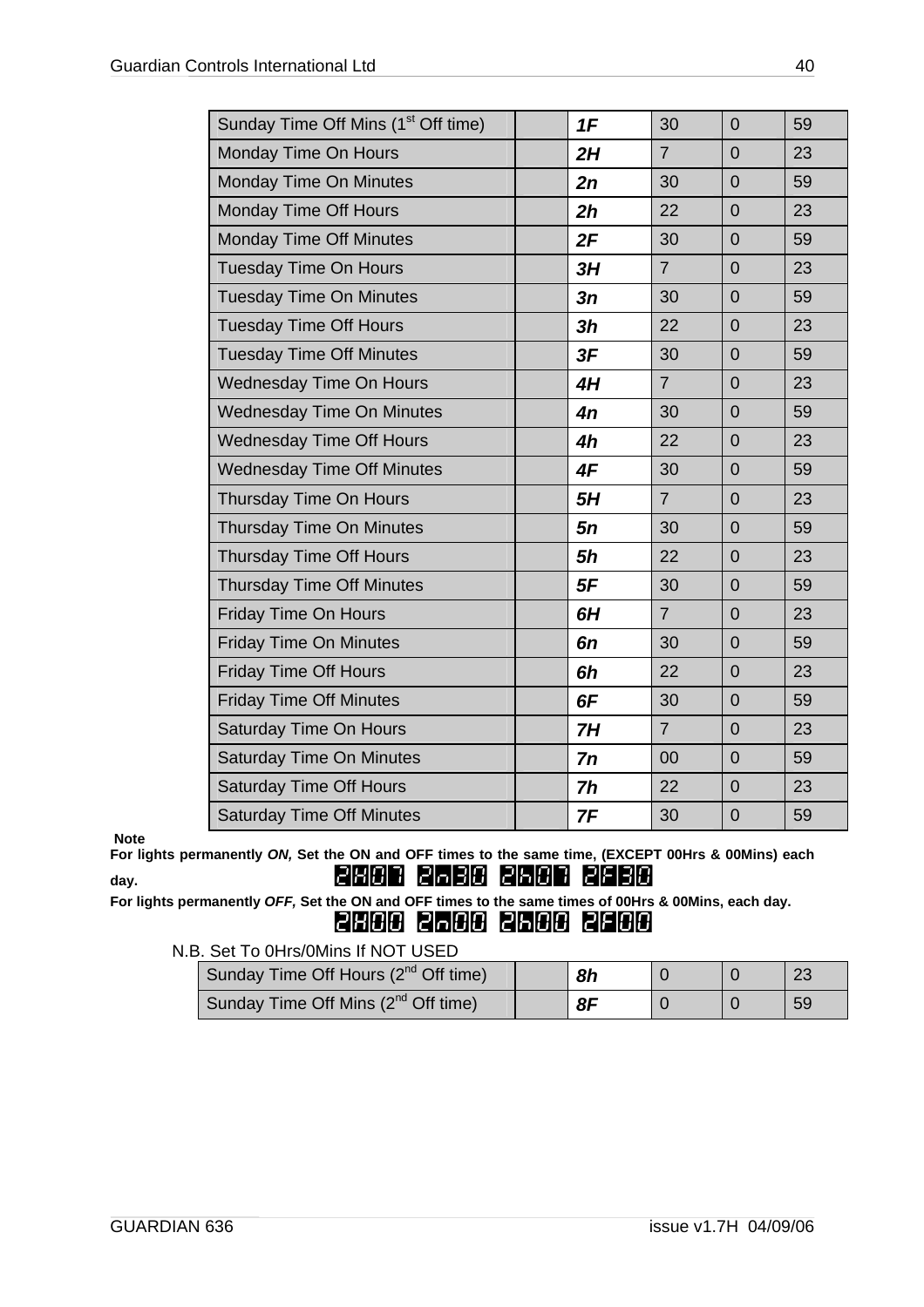| Sunday Time Off Mins (1st Off time) | | ***1F*** | 30 | 0 | 59 |
|---|---|---|---|---|---|
| Monday Time On Hours | | ***2H*** | 7 | 0 | 23 |
| Monday Time On Minutes | | ***2n*** | 30 | 0 | 59 |
| Monday Time Off Hours | | ***2h*** | 22 | 0 | 23 |
| Monday Time Off Minutes | | ***2F*** | 30 | 0 | 59 |
| Tuesday Time On Hours | | ***3H*** | 7 | 0 | 23 |
| Tuesday Time On Minutes | | ***3n*** | 30 | 0 | 59 |
| Tuesday Time Off Hours | | ***3h*** | 22 | 0 | 23 |
| Tuesday Time Off Minutes | | ***3F*** | 30 | 0 | 59 |
| Wednesday Time On Hours | | ***4H*** | 7 | 0 | 23 |
| Wednesday Time On Minutes | | ***4n*** | 30 | 0 | 59 |
| Wednesday Time Off Hours | | ***4h*** | 22 | 0 | 23 |
| Wednesday Time Off Minutes | | ***4F*** | 30 | 0 | 59 |
| Thursday Time On Hours | | ***5H*** | 7 | 0 | 23 |
| Thursday Time On Minutes | | ***5n*** | 30 | 0 | 59 |
| Thursday Time Off Hours | | ***5h*** | 22 | 0 | 23 |
| Thursday Time Off Minutes | | ***5F*** | 30 | 0 | 59 |
| Friday Time On Hours | | ***6H*** | 7 | 0 | 23 |
| Friday Time On Minutes | | ***6n*** | 30 | 0 | 59 |
| Friday Time Off Hours | | ***6h*** | 22 | 0 | 23 |
| Friday Time Off Minutes | | ***6F*** | 30 | 0 | 59 |
| Saturday Time On Hours | | ***7H*** | 7 | 0 | 23 |
| Saturday Time On Minutes | | ***7n*** | 00 | 0 | 59 |
| Saturday Time Off Hours | | ***7h*** | 22 | 0 | 23 |
| Saturday Time Off Minutes | | ***7F*** | 30 | 0 | 59 |

**Note**

**For lights permanently *ON,* Set the ON and OFF times to the same time, (EXCEPT 00Hrs & 00Mins) each day.**

2H07 2n30 2h07 2F30

**For lights permanently *OFF,* Set the ON and OFF times to the same times of 00Hrs & 00Mins, each day.**

2H00 2n00 2h00 2F00

N.B. Set To 0Hrs/0Mins If NOT USED

| Sunday Time Off Hours (2nd Off time) | | ***8h*** | 0 | 0 | 23 |
|---|---|---|---|---|---|
| Sunday Time Off Mins (2nd Off time) | | ***8F*** | 0 | 0 | 59 |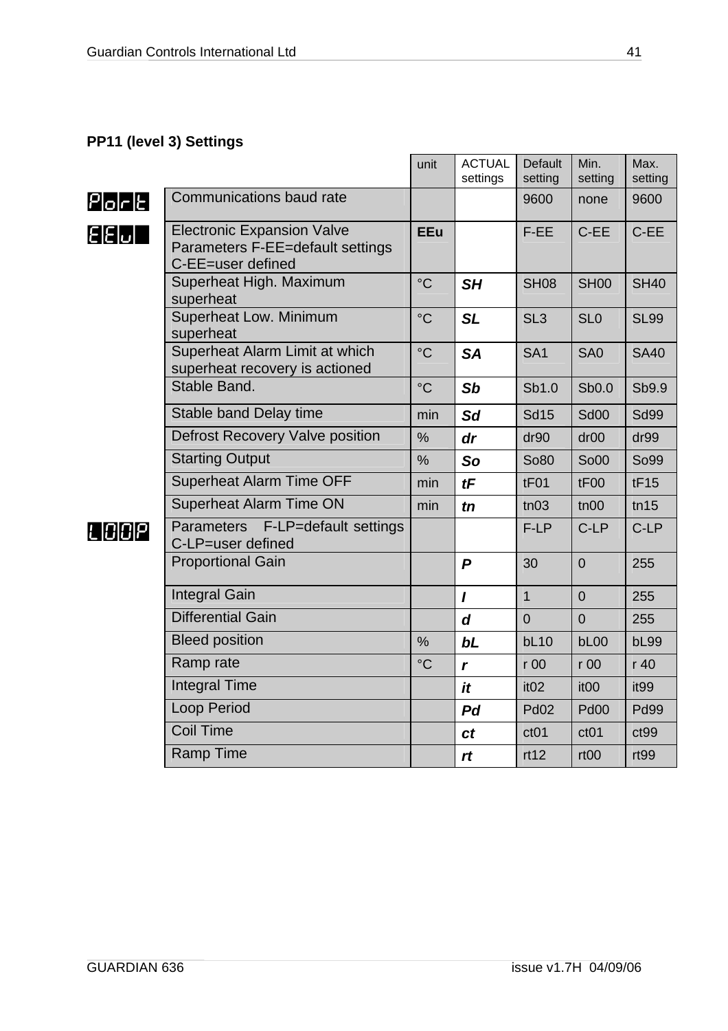### PP11 (level 3) Settings

| | | unit | ACTUAL settings | Default setting | Min. setting | Max. setting |
|---|---|---|---|---|---|---|
| Port | Communications baud rate | | | 9600 | none | 9600 |
| EEu | Electronic Expansion Valve Parameters F-EE=default settings C-EE=user defined | **EEu** | | F-EE | C-EE | C-EE |
| | Superheat High. Maximum superheat | °C | ***SH*** | SH08 | SH00 | SH40 |
| | Superheat Low. Minimum superheat | °C | ***SL*** | SL3 | SL0 | SL99 |
| | Superheat Alarm Limit at which superheat recovery is actioned | °C | ***SA*** | SA1 | SA0 | SA40 |
| | Stable Band. | °C | ***Sb*** | Sb1.0 | Sb0.0 | Sb9.9 |
| | Stable band Delay time | min | ***Sd*** | Sd15 | Sd00 | Sd99 |
| | Defrost Recovery Valve position | % | ***dr*** | dr90 | dr00 | dr99 |
| | Starting Output | % | ***So*** | So80 | So00 | So99 |
| | Superheat Alarm Time OFF | min | ***tF*** | tF01 | tF00 | tF15 |
| | Superheat Alarm Time ON | min | ***tn*** | tn03 | tn00 | tn15 |
| LOOP | Parameters F-LP=default settings C-LP=user defined | | | F-LP | C-LP | C-LP |
| | Proportional Gain | | ***P*** | 30 | 0 | 255 |
| | Integral Gain | | ***I*** | 1 | 0 | 255 |
| | Differential Gain | | ***d*** | 0 | 0 | 255 |
| | Bleed position | % | ***bL*** | bL10 | bL00 | bL99 |
| | Ramp rate | °C | ***r*** | r 00 | r 00 | r 40 |
| | Integral Time | | ***it*** | it02 | it00 | it99 |
| | Loop Period | | ***Pd*** | Pd02 | Pd00 | Pd99 |
| | Coil Time | | ***ct*** | ct01 | ct01 | ct99 |
| | Ramp Time | | ***rt*** | rt12 | rt00 | rt99 |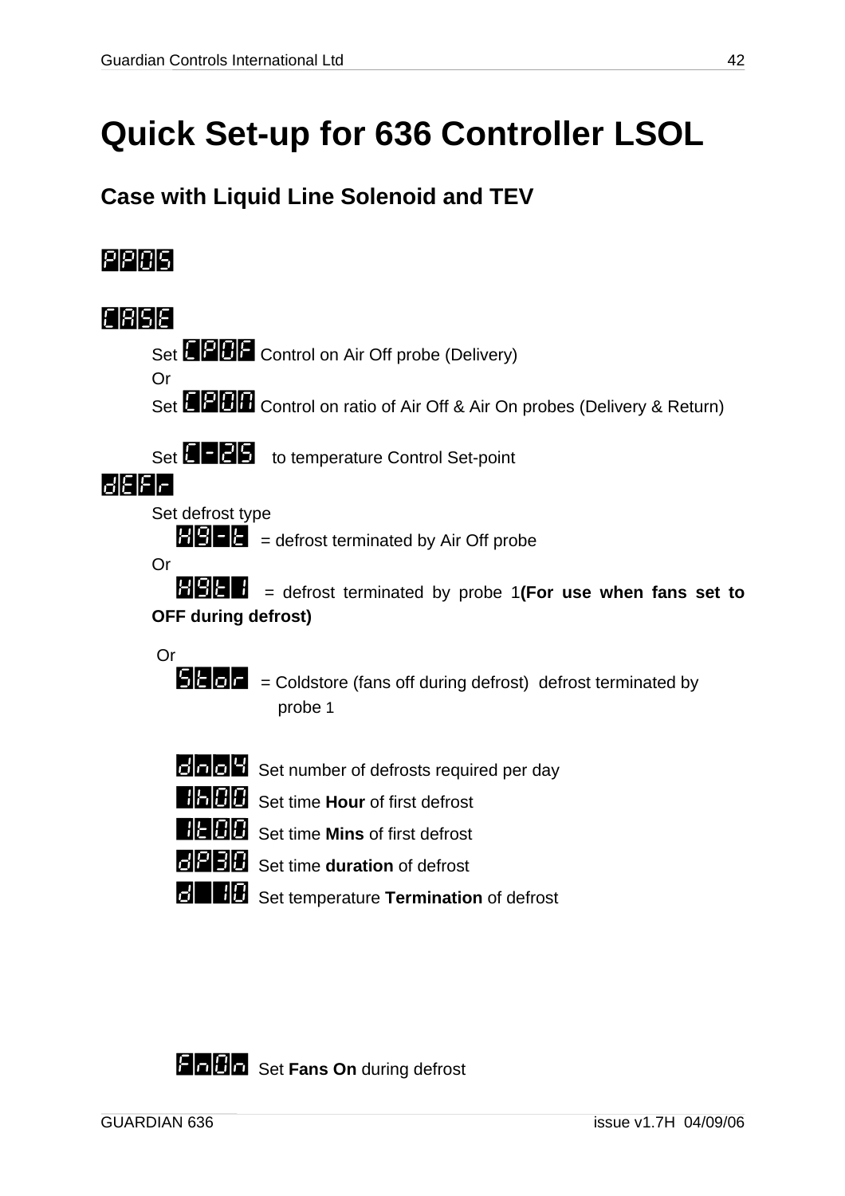# Quick Set-up for 636 Controller LSOL

## Case with Liquid Line Solenoid and TEV

PP05

CASE

Set CP0F Control on Air Off probe (Delivery)
Or
Set CP0n Control on ratio of Air Off & Air On probes (Delivery & Return)

Set C-25 to temperature Control Set-point

dEFr

Set defrost type

H9-t = defrost terminated by Air Off probe

Or

H9t1 = defrost terminated by probe 1 **(For use when fans set to OFF during defrost)**

Or

Stor = Coldstore (fans off during defrost) defrost terminated by probe 1

dno4 Set number of defrosts required per day

1h00 Set time **Hour** of first defrost

1t00 Set time **Mins** of first defrost

dP30 Set time **duration** of defrost

d 10 Set temperature **Termination** of defrost

Fn0n Set **Fans On** during defrost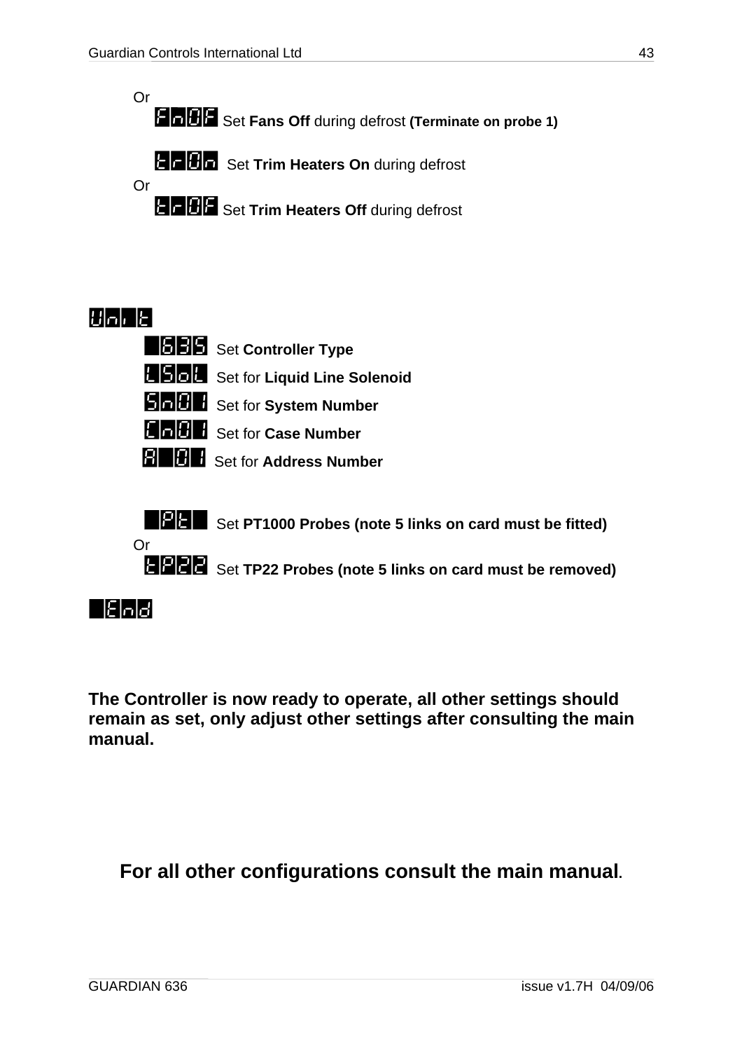Or

FnOF Set **Fans Off** during defrost **(Terminate on probe 1)**

trOn Set **Trim Heaters On** during defrost

Or

trOF Set **Trim Heaters Off** during defrost

Unit

635 Set **Controller Type**

LSoL Set for **Liquid Line Solenoid**

Sn01 Set for **System Number**

Cn01 Set for **Case Number**

A 01 Set for **Address Number**

Pt Set **PT1000 Probes (note 5 links on card must be fitted)**

Or

tP22 Set **TP22 Probes (note 5 links on card must be removed)**

End

**The Controller is now ready to operate, all other settings should remain as set, only adjust other settings after consulting the main manual.**

**For all other configurations consult the main manual**.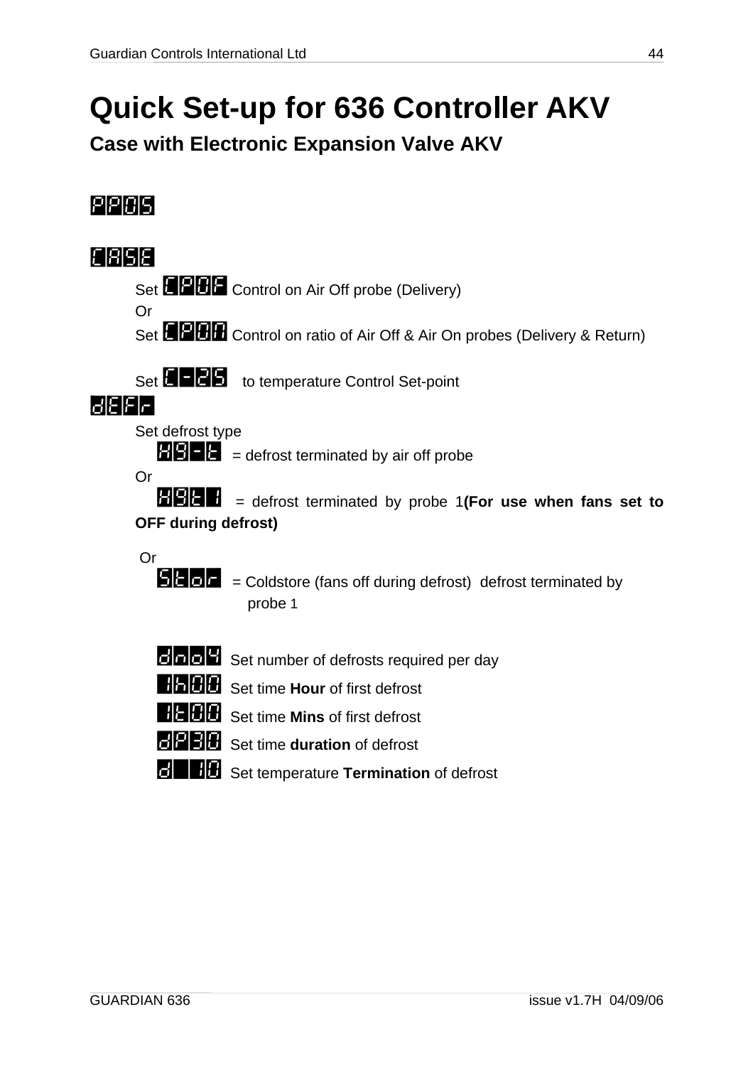# Quick Set-up for 636 Controller AKV

## Case with Electronic Expansion Valve AKV

**PP05**

**CASE**

Set **CP0F** Control on Air Off probe (Delivery)
Or
Set **CP0R** Control on ratio of Air Off & Air On probes (Delivery & Return)

Set **C-25** to temperature Control Set-point

**dEFr**

Set defrost type

**H9-t** = defrost terminated by air off probe

Or

**H9t1** = defrost terminated by probe 1**(For use when fans set to OFF during defrost)**

Or

**Stor** = Coldstore (fans off during defrost) defrost terminated by probe 1

**dno4** Set number of defrosts required per day
**1h00** Set time **Hour** of first defrost
**1t00** Set time **Mins** of first defrost
**dP30** Set time **duration** of defrost
**d 10** Set temperature **Termination** of defrost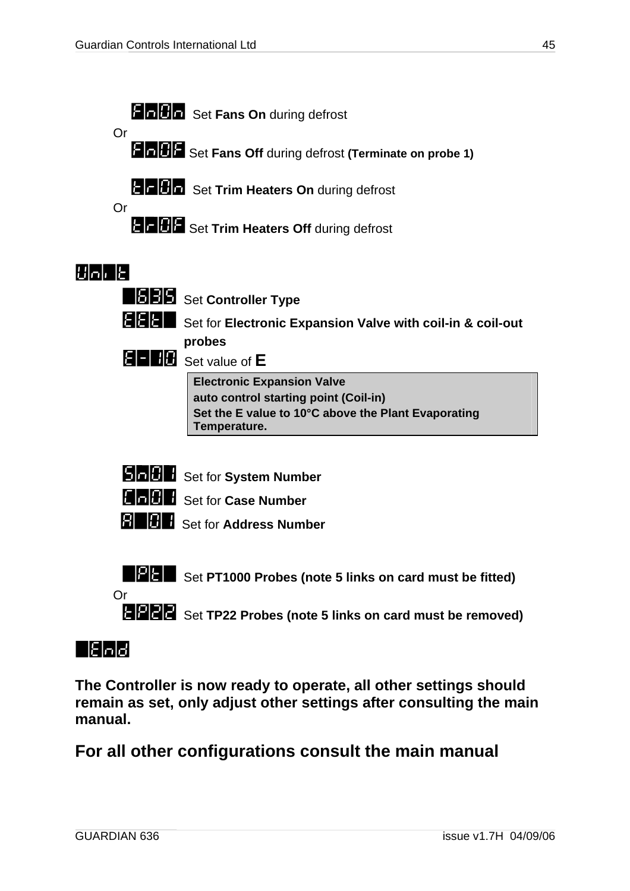FnOn Set **Fans On** during defrost

Or

FnOF Set **Fans Off** during defrost **(Terminate on probe 1)**

trOn Set **Trim Heaters On** during defrost

Or

trOF Set **Trim Heaters Off** during defrost

**Unit**

636 Set **Controller Type**

EEt Set for **Electronic Expansion Valve with coil-in & coil-out probes**

E-10 Set value of **E**

| **Electronic Expansion Valve** |
|---|
| **auto control starting point (Coil-in)** |
| **Set the E value to 10°C above the Plant Evaporating Temperature.** |

Sn01 Set for **System Number**

Cn01 Set for **Case Number**

A 01 Set for **Address Number**

Pt Set **PT1000 Probes (note 5 links on card must be fitted)**

Or

tP22 Set **TP22 Probes (note 5 links on card must be removed)**

**End**

**The Controller is now ready to operate, all other settings should remain as set, only adjust other settings after consulting the main manual.**

## For all other configurations consult the main manual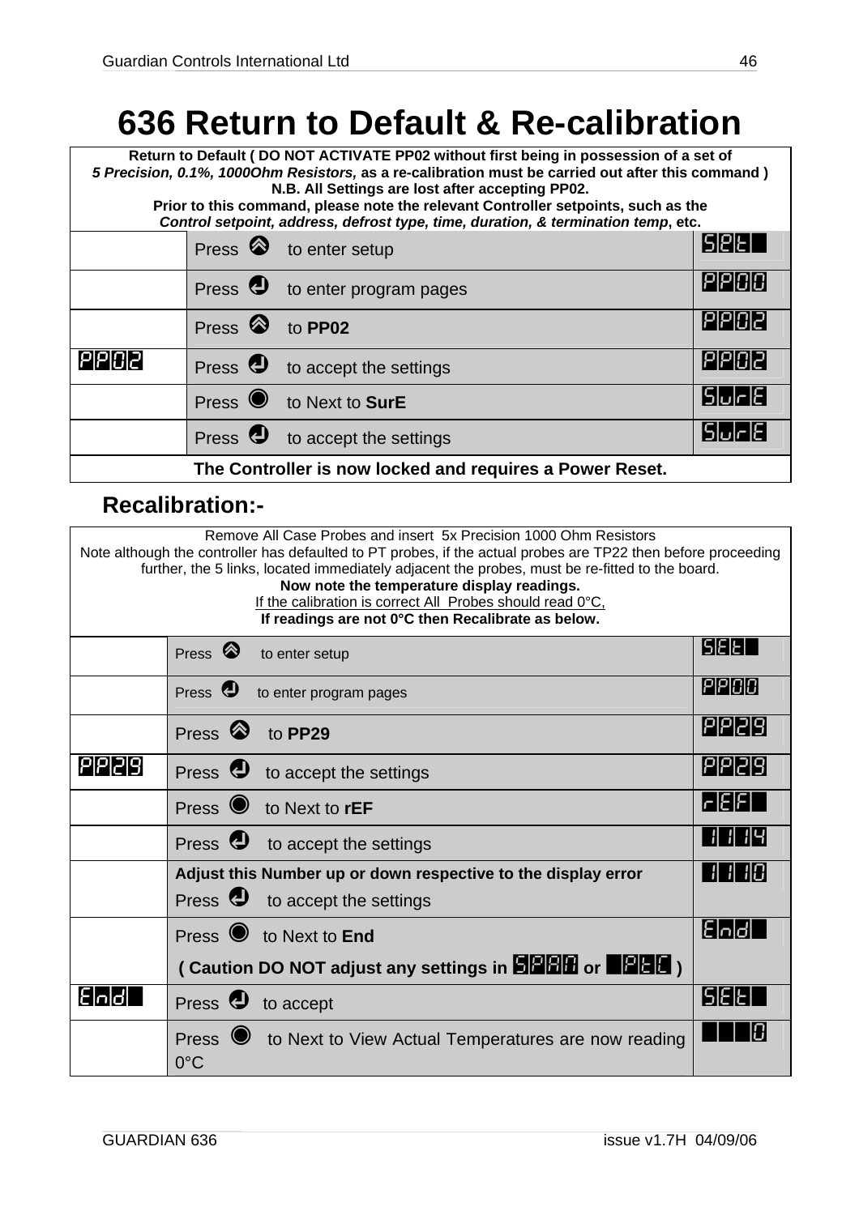# 636 Return to Default & Re-calibration

| **Return to Default ( DO NOT ACTIVATE PP02 without first being in possession of a set of *5 Precision, 0.1%, 1000Ohm Resistors,* as a re-calibration must be carried out after this command )**<br>**N.B. All Settings are lost after accepting PP02.**<br>**Prior to this command, please note the relevant Controller setpoints, such as the *Control setpoint, address, defrost type, time, duration, & termination temp*, etc.** | | |
|---|---|---|
| | Press ⏶ to enter setup | SEt |
| | Press ↵ to enter program pages | PP00 |
| | Press ⏶ to **PP02** | PP02 |
| PP02 | Press ↵ to accept the settings | PP02 |
| | Press ● to Next to **SurE** | SurE |
| | Press ↵ to accept the settings | SurE |
| **The Controller is now locked and requires a Power Reset.** | | |

## Recalibration:-

| Remove All Case Probes and insert 5x Precision 1000 Ohm Resistors<br>Note although the controller has defaulted to PT probes, if the actual probes are TP22 then before proceeding further, the 5 links, located immediately adjacent the probes, must be re-fitted to the board.<br>**Now note the temperature display readings.**<br>If the calibration is correct All Probes should read 0°C,<br>**If readings are not 0°C then Recalibrate as below.** | | |
|---|---|---|
| | Press ⏶ to enter setup | SEt |
| | Press ↵ to enter program pages | PP00 |
| | Press ⏶ to **PP29** | PP29 |
| PP29 | Press ↵ to accept the settings | PP29 |
| | Press ● to Next to **rEF** | rEF |
| | Press ↵ to accept the settings | 1114 |
| | **Adjust this Number up or down respective to the display error**<br>Press ↵ to accept the settings | 1110 |
| | Press ● to Next to **End**<br>**( Caution DO NOT adjust any settings in SPAN or PtC )** | End |
| End | Press ↵ to accept | SEt |
| | Press ● to Next to View Actual Temperatures are now reading 0°C | 0 |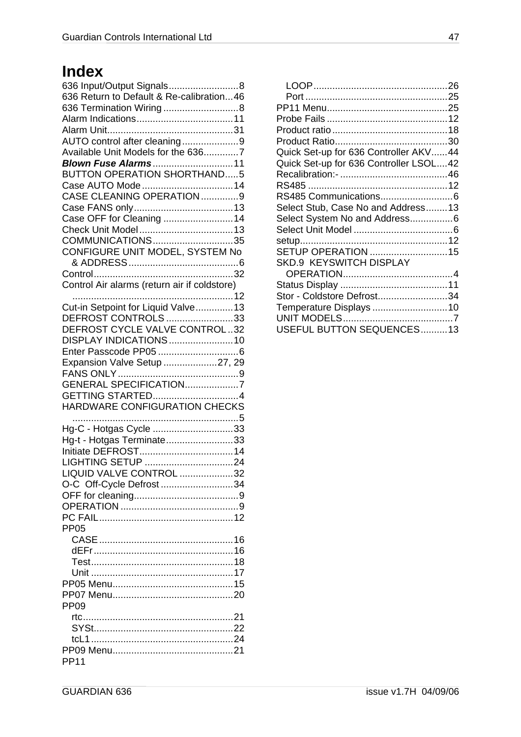# Index

636 Input/Output Signals..........................8
636 Return to Default & Re-calibration...46
636 Termination Wiring ............................8
Alarm Indications....................................11
Alarm Unit...............................................31
AUTO control after cleaning.....................9
Available Unit Models for the 636.............7
***Blown Fuse Alarms***..............................11
BUTTON OPERATION SHORTHAND.....5
Case AUTO Mode..................................14
CASE CLEANING OPERATION..............9
Case FANS only.....................................13
Case OFF for Cleaning ..........................14
Check Unit Model...................................13
COMMUNICATIONS..............................35
CONFIGURE UNIT MODEL, SYSTEM No & ADDRESS.........................................6
Control....................................................32
Control Air alarms (return air if coldstore) ...........................................................12
Cut-in Setpoint for Liquid Valve..............13
DEFROST CONTROLS .........................33
DEFROST CYCLE VALVE CONTROL..32
DISPLAY INDICATIONS........................10
Enter Passcode PP05 ..............................6
Expansion Valve Setup ....................27, 29
FANS ONLY.............................................9
GENERAL SPECIFICATION....................7
GETTING STARTED................................4
HARDWARE CONFIGURATION CHECKS .............................................................5
Hg-C - Hotgas Cycle ..............................33
Hg-t - Hotgas Terminate.........................33
Initiate DEFROST...................................14
LIGHTING SETUP .................................24
LIQUID VALVE CONTROL ....................32
O-C  Off-Cycle Defrost ...........................34
OFF for cleaning.......................................9
OPERATION ............................................9
PC FAIL..................................................12
PP05
- CASE..................................................16
- dEFr....................................................16
- Test.....................................................18
- Unit .....................................................17

PP05 Menu.............................................15
PP07 Menu.............................................20
PP09
- rtc........................................................21
- SYSt....................................................22
- tcL1.....................................................24

PP09 Menu.............................................21
PP11
- LOOP..................................................26
- Port .....................................................25

PP11 Menu.............................................25
Probe Fails .............................................12
Product ratio ...........................................18
Product Ratio..........................................30
Quick Set-up for 636 Controller AKV......44
Quick Set-up for 636 Controller LSOL....42
Recalibration:- ........................................46
RS485 ....................................................12
RS485 Communications...........................6
Select Stub, Case No and Address........13
Select System No and Address................6
Select Unit Model .....................................6
setup.......................................................12
SETUP OPERATION .............................15
SKD.9  KEYSWITCH DISPLAY OPERATION.........................................4
Status Display ........................................11
Stor - Coldstore Defrost..........................34
Temperature Displays ............................10
UNIT MODELS.........................................7
USEFUL BUTTON SEQUENCES..........13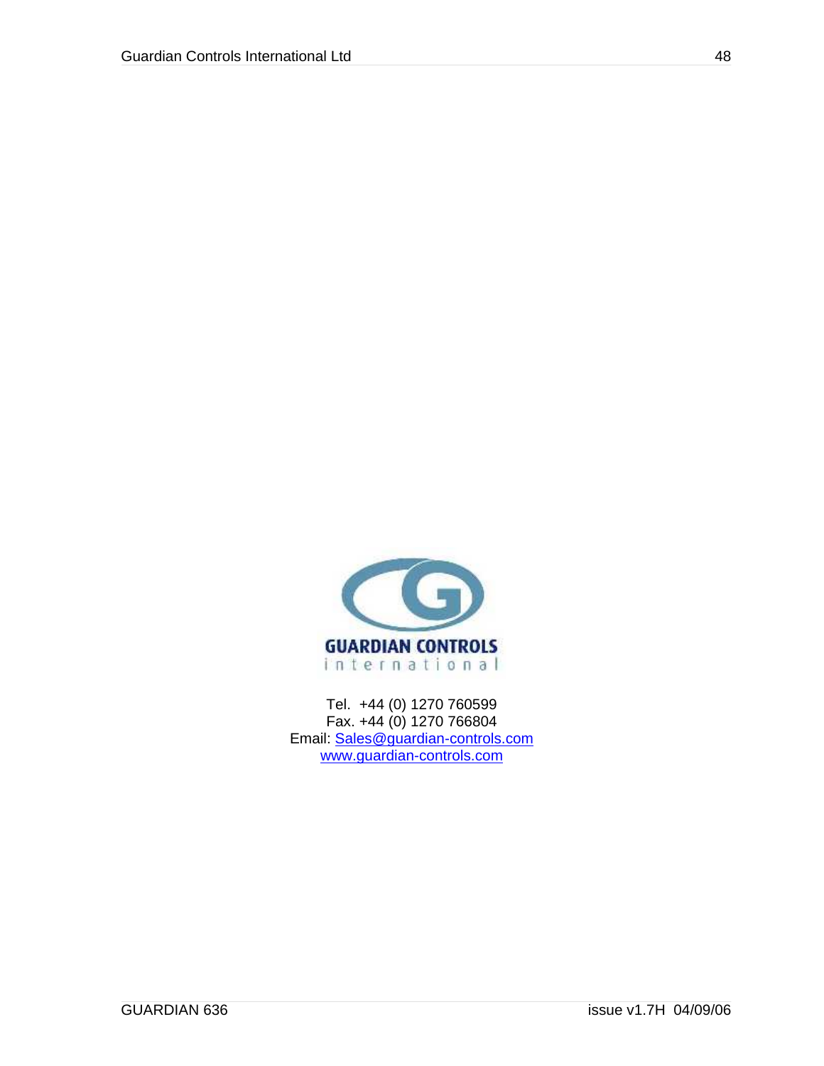GUARDIAN CONTROLS
international

Tel. +44 (0) 1270 760599
Fax. +44 (0) 1270 766804
Email: Sales@guardian-controls.com
www.guardian-controls.com